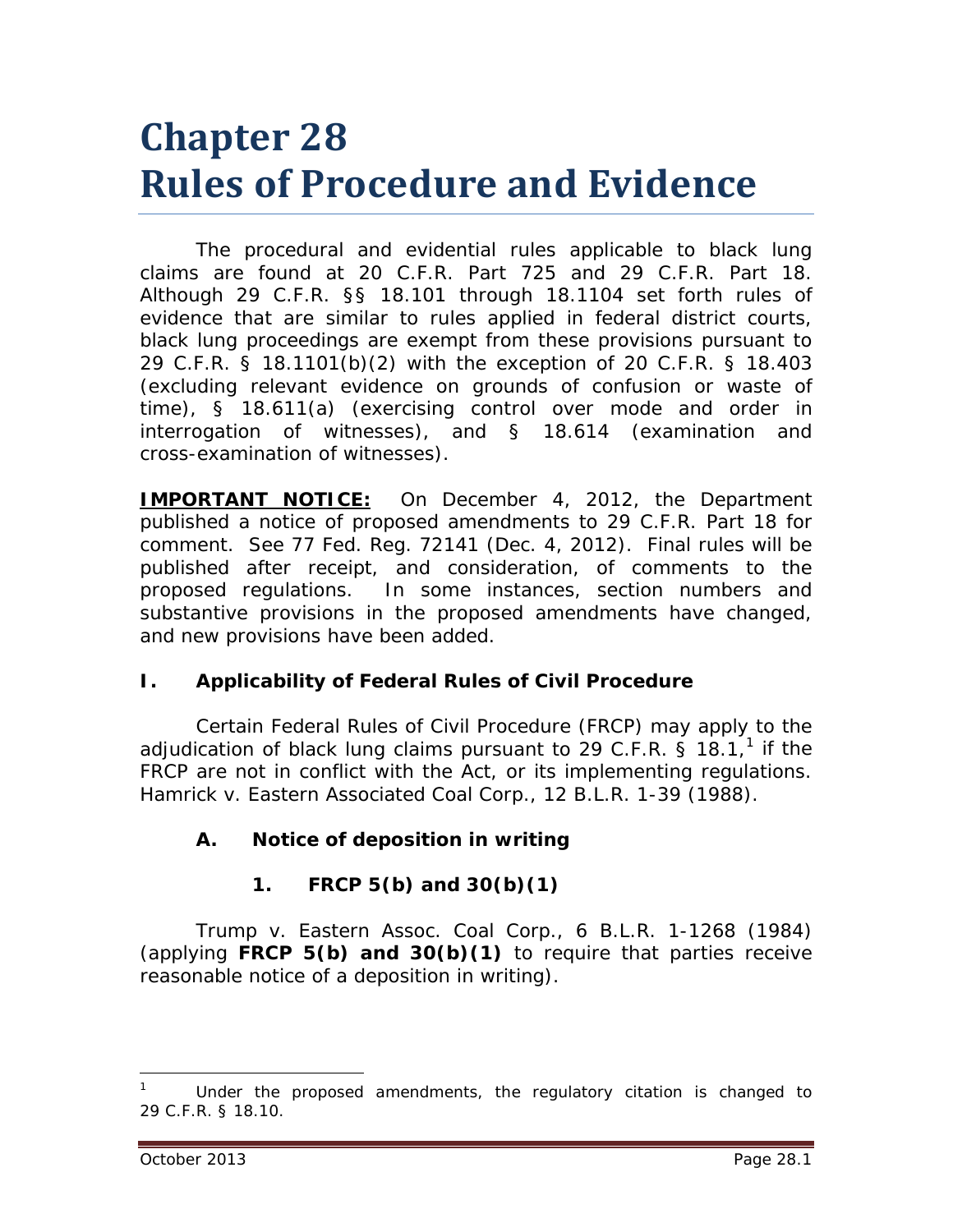# Chapter 28
# Rules of Procedure and Evidence

The procedural and evidential rules applicable to black lung claims are found at 20 C.F.R. Part 725 and 29 C.F.R. Part 18. Although 29 C.F.R. §§ 18.101 through 18.1104 set forth rules of evidence that are similar to rules applied in federal district courts, black lung proceedings are exempt from these provisions pursuant to 29 C.F.R. § 18.1101(b)(2) with the exception of 20 C.F.R. § 18.403 (excluding relevant evidence on grounds of confusion or waste of time), § 18.611(a) (exercising control over mode and order in interrogation of witnesses), and § 18.614 (examination and cross-examination of witnesses).

**IMPORTANT NOTICE:** On December 4, 2012, the Department published a notice of proposed amendments to 29 C.F.R. Part 18 for comment. *See* 77 Fed. Reg. 72141 (Dec. 4, 2012). Final rules will be published after receipt, and consideration, of comments to the proposed regulations. In some instances, section numbers and substantive provisions in the proposed amendments have changed, and new provisions have been added.

## I. Applicability of Federal Rules of Civil Procedure

Certain Federal Rules of Civil Procedure (FRCP) may apply to the adjudication of black lung claims pursuant to 29 C.F.R. § 18.1,[1] if the FRCP are not in conflict with the Act, or its implementing regulations. *Hamrick v. Eastern Associated Coal Corp.*, 12 B.L.R. 1-39 (1988).

### A. Notice of deposition in writing

#### 1. FRCP 5(b) and 30(b)(1)

*Trump v. Eastern Assoc. Coal Corp.*, 6 B.L.R. 1-1268 (1984) (applying **FRCP 5(b) and 30(b)(1)** to require that parties receive reasonable notice of a deposition in writing).

---

[1] Under the proposed amendments, the regulatory citation is changed to 29 C.F.R. § 18.10.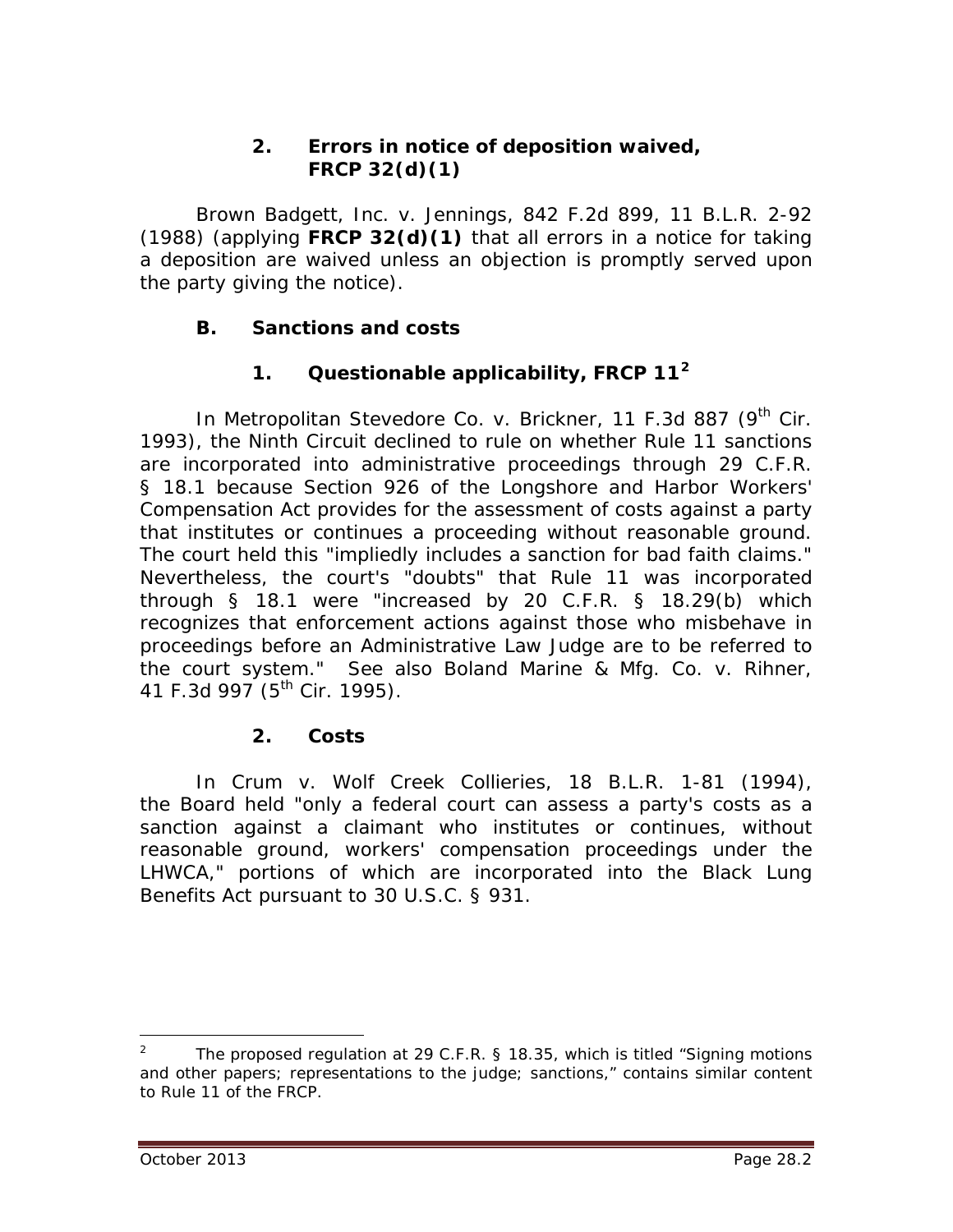### 2. Errors in notice of deposition waived, FRCP 32(d)(1)

*Brown Badgett, Inc. v. Jennings*, 842 F.2d 899, 11 B.L.R. 2-92 (1988) (applying **FRCP 32(d)(1)** that all errors in a notice for taking a deposition are waived unless an objection is promptly served upon the party giving the notice).

## B. Sanctions and costs

### 1. Questionable applicability, FRCP 11[2]

In *Metropolitan Stevedore Co. v. Brickner*, 11 F.3d 887 (9th Cir. 1993), the Ninth Circuit declined to rule on whether Rule 11 sanctions are incorporated into administrative proceedings through 29 C.F.R. § 18.1 because Section 926 of the Longshore and Harbor Workers' Compensation Act provides for the assessment of costs against a party that institutes or continues a proceeding without reasonable ground. The court held this "impliedly includes a sanction for bad faith claims." Nevertheless, the court's "doubts" that Rule 11 was incorporated through § 18.1 were "increased by 20 C.F.R. § 18.29(b) which recognizes that enforcement actions against those who misbehave in proceedings before an Administrative Law Judge are to be referred to the court system." *See also Boland Marine & Mfg. Co. v. Rihner*, 41 F.3d 997 (5th Cir. 1995).

### 2. Costs

In *Crum v. Wolf Creek Collieries*, 18 B.L.R. 1-81 (1994), the Board held "only a federal court can assess a party's costs as a sanction against a claimant who institutes or continues, without reasonable ground, workers' compensation proceedings under the LHWCA," portions of which are incorporated into the Black Lung Benefits Act pursuant to 30 U.S.C. § 931.

---

[2] The proposed regulation at 29 C.F.R. § 18.35, which is titled "Signing motions and other papers; representations to the judge; sanctions," contains similar content to Rule 11 of the FRCP.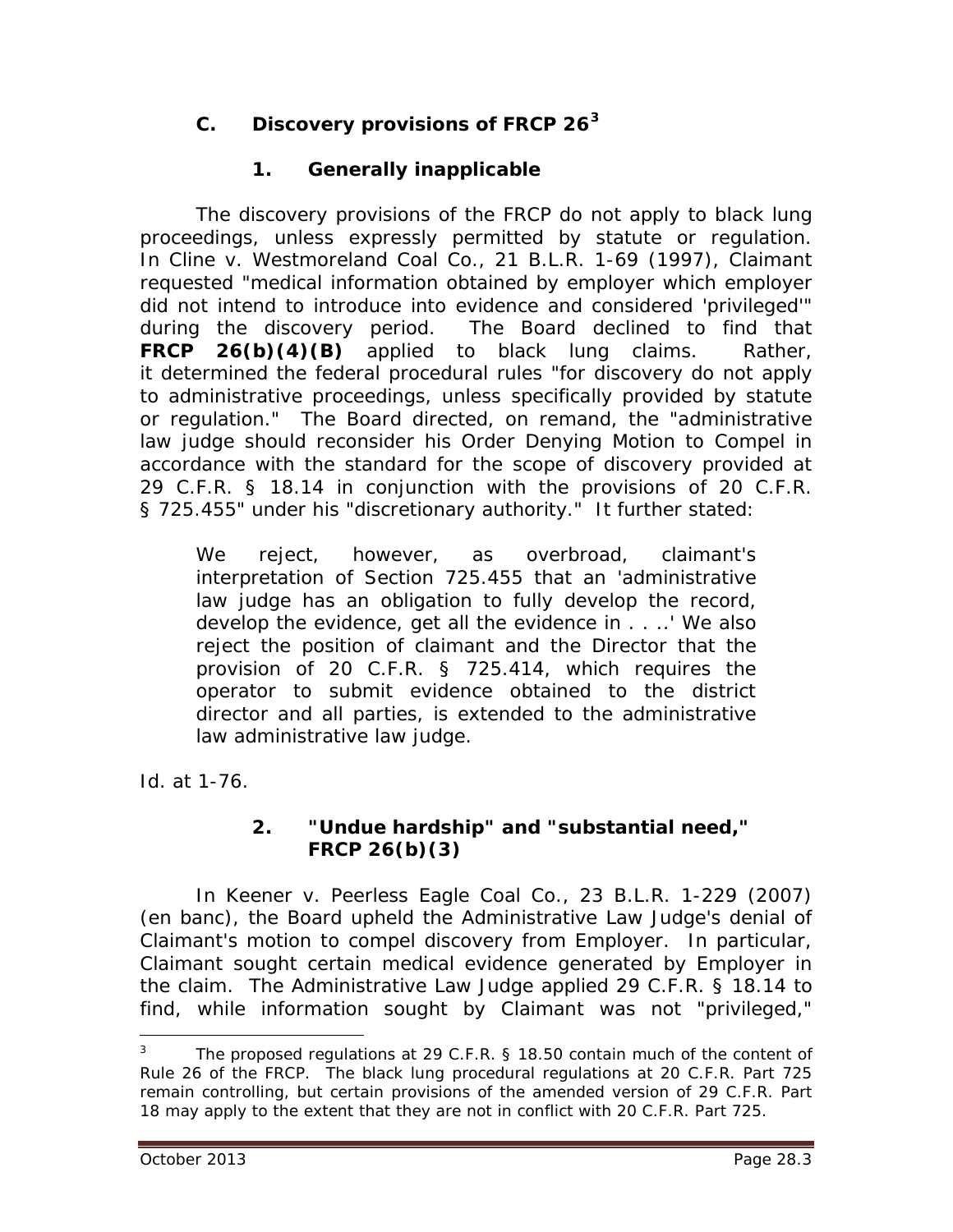### C. Discovery provisions of FRCP 26[3]

#### 1. Generally inapplicable

The discovery provisions of the FRCP do not apply to black lung proceedings, unless expressly permitted by statute or regulation. In *Cline v. Westmoreland Coal Co.*, 21 B.L.R. 1-69 (1997), Claimant requested "medical information obtained by employer which employer did not intend to introduce into evidence and considered 'privileged'" during the discovery period. The Board declined to find that **FRCP 26(b)(4)(B)** applied to black lung claims. Rather, it determined the federal procedural rules "for discovery do not apply to administrative proceedings, unless specifically provided by statute or regulation." The Board directed, on remand, the "administrative law judge should reconsider his Order Denying Motion to Compel in accordance with the standard for the scope of discovery provided at 29 C.F.R. § 18.14 in conjunction with the provisions of 20 C.F.R. § 725.455" under his "discretionary authority." It further stated:

> We reject, however, as overbroad, claimant's interpretation of Section 725.455 that an 'administrative law judge has an obligation to fully develop the record, develop the evidence, get all the evidence in . . ..' We also reject the position of claimant and the Director that the provision of 20 C.F.R. § 725.414, which requires the operator to submit evidence obtained to the district director and all parties, is extended to the administrative law administrative law judge.

*Id.* at 1-76.

#### 2. "Undue hardship" and "substantial need," FRCP 26(b)(3)

In *Keener v. Peerless Eagle Coal Co.*, 23 B.L.R. 1-229 (2007) (en banc), the Board upheld the Administrative Law Judge's denial of Claimant's motion to compel discovery from Employer. In particular, Claimant sought certain medical evidence generated by Employer in the claim. The Administrative Law Judge applied 29 C.F.R. § 18.14 to find, while information sought by Claimant was not "privileged,"

---

[3] The proposed regulations at 29 C.F.R. § 18.50 contain much of the content of Rule 26 of the FRCP. The black lung procedural regulations at 20 C.F.R. Part 725 remain controlling, but certain provisions of the amended version of 29 C.F.R. Part 18 may apply to the extent that they are not in conflict with 20 C.F.R. Part 725.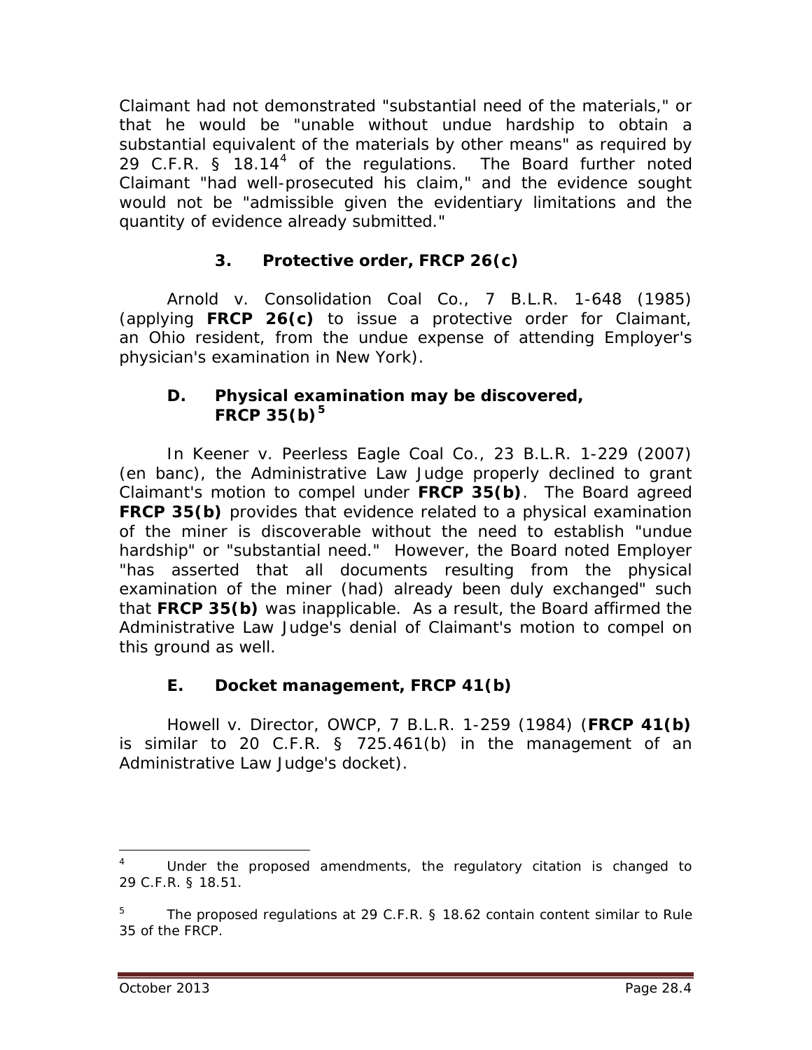Claimant had not demonstrated "substantial need of the materials," or that he would be "unable without undue hardship to obtain a substantial equivalent of the materials by other means" as required by 29 C.F.R. § 18.14[4] of the regulations. The Board further noted Claimant "had well-prosecuted his claim," and the evidence sought would not be "admissible given the evidentiary limitations and the quantity of evidence already submitted."

### 3. Protective order, FRCP 26(c)

*Arnold v. Consolidation Coal Co.*, 7 B.L.R. 1-648 (1985) (applying **FRCP 26(c)** to issue a protective order for Claimant, an Ohio resident, from the undue expense of attending Employer's physician's examination in New York).

## D. Physical examination may be discovered, FRCP 35(b)[5]

In *Keener v. Peerless Eagle Coal Co.*, 23 B.L.R. 1-229 (2007) (en banc), the Administrative Law Judge properly declined to grant Claimant's motion to compel under **FRCP 35(b)**. The Board agreed **FRCP 35(b)** provides that evidence related to a physical examination of the miner is discoverable without the need to establish "undue hardship" or "substantial need." However, the Board noted Employer "has asserted that all documents resulting from the physical examination of the miner (had) already been duly exchanged" such that **FRCP 35(b)** was inapplicable. As a result, the Board affirmed the Administrative Law Judge's denial of Claimant's motion to compel on this ground as well.

## E. Docket management, FRCP 41(b)

*Howell v. Director, OWCP*, 7 B.L.R. 1-259 (1984) (**FRCP 41(b)** is similar to 20 C.F.R. § 725.461(b) in the management of an Administrative Law Judge's docket).

---

[4] Under the proposed amendments, the regulatory citation is changed to 29 C.F.R. § 18.51.

[5] The proposed regulations at 29 C.F.R. § 18.62 contain content similar to Rule 35 of the FRCP.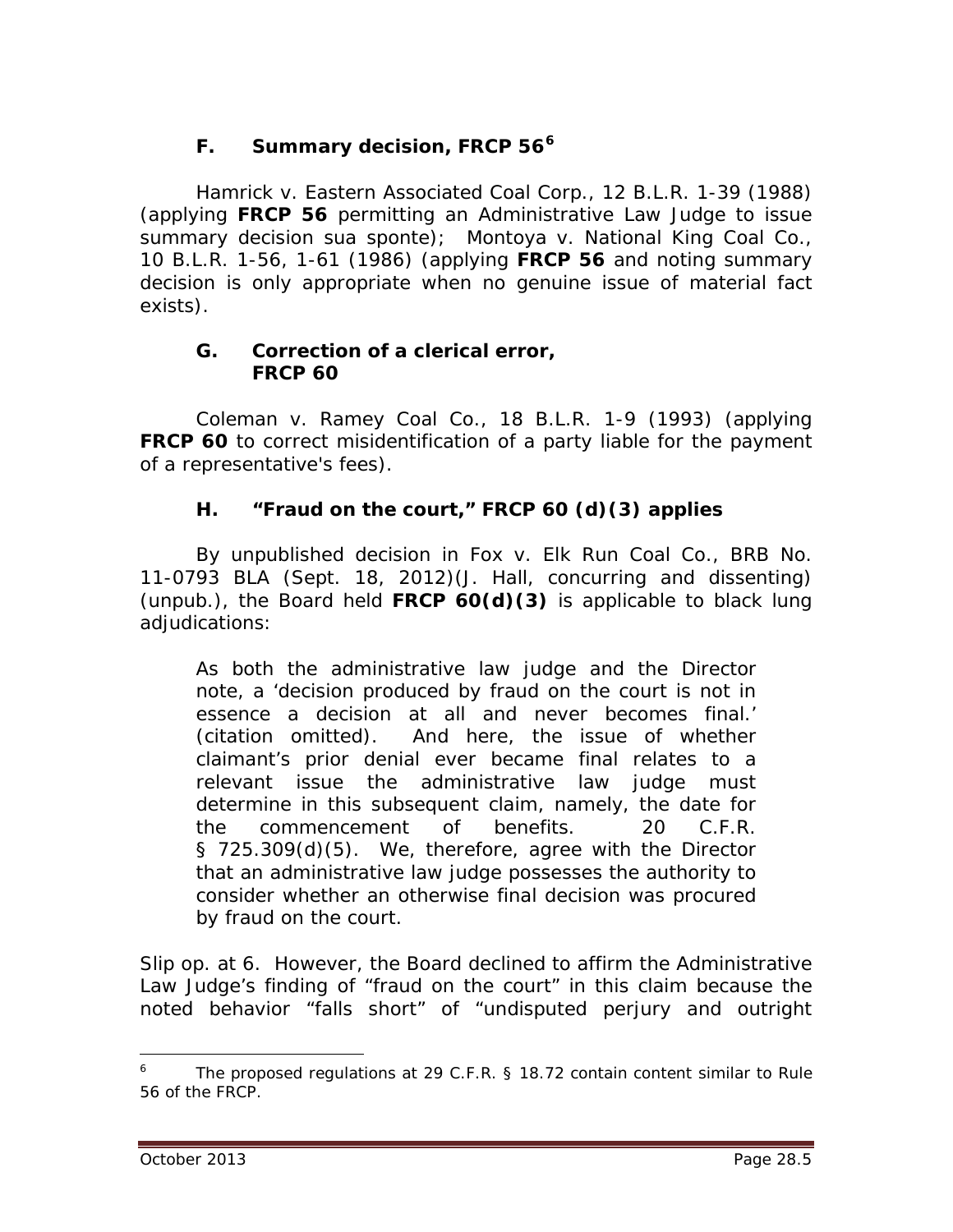### F. Summary decision, FRCP 56[6]

*Hamrick v. Eastern Associated Coal Corp.*, 12 B.L.R. 1-39 (1988) (applying **FRCP 56** permitting an Administrative Law Judge to issue summary decision sua sponte); *Montoya v. National King Coal Co.*, 10 B.L.R. 1-56, 1-61 (1986) (applying **FRCP 56** and noting summary decision is only appropriate when no genuine issue of material fact exists).

### G. Correction of a clerical error, FRCP 60

*Coleman v. Ramey Coal Co.*, 18 B.L.R. 1-9 (1993) (applying **FRCP 60** to correct misidentification of a party liable for the payment of a representative's fees).

### H. "Fraud on the court," FRCP 60 (d)(3) applies

By unpublished decision in *Fox v. Elk Run Coal Co.*, BRB No. 11-0793 BLA (Sept. 18, 2012)(J. Hall, concurring and dissenting) (unpub.), the Board held **FRCP 60(d)(3)** is applicable to black lung adjudications:

> As both the administrative law judge and the Director note, a 'decision produced by fraud on the court is not in essence a decision at all and never becomes final.' (citation omitted). And here, the issue of whether claimant's prior denial ever became final relates to a relevant issue the administrative law judge must determine in this subsequent claim, namely, the date for the commencement of benefits. 20 C.F.R. § 725.309(d)(5). We, therefore, agree with the Director that an administrative law judge possesses the authority to consider whether an otherwise final decision was procured by fraud on the court.

Slip op. at 6. However, the Board declined to affirm the Administrative Law Judge's finding of "fraud on the court" in this claim because the noted behavior "falls short" of "undisputed perjury and outright

---

[6] The proposed regulations at 29 C.F.R. § 18.72 contain content similar to Rule 56 of the FRCP.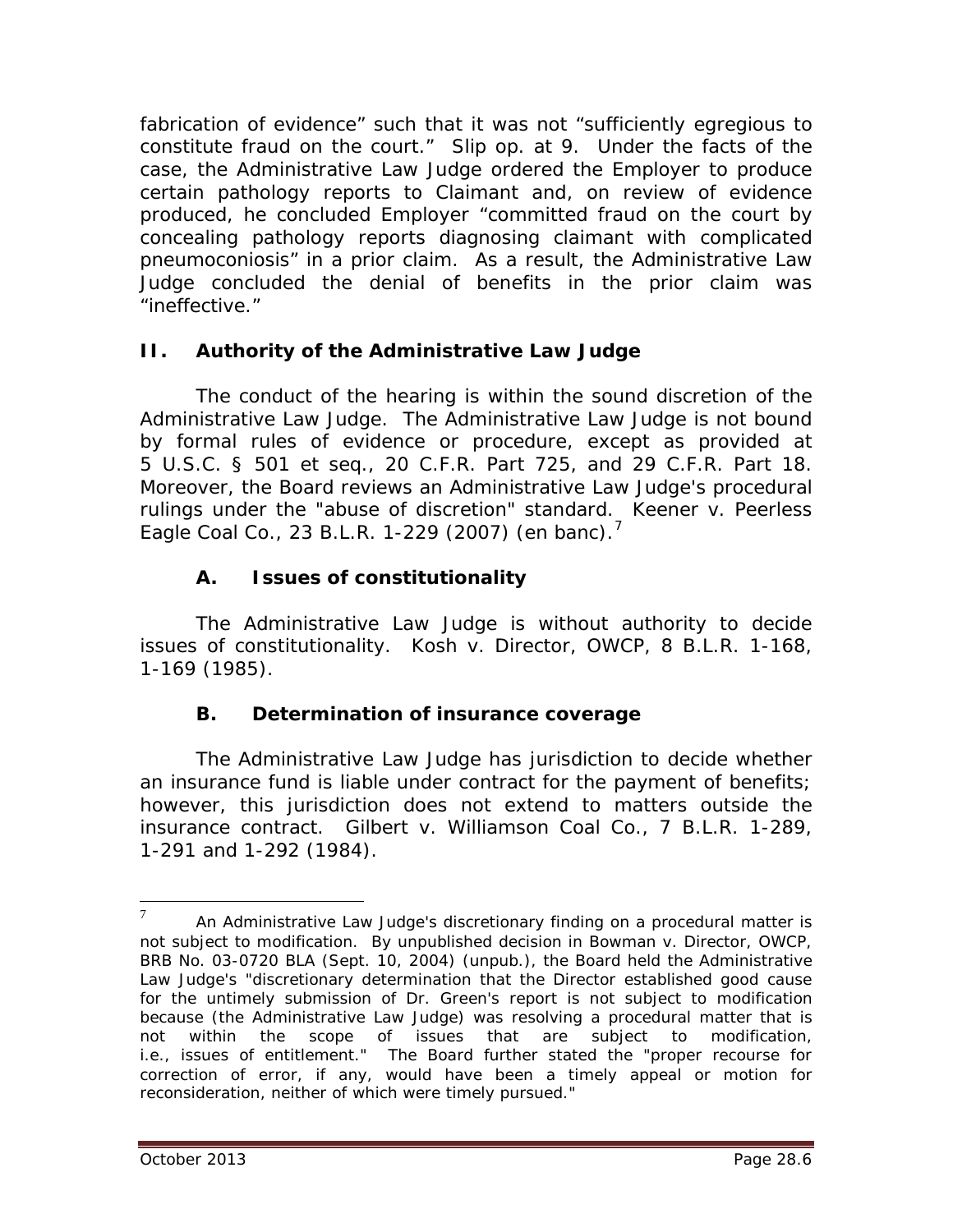fabrication of evidence" such that it was not "sufficiently egregious to constitute fraud on the court." Slip op. at 9. Under the facts of the case, the Administrative Law Judge ordered the Employer to produce certain pathology reports to Claimant and, on review of evidence produced, he concluded Employer "committed fraud on the court by concealing pathology reports diagnosing claimant with complicated pneumoconiosis" in a prior claim. As a result, the Administrative Law Judge concluded the denial of benefits in the prior claim was "ineffective."

## II. Authority of the Administrative Law Judge

The conduct of the hearing is within the sound discretion of the Administrative Law Judge. The Administrative Law Judge is not bound by formal rules of evidence or procedure, except as provided at 5 U.S.C. § 501 et seq., 20 C.F.R. Part 725, and 29 C.F.R. Part 18. Moreover, the Board reviews an Administrative Law Judge's procedural rulings under the "abuse of discretion" standard. *Keener v. Peerless Eagle Coal Co.*, 23 B.L.R. 1-229 (2007) (en banc).[7]

### A. Issues of constitutionality

The Administrative Law Judge is without authority to decide issues of constitutionality. *Kosh v. Director, OWCP*, 8 B.L.R. 1-168, 1-169 (1985).

### B. Determination of insurance coverage

The Administrative Law Judge has jurisdiction to decide whether an insurance fund is liable under contract for the payment of benefits; however, this jurisdiction does not extend to matters outside the insurance contract. *Gilbert v. Williamson Coal Co.*, 7 B.L.R. 1-289, 1-291 and 1-292 (1984).

---

[7] An Administrative Law Judge's discretionary finding on a procedural matter is not subject to modification. By unpublished decision in *Bowman v. Director, OWCP*, BRB No. 03-0720 BLA (Sept. 10, 2004) (unpub.), the Board held the Administrative Law Judge's "discretionary determination that the Director established good cause for the untimely submission of Dr. Green's report is not subject to modification because (the Administrative Law Judge) was resolving a procedural matter that is not within the scope of issues that are subject to modification, i.e., issues of entitlement." The Board further stated the "proper recourse for correction of error, if any, would have been a timely appeal or motion for reconsideration, neither of which were timely pursued."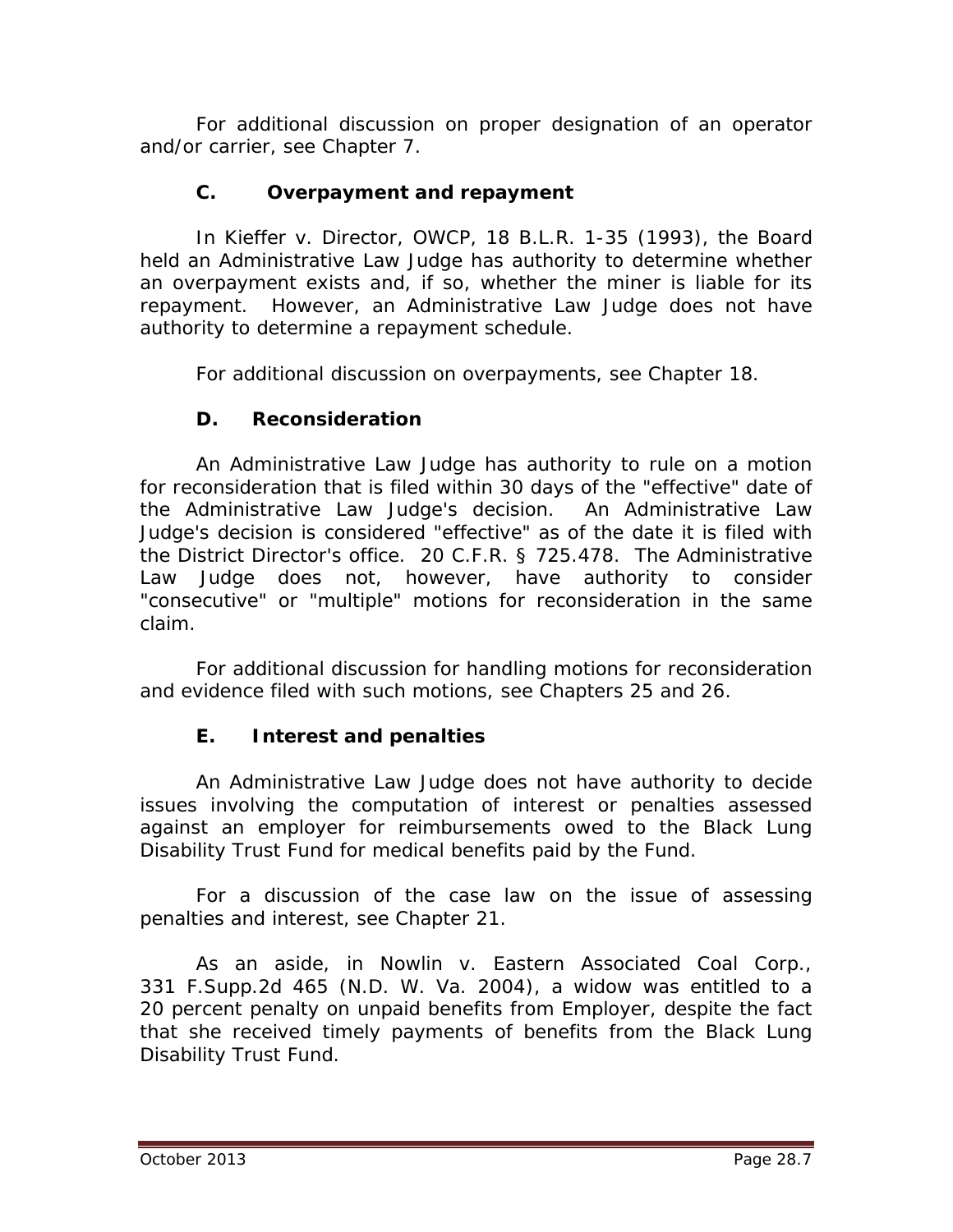For additional discussion on proper designation of an operator and/or carrier, see Chapter 7.

### C. Overpayment and repayment

In *Kieffer v. Director, OWCP*, 18 B.L.R. 1-35 (1993), the Board held an Administrative Law Judge has authority to determine whether an overpayment exists and, if so, whether the miner is liable for its repayment. However, an Administrative Law Judge does not have authority to determine a repayment schedule.

For additional discussion on overpayments, see Chapter 18.

### D. Reconsideration

An Administrative Law Judge has authority to rule on a motion for reconsideration that is filed within 30 days of the "effective" date of the Administrative Law Judge's decision. An Administrative Law Judge's decision is considered "effective" as of the date it is filed with the District Director's office. 20 C.F.R. § 725.478. The Administrative Law Judge does not, however, have authority to consider "consecutive" or "multiple" motions for reconsideration in the same claim.

For additional discussion for handling motions for reconsideration and evidence filed with such motions, see Chapters 25 and 26.

### E. Interest and penalties

An Administrative Law Judge does not have authority to decide issues involving the computation of interest or penalties assessed against an employer for reimbursements owed to the Black Lung Disability Trust Fund for medical benefits paid by the Fund.

For a discussion of the case law on the issue of assessing penalties and interest, see Chapter 21.

As an aside, in *Nowlin v. Eastern Associated Coal Corp.*, 331 F.Supp.2d 465 (N.D. W. Va. 2004), a widow was entitled to a 20 percent penalty on unpaid benefits from Employer, despite the fact that she received timely payments of benefits from the Black Lung Disability Trust Fund.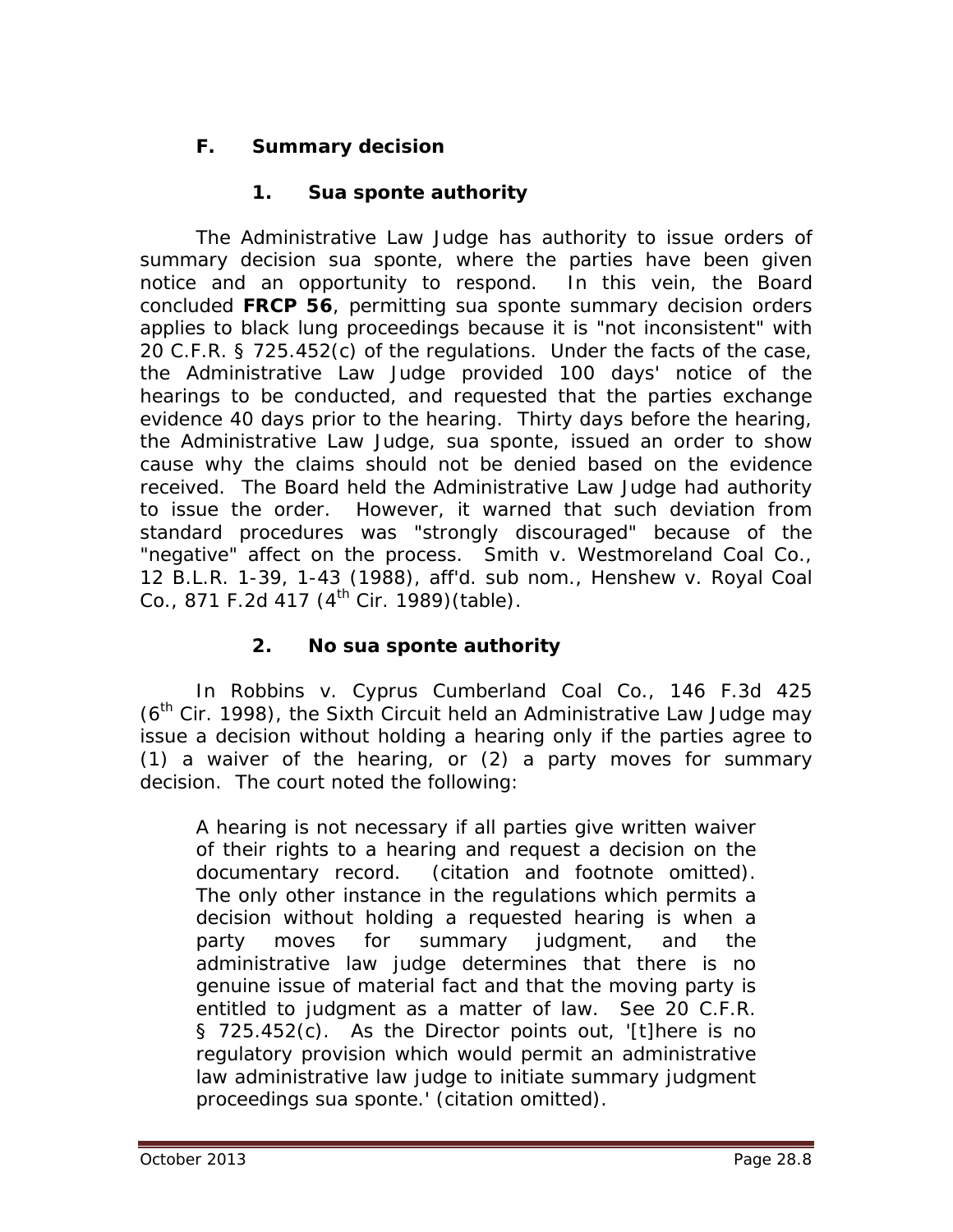### F. Summary decision

#### 1. Sua sponte authority

The Administrative Law Judge has authority to issue orders of summary decision sua sponte, where the parties have been given notice and an opportunity to respond. In this vein, the Board concluded **FRCP 56**, permitting sua sponte summary decision orders applies to black lung proceedings because it is "not inconsistent" with 20 C.F.R. § 725.452(c) of the regulations. Under the facts of the case, the Administrative Law Judge provided 100 days' notice of the hearings to be conducted, and requested that the parties exchange evidence 40 days prior to the hearing. Thirty days before the hearing, the Administrative Law Judge, sua sponte, issued an order to show cause why the claims should not be denied based on the evidence received. The Board held the Administrative Law Judge had authority to issue the order. However, it warned that such deviation from standard procedures was "strongly discouraged" because of the "negative" affect on the process. *Smith v. Westmoreland Coal Co.*, 12 B.L.R. 1-39, 1-43 (1988), *aff'd. sub nom.*, *Henshew v. Royal Coal Co.*, 871 F.2d 417 (4th Cir. 1989)(table).

#### 2. No sua sponte authority

In *Robbins v. Cyprus Cumberland Coal Co.*, 146 F.3d 425 (6th Cir. 1998), the Sixth Circuit held an Administrative Law Judge may issue a decision without holding a hearing only if the parties agree to (1) a waiver of the hearing, or (2) a party moves for summary decision. The court noted the following:

> A hearing is not necessary if all parties give written waiver of their rights to a hearing and request a decision on the documentary record. (citation and footnote omitted). The only other instance in the regulations which permits a decision without holding a requested hearing is when a party moves for summary judgment, and the administrative law judge determines that there is no genuine issue of material fact and that the moving party is entitled to judgment as a matter of law. See 20 C.F.R. § 725.452(c). As the Director points out, '[t]here is no regulatory provision which would permit an administrative law administrative law judge to initiate summary judgment proceedings sua sponte.' (citation omitted).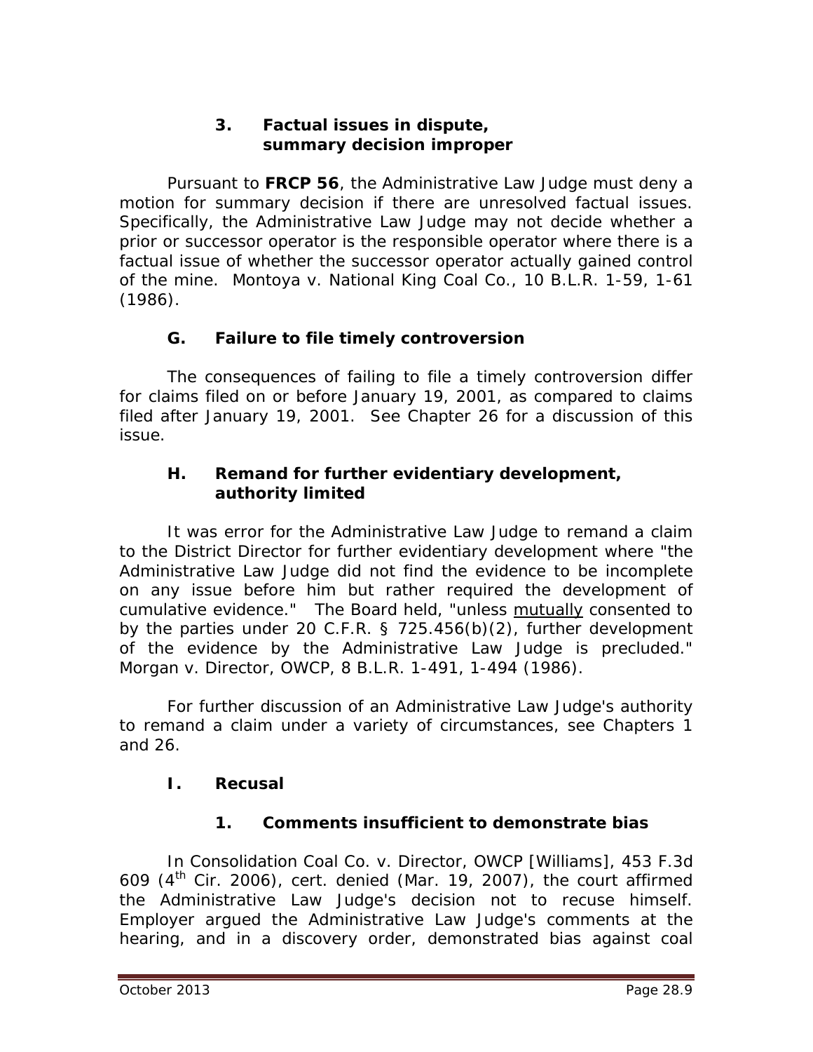### 3. Factual issues in dispute, summary decision improper

Pursuant to **FRCP 56**, the Administrative Law Judge must deny a motion for summary decision if there are unresolved factual issues. Specifically, the Administrative Law Judge may not decide whether a prior or successor operator is the responsible operator where there is a factual issue of whether the successor operator actually gained control of the mine. *Montoya v. National King Coal Co.*, 10 B.L.R. 1-59, 1-61 (1986).

## G. Failure to file timely controversion

The consequences of failing to file a timely controversion differ for claims filed on or before January 19, 2001, as compared to claims filed after January 19, 2001. *See* Chapter 26 for a discussion of this issue.

## H. Remand for further evidentiary development, authority limited

It was error for the Administrative Law Judge to remand a claim to the District Director for further evidentiary development where "the Administrative Law Judge did not find the evidence to be incomplete on any issue before him but rather required the development of cumulative evidence." The Board held, "unless mutually consented to by the parties under 20 C.F.R. § 725.456(b)(2), further development of the evidence by the Administrative Law Judge is precluded." *Morgan v. Director, OWCP*, 8 B.L.R. 1-491, 1-494 (1986).

For further discussion of an Administrative Law Judge's authority to remand a claim under a variety of circumstances, *see* Chapters 1 and 26.

## I. Recusal

### 1. Comments insufficient to demonstrate bias

In *Consolidation Coal Co. v. Director, OWCP [Williams]*, 453 F.3d 609 (4th Cir. 2006), *cert. denied* (Mar. 19, 2007), the court affirmed the Administrative Law Judge's decision not to recuse himself. Employer argued the Administrative Law Judge's comments at the hearing, and in a discovery order, demonstrated bias against coal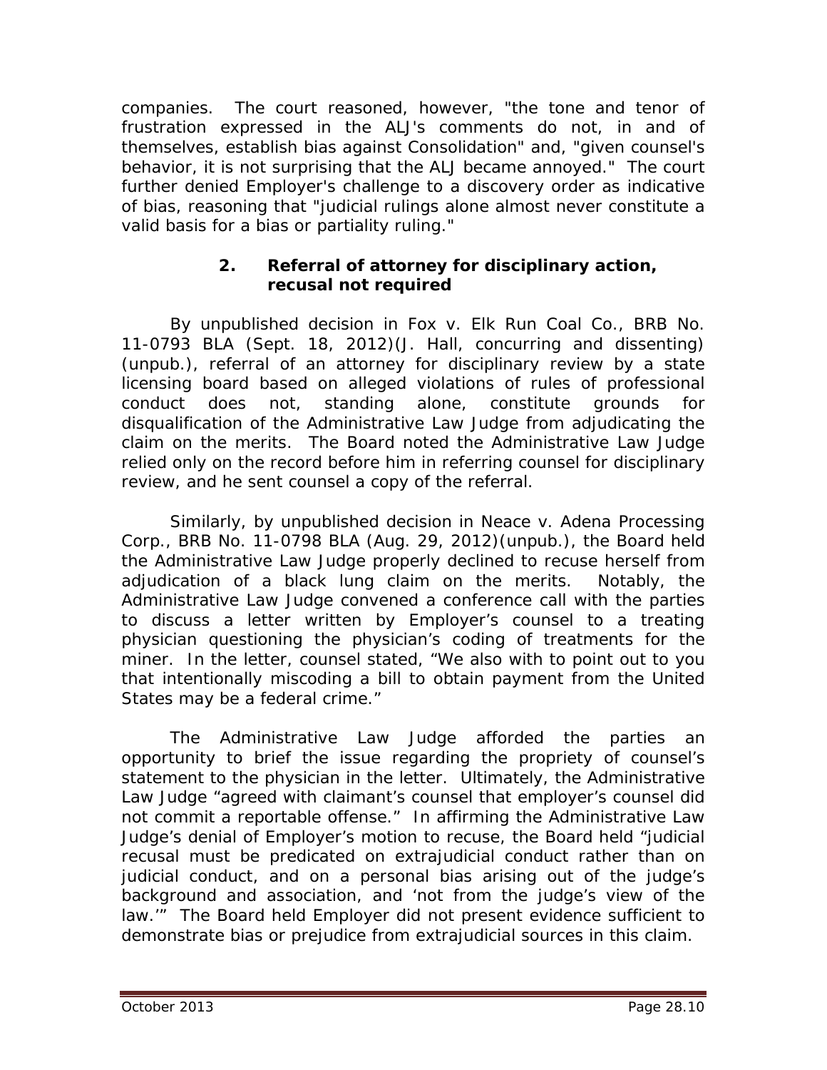companies. The court reasoned, however, "the tone and tenor of frustration expressed in the ALJ's comments do not, in and of themselves, establish bias against Consolidation" and, "given counsel's behavior, it is not surprising that the ALJ became annoyed." The court further denied Employer's challenge to a discovery order as indicative of bias, reasoning that "judicial rulings alone almost never constitute a valid basis for a bias or partiality ruling."

### 2. Referral of attorney for disciplinary action, recusal not required

By unpublished decision in *Fox v. Elk Run Coal Co.*, BRB No. 11-0793 BLA (Sept. 18, 2012)(J. Hall, concurring and dissenting) (unpub.), referral of an attorney for disciplinary review by a state licensing board based on alleged violations of rules of professional conduct does not, standing alone, constitute grounds for disqualification of the Administrative Law Judge from adjudicating the claim on the merits. The Board noted the Administrative Law Judge relied only on the record before him in referring counsel for disciplinary review, and he sent counsel a copy of the referral.

Similarly, by unpublished decision in *Neace v. Adena Processing Corp.*, BRB No. 11-0798 BLA (Aug. 29, 2012)(unpub.), the Board held the Administrative Law Judge properly declined to recuse herself from adjudication of a black lung claim on the merits. Notably, the Administrative Law Judge convened a conference call with the parties to discuss a letter written by Employer's counsel to a treating physician questioning the physician's coding of treatments for the miner. In the letter, counsel stated, "We also with to point out to you that intentionally miscoding a bill to obtain payment from the United States may be a federal crime."

The Administrative Law Judge afforded the parties an opportunity to brief the issue regarding the propriety of counsel's statement to the physician in the letter. Ultimately, the Administrative Law Judge "agreed with claimant's counsel that employer's counsel did not commit a reportable offense." In affirming the Administrative Law Judge's denial of Employer's motion to recuse, the Board held "judicial recusal must be predicated on extrajudicial conduct rather than on judicial conduct, and on a personal bias arising out of the judge's background and association, and 'not from the judge's view of the law.'" The Board held Employer did not present evidence sufficient to demonstrate bias or prejudice from extrajudicial sources in this claim.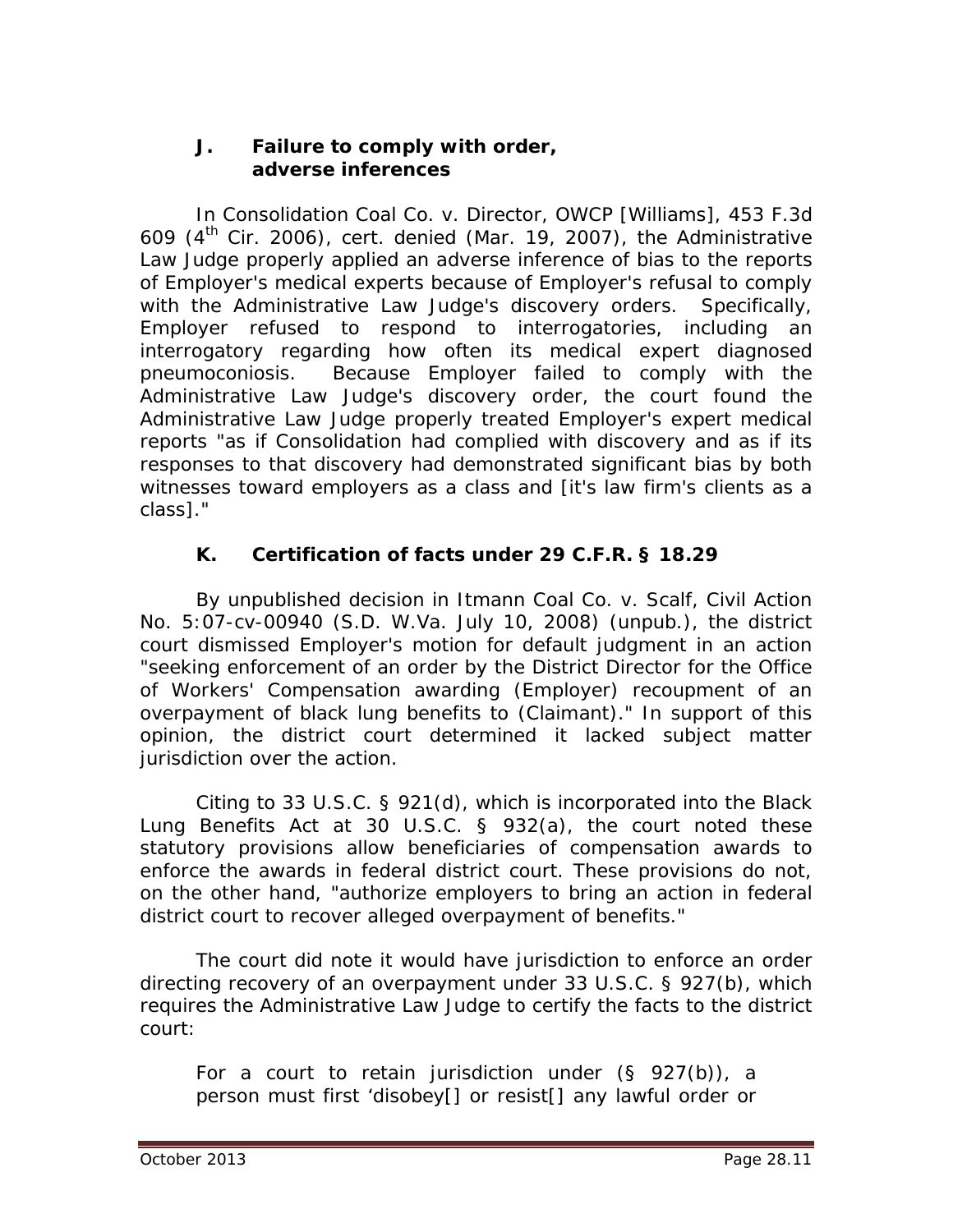### J. Failure to comply with order, adverse inferences

In *Consolidation Coal Co. v. Director, OWCP [Williams]*, 453 F.3d 609 (4th Cir. 2006), *cert. denied* (Mar. 19, 2007), the Administrative Law Judge properly applied an adverse inference of bias to the reports of Employer's medical experts because of Employer's refusal to comply with the Administrative Law Judge's discovery orders. Specifically, Employer refused to respond to interrogatories, including an interrogatory regarding how often its medical expert diagnosed pneumoconiosis. Because Employer failed to comply with the Administrative Law Judge's discovery order, the court found the Administrative Law Judge properly treated Employer's expert medical reports "as if Consolidation had complied with discovery and as if its responses to that discovery had demonstrated significant bias by both witnesses toward employers as a class and [it's law firm's clients as a class]."

### K. Certification of facts under 29 C.F.R. § 18.29

By unpublished decision in *Itmann Coal Co. v. Scalf*, Civil Action No. 5:07-cv-00940 (S.D. W.Va. July 10, 2008) (unpub.), the district court dismissed Employer's motion for default judgment in an action "seeking enforcement of an order by the District Director for the Office of Workers' Compensation awarding (Employer) recoupment of an overpayment of black lung benefits to (Claimant)." In support of this opinion, the district court determined it lacked subject matter jurisdiction over the action.

Citing to 33 U.S.C. § 921(d), which is incorporated into the Black Lung Benefits Act at 30 U.S.C. § 932(a), the court noted these statutory provisions allow beneficiaries of compensation awards to enforce the awards in federal district court. These provisions do not, on the other hand, "authorize employers to bring an action in federal district court to recover alleged overpayment of benefits."

The court did note it would have jurisdiction to enforce an order directing recovery of an overpayment under 33 U.S.C. § 927(b), which requires the Administrative Law Judge to certify the facts to the district court:

> For a court to retain jurisdiction under (§ 927(b)), a person must first 'disobey[] or resist[] any lawful order or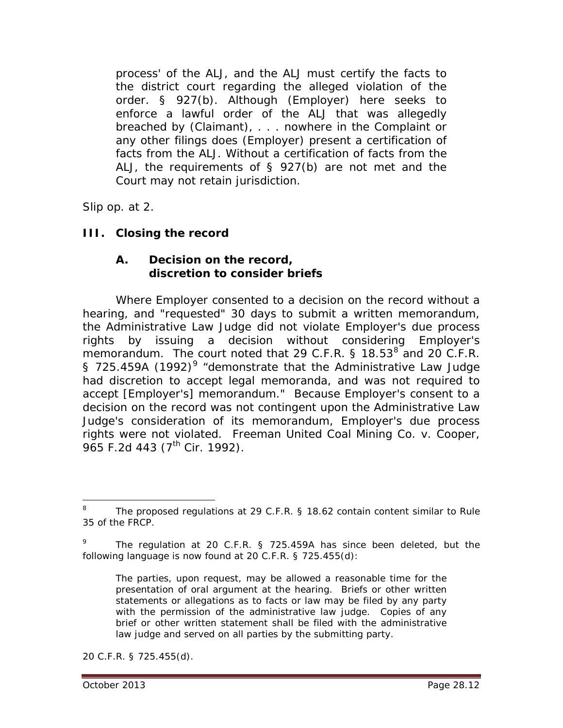> process' of the ALJ, and the ALJ must certify the facts to the district court regarding the alleged violation of the order. § 927(b). Although (Employer) here seeks to enforce a lawful order of the ALJ that was allegedly breached by (Claimant), . . . nowhere in the Complaint or any other filings does (Employer) present a certification of facts from the ALJ. Without a certification of facts from the ALJ, the requirements of § 927(b) are not met and the Court may not retain jurisdiction.

*Slip op.* at 2.

## III. Closing the record

### A. Decision on the record, discretion to consider briefs

Where Employer consented to a decision on the record without a hearing, and "requested" 30 days to submit a written memorandum, the Administrative Law Judge did not violate Employer's due process rights by issuing a decision without considering Employer's memorandum. The court noted that 29 C.F.R. § 18.53[8] and 20 C.F.R. § 725.459A (1992)[9] "demonstrate that the Administrative Law Judge had discretion to accept legal memoranda, and was not required to accept [Employer's] memorandum." Because Employer's consent to a decision on the record was not contingent upon the Administrative Law Judge's consideration of its memorandum, Employer's due process rights were not violated. *Freeman United Coal Mining Co. v. Cooper*, 965 F.2d 443 (7th Cir. 1992).

---

[8] The proposed regulations at 29 C.F.R. § 18.62 contain content similar to Rule 35 of the FRCP.

[9] The regulation at 20 C.F.R. § 725.459A has since been deleted, but the following language is now found at 20 C.F.R. § 725.455(d):

> The parties, upon request, may be allowed a reasonable time for the presentation of oral argument at the hearing. Briefs or other written statements or allegations as to facts or law may be filed by any party with the permission of the administrative law judge. Copies of any brief or other written statement shall be filed with the administrative law judge and served on all parties by the submitting party.

20 C.F.R. § 725.455(d).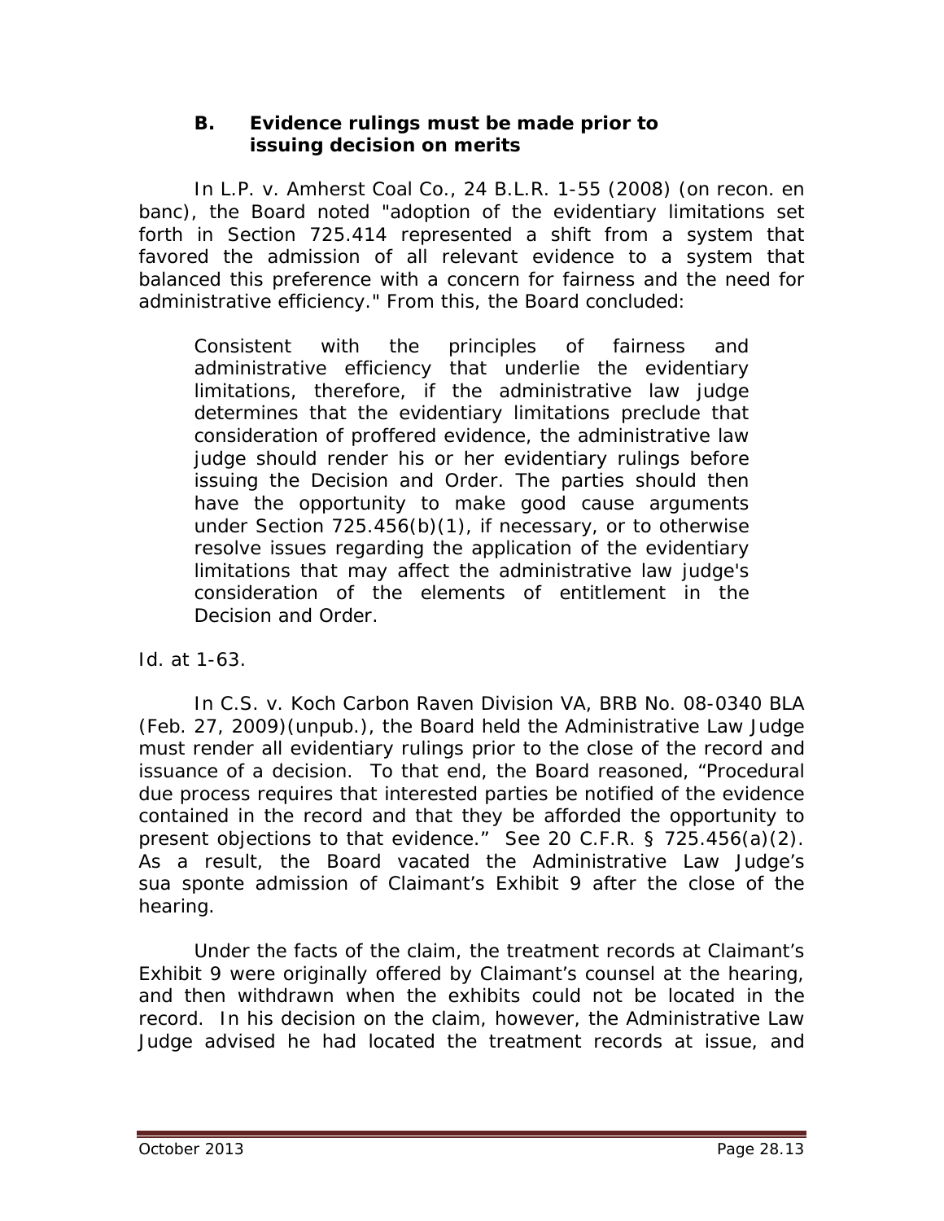### B. Evidence rulings must be made prior to issuing decision on merits

In *L.P. v. Amherst Coal Co.*, 24 B.L.R. 1-55 (2008) (on recon. en banc), the Board noted "adoption of the evidentiary limitations set forth in Section 725.414 represented a shift from a system that favored the admission of all relevant evidence to a system that balanced this preference with a concern for fairness and the need for administrative efficiency." From this, the Board concluded:

> Consistent with the principles of fairness and administrative efficiency that underlie the evidentiary limitations, therefore, if the administrative law judge determines that the evidentiary limitations preclude that consideration of proffered evidence, the administrative law judge should render his or her evidentiary rulings before issuing the Decision and Order. The parties should then have the opportunity to make good cause arguments under Section 725.456(b)(1), if necessary, or to otherwise resolve issues regarding the application of the evidentiary limitations that may affect the administrative law judge's consideration of the elements of entitlement in the Decision and Order.

*Id.* at 1-63.

In *C.S. v. Koch Carbon Raven Division VA*, BRB No. 08-0340 BLA (Feb. 27, 2009)(unpub.), the Board held the Administrative Law Judge must render all evidentiary rulings prior to the close of the record and issuance of a decision. To that end, the Board reasoned, "Procedural due process requires that interested parties be notified of the evidence contained in the record and that they be afforded the opportunity to present objections to that evidence." *See* 20 C.F.R. § 725.456(a)(2). As a result, the Board vacated the Administrative Law Judge's *sua sponte* admission of Claimant's Exhibit 9 after the close of the hearing.

Under the facts of the claim, the treatment records at Claimant's Exhibit 9 were originally offered by Claimant's counsel at the hearing, and then withdrawn when the exhibits could not be located in the record. In his decision on the claim, however, the Administrative Law Judge advised he had located the treatment records at issue, and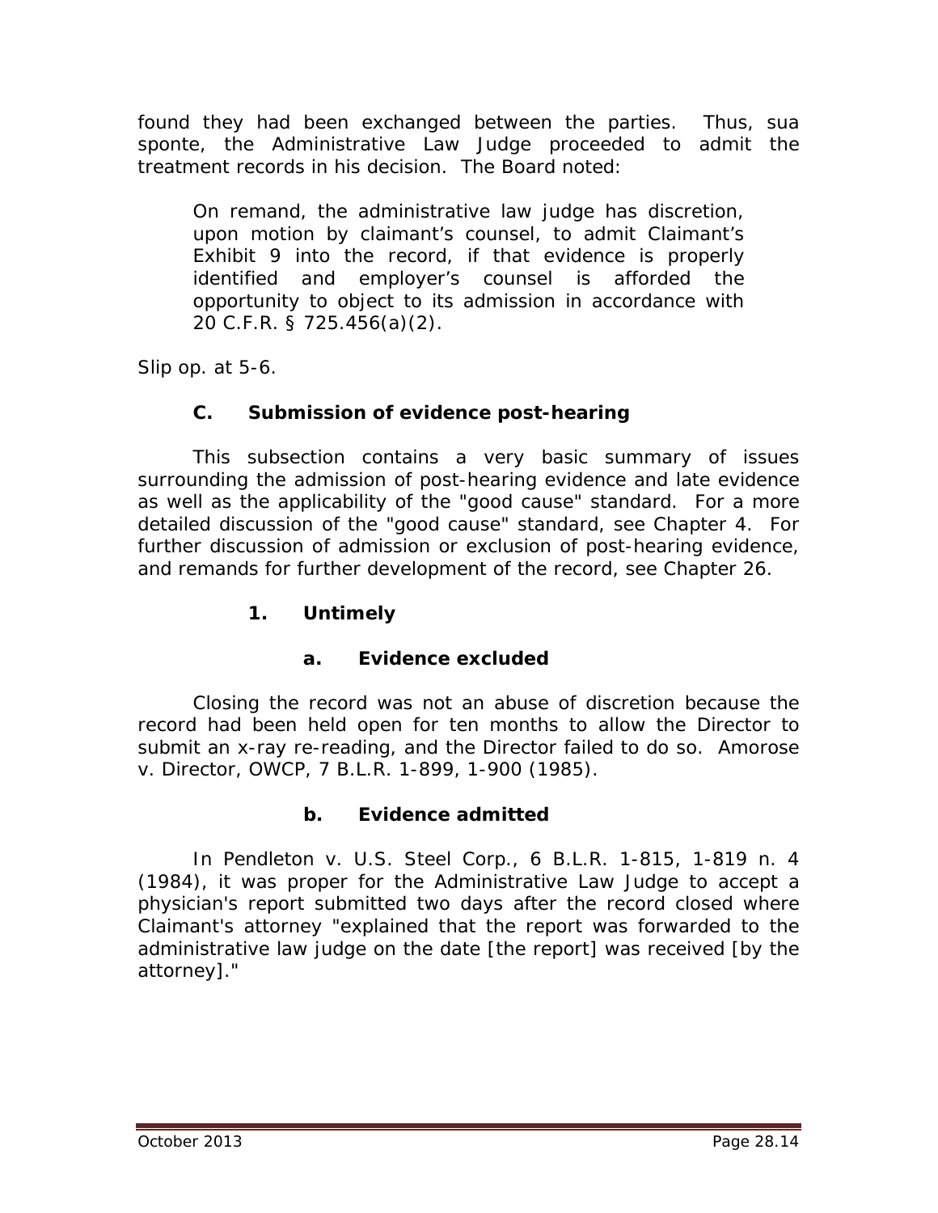found they had been exchanged between the parties. Thus, sua sponte, the Administrative Law Judge proceeded to admit the treatment records in his decision. The Board noted:

> On remand, the administrative law judge has discretion, upon motion by claimant's counsel, to admit Claimant's Exhibit 9 into the record, if that evidence is properly identified and employer's counsel is afforded the opportunity to object to its admission in accordance with 20 C.F.R. § 725.456(a)(2).

*Slip op.* at 5-6.

### C. Submission of evidence post-hearing

This subsection contains a very basic summary of issues surrounding the admission of post-hearing evidence and late evidence as well as the applicability of the "good cause" standard. For a more detailed discussion of the "good cause" standard, see Chapter 4. For further discussion of admission or exclusion of post-hearing evidence, and remands for further development of the record, see Chapter 26.

#### 1. Untimely

##### a. Evidence excluded

Closing the record was not an abuse of discretion because the record had been held open for ten months to allow the Director to submit an x-ray re-reading, and the Director failed to do so. *Amorose v. Director, OWCP*, 7 B.L.R. 1-899, 1-900 (1985).

##### b. Evidence admitted

In *Pendleton v. U.S. Steel Corp.*, 6 B.L.R. 1-815, 1-819 n. 4 (1984), it was proper for the Administrative Law Judge to accept a physician's report submitted two days after the record closed where Claimant's attorney "explained that the report was forwarded to the administrative law judge on the date [the report] was received [by the attorney]."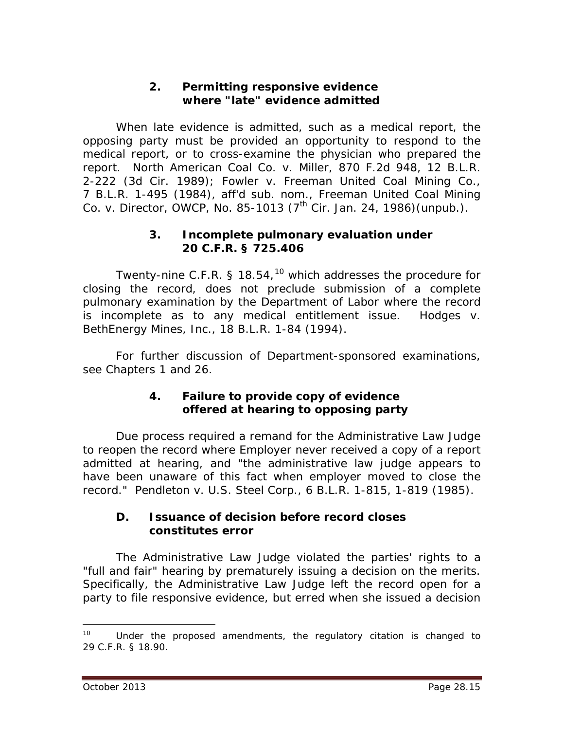### 2. Permitting responsive evidence where "late" evidence admitted

When late evidence is admitted, such as a medical report, the opposing party must be provided an opportunity to respond to the medical report, or to cross-examine the physician who prepared the report. *North American Coal Co. v. Miller*, 870 F.2d 948, 12 B.L.R. 2-222 (3d Cir. 1989); *Fowler v. Freeman United Coal Mining Co.*, 7 B.L.R. 1-495 (1984), *aff'd sub. nom.*, *Freeman United Coal Mining Co. v. Director, OWCP*, No. 85-1013 (7th Cir. Jan. 24, 1986)(unpub.).

### 3. Incomplete pulmonary evaluation under 20 C.F.R. § 725.406

Twenty-nine C.F.R. § 18.54,[10] which addresses the procedure for closing the record, does not preclude submission of a complete pulmonary examination by the Department of Labor where the record is incomplete as to any medical entitlement issue. *Hodges v. BethEnergy Mines, Inc.*, 18 B.L.R. 1-84 (1994).

For further discussion of Department-sponsored examinations, see Chapters 1 and 26.

### 4. Failure to provide copy of evidence offered at hearing to opposing party

Due process required a remand for the Administrative Law Judge to reopen the record where Employer never received a copy of a report admitted at hearing, and "the administrative law judge appears to have been unaware of this fact when employer moved to close the record." *Pendleton v. U.S. Steel Corp.*, 6 B.L.R. 1-815, 1-819 (1985).

## D. Issuance of decision before record closes constitutes error

The Administrative Law Judge violated the parties' rights to a "full and fair" hearing by prematurely issuing a decision on the merits. Specifically, the Administrative Law Judge left the record open for a party to file responsive evidence, but erred when she issued a decision

---

[10] Under the proposed amendments, the regulatory citation is changed to 29 C.F.R. § 18.90.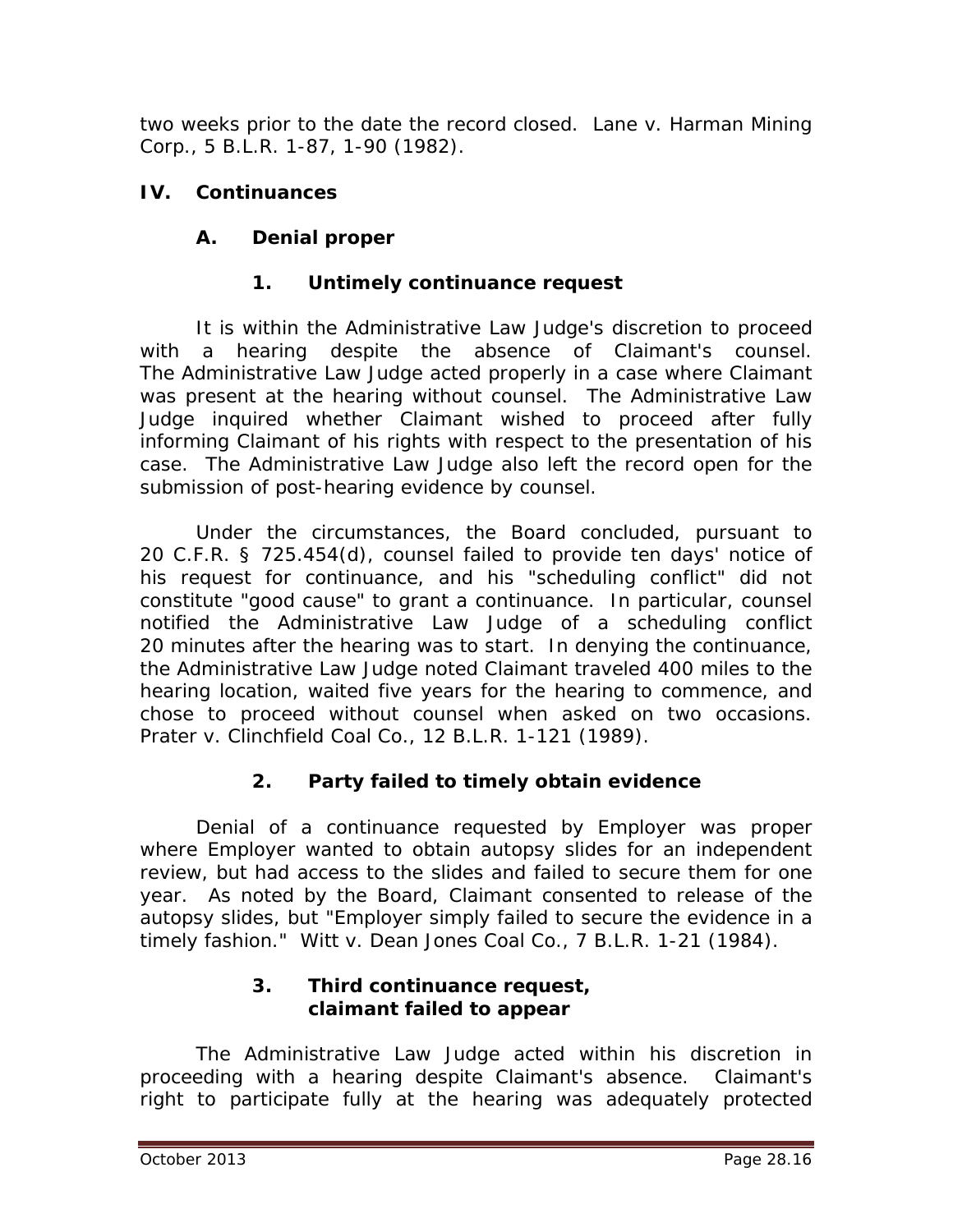two weeks prior to the date the record closed. *Lane v. Harman Mining Corp.*, 5 B.L.R. 1-87, 1-90 (1982).

## IV. Continuances

### A. Denial proper

#### 1. Untimely continuance request

It is within the Administrative Law Judge's discretion to proceed with a hearing despite the absence of Claimant's counsel. The Administrative Law Judge acted properly in a case where Claimant was present at the hearing without counsel. The Administrative Law Judge inquired whether Claimant wished to proceed after fully informing Claimant of his rights with respect to the presentation of his case. The Administrative Law Judge also left the record open for the submission of post-hearing evidence by counsel.

Under the circumstances, the Board concluded, pursuant to 20 C.F.R. § 725.454(d), counsel failed to provide ten days' notice of his request for continuance, and his "scheduling conflict" did not constitute "good cause" to grant a continuance. In particular, counsel notified the Administrative Law Judge of a scheduling conflict 20 minutes after the hearing was to start. In denying the continuance, the Administrative Law Judge noted Claimant traveled 400 miles to the hearing location, waited five years for the hearing to commence, and chose to proceed without counsel when asked on two occasions. *Prater v. Clinchfield Coal Co.*, 12 B.L.R. 1-121 (1989).

#### 2. Party failed to timely obtain evidence

Denial of a continuance requested by Employer was proper where Employer wanted to obtain autopsy slides for an independent review, but had access to the slides and failed to secure them for one year. As noted by the Board, Claimant consented to release of the autopsy slides, but "Employer simply failed to secure the evidence in a timely fashion." *Witt v. Dean Jones Coal Co.*, 7 B.L.R. 1-21 (1984).

#### 3. Third continuance request, claimant failed to appear

The Administrative Law Judge acted within his discretion in proceeding with a hearing despite Claimant's absence. Claimant's right to participate fully at the hearing was adequately protected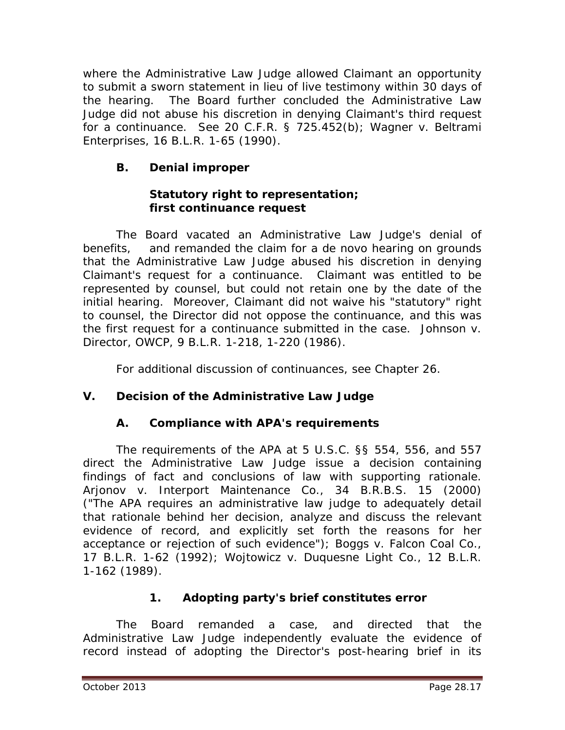where the Administrative Law Judge allowed Claimant an opportunity to submit a sworn statement in lieu of live testimony within 30 days of the hearing. The Board further concluded the Administrative Law Judge did not abuse his discretion in denying Claimant's third request for a continuance. *See* 20 C.F.R. § 725.452(b); *Wagner v. Beltrami Enterprises*, 16 B.L.R. 1-65 (1990).

### B. Denial improper

#### Statutory right to representation; first continuance request

The Board vacated an Administrative Law Judge's denial of benefits, and remanded the claim for a de novo hearing on grounds that the Administrative Law Judge abused his discretion in denying Claimant's request for a continuance. Claimant was entitled to be represented by counsel, but could not retain one by the date of the initial hearing. Moreover, Claimant did not waive his "statutory" right to counsel, the Director did not oppose the continuance, and this was the first request for a continuance submitted in the case. *Johnson v. Director, OWCP*, 9 B.L.R. 1-218, 1-220 (1986).

For additional discussion of continuances, see Chapter 26.

## V. Decision of the Administrative Law Judge

### A. Compliance with APA's requirements

The requirements of the APA at 5 U.S.C. §§ 554, 556, and 557 direct the Administrative Law Judge issue a decision containing findings of fact and conclusions of law with supporting rationale. *Arjonov v. Interport Maintenance Co.*, 34 B.R.B.S. 15 (2000) ("The APA requires an administrative law judge to adequately detail that rationale behind her decision, analyze and discuss the relevant evidence of record, and explicitly set forth the reasons for her acceptance or rejection of such evidence"); *Boggs v. Falcon Coal Co.*, 17 B.L.R. 1-62 (1992); *Wojtowicz v. Duquesne Light Co.*, 12 B.L.R. 1-162 (1989).

#### 1. Adopting party's brief constitutes error

The Board remanded a case, and directed that the Administrative Law Judge independently evaluate the evidence of record instead of adopting the Director's post-hearing brief in its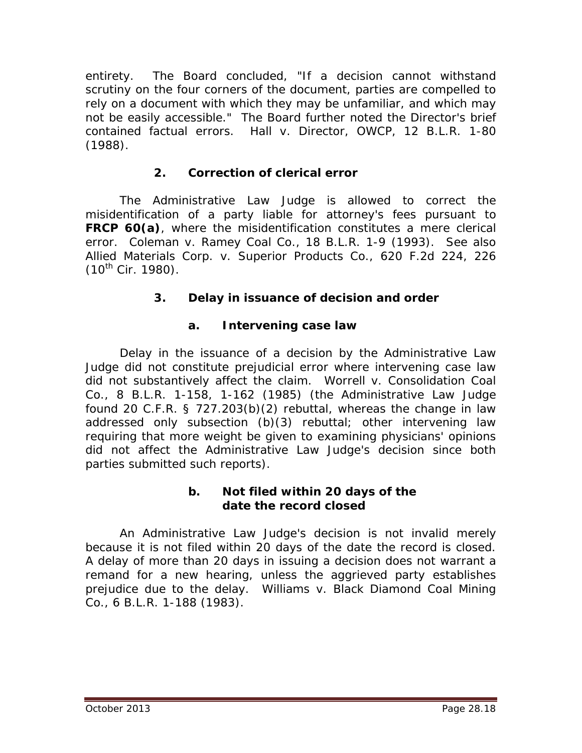entirety. The Board concluded, "If a decision cannot withstand scrutiny on the four corners of the document, parties are compelled to rely on a document with which they may be unfamiliar, and which may not be easily accessible." The Board further noted the Director's brief contained factual errors. Hall v. Director, OWCP, 12 B.L.R. 1-80 (1988).

### 2. Correction of clerical error

The Administrative Law Judge is allowed to correct the misidentification of a party liable for attorney's fees pursuant to **FRCP 60(a)**, where the misidentification constitutes a mere clerical error. Coleman v. Ramey Coal Co., 18 B.L.R. 1-9 (1993). See also Allied Materials Corp. v. Superior Products Co., 620 F.2d 224, 226 (10th Cir. 1980).

### 3. Delay in issuance of decision and order

#### a. Intervening case law

Delay in the issuance of a decision by the Administrative Law Judge did not constitute prejudicial error where intervening case law did not substantively affect the claim. Worrell v. Consolidation Coal Co., 8 B.L.R. 1-158, 1-162 (1985) (the Administrative Law Judge found 20 C.F.R. § 727.203(b)(2) rebuttal, whereas the change in law addressed only subsection (b)(3) rebuttal; other intervening law requiring that more weight be given to examining physicians' opinions did not affect the Administrative Law Judge's decision since both parties submitted such reports).

#### b. Not filed within 20 days of the date the record closed

An Administrative Law Judge's decision is not invalid merely because it is not filed within 20 days of the date the record is closed. A delay of more than 20 days in issuing a decision does not warrant a remand for a new hearing, unless the aggrieved party establishes prejudice due to the delay. Williams v. Black Diamond Coal Mining Co., 6 B.L.R. 1-188 (1983).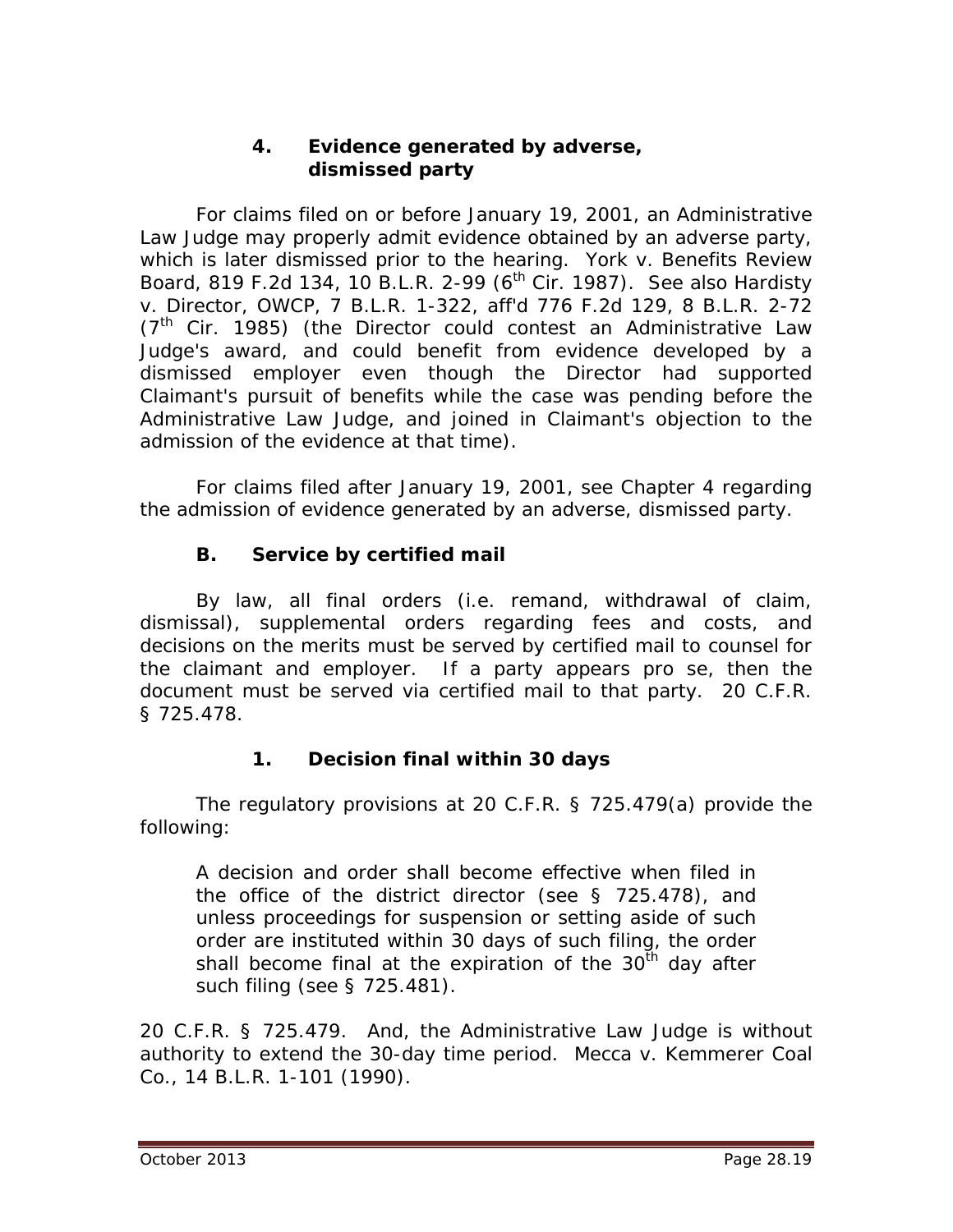#### 4. Evidence generated by adverse, dismissed party

For claims filed on or before January 19, 2001, an Administrative Law Judge may properly admit evidence obtained by an adverse party, which is later dismissed prior to the hearing. *York v. Benefits Review Board*, 819 F.2d 134, 10 B.L.R. 2-99 (6th Cir. 1987). *See also Hardisty v. Director, OWCP*, 7 B.L.R. 1-322, *aff'd* 776 F.2d 129, 8 B.L.R. 2-72 (7th Cir. 1985) (the Director could contest an Administrative Law Judge's award, and could benefit from evidence developed by a dismissed employer even though the Director had supported Claimant's pursuit of benefits while the case was pending before the Administrative Law Judge, and joined in Claimant's objection to the admission of the evidence at that time).

For claims filed after January 19, 2001, *see* Chapter 4 regarding the admission of evidence generated by an adverse, dismissed party.

### B. Service by certified mail

By law, all final orders (i.e. remand, withdrawal of claim, dismissal), supplemental orders regarding fees and costs, and decisions on the merits must be served by certified mail to counsel for the claimant and employer. If a party appears *pro se*, then the document must be served via certified mail to that party. 20 C.F.R. § 725.478.

#### 1. Decision final within 30 days

The regulatory provisions at 20 C.F.R. § 725.479(a) provide the following:

> A decision and order shall become effective when filed in the office of the district director (see § 725.478), and unless proceedings for suspension or setting aside of such order are instituted within 30 days of such filing, the order shall become final at the expiration of the 30th day after such filing (see § 725.481).

20 C.F.R. § 725.479. And, the Administrative Law Judge is without authority to extend the 30-day time period. *Mecca v. Kemmerer Coal Co.*, 14 B.L.R. 1-101 (1990).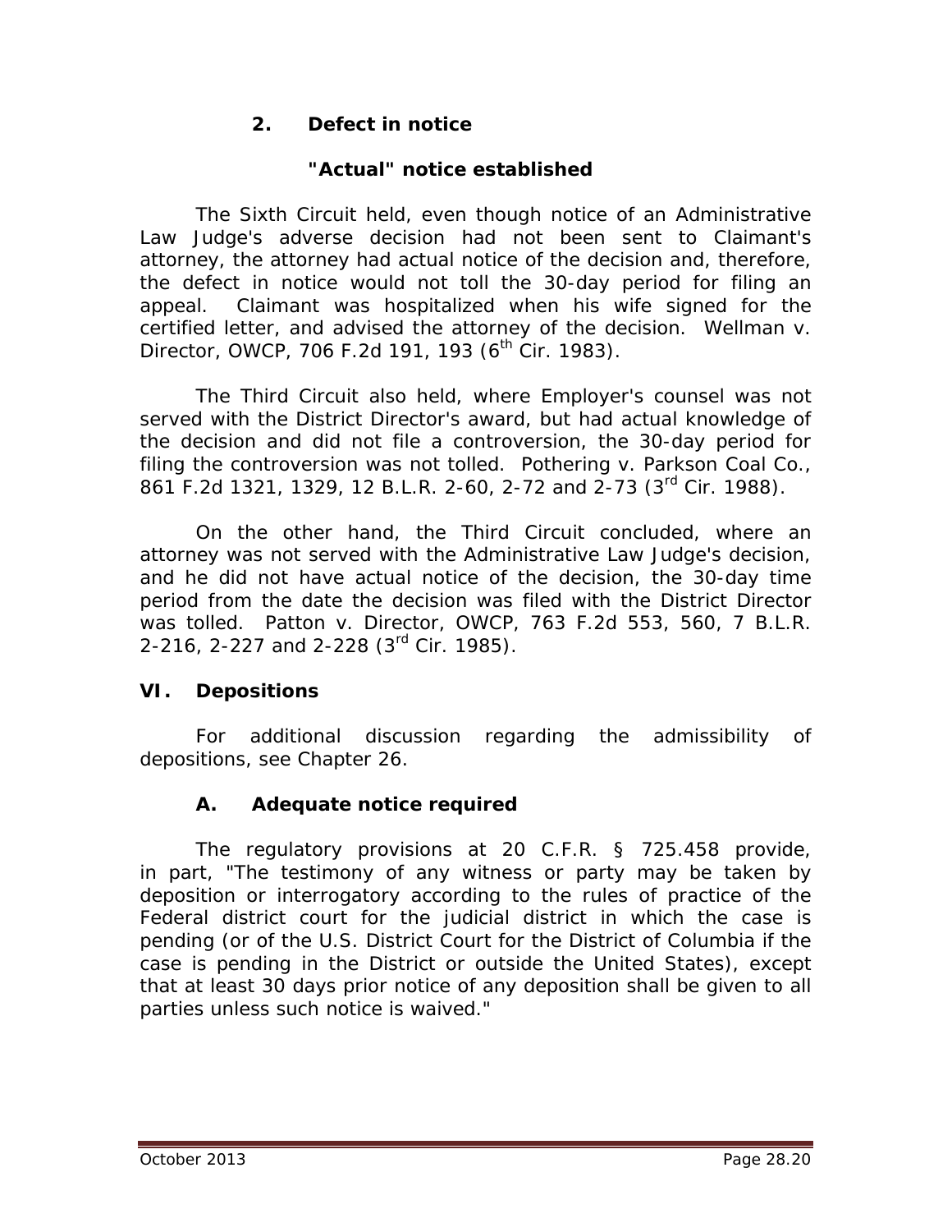### 2. Defect in notice

#### "Actual" notice established

The Sixth Circuit held, even though notice of an Administrative Law Judge's adverse decision had not been sent to Claimant's attorney, the attorney had actual notice of the decision and, therefore, the defect in notice would not toll the 30-day period for filing an appeal. Claimant was hospitalized when his wife signed for the certified letter, and advised the attorney of the decision. *Wellman v. Director, OWCP*, 706 F.2d 191, 193 (6th Cir. 1983).

The Third Circuit also held, where Employer's counsel was not served with the District Director's award, but had actual knowledge of the decision and did not file a controversion, the 30-day period for filing the controversion was not tolled. *Pothering v. Parkson Coal Co.*, 861 F.2d 1321, 1329, 12 B.L.R. 2-60, 2-72 and 2-73 (3rd Cir. 1988).

On the other hand, the Third Circuit concluded, where an attorney was not served with the Administrative Law Judge's decision, and he did not have actual notice of the decision, the 30-day time period from the date the decision was filed with the District Director was tolled. *Patton v. Director, OWCP*, 763 F.2d 553, 560, 7 B.L.R. 2-216, 2-227 and 2-228 (3rd Cir. 1985).

## VI. Depositions

For additional discussion regarding the admissibility of depositions, see Chapter 26.

### A. Adequate notice required

The regulatory provisions at 20 C.F.R. § 725.458 provide, in part, "The testimony of any witness or party may be taken by deposition or interrogatory according to the rules of practice of the Federal district court for the judicial district in which the case is pending (or of the U.S. District Court for the District of Columbia if the case is pending in the District or outside the United States), except that at least 30 days prior notice of any deposition shall be given to all parties unless such notice is waived."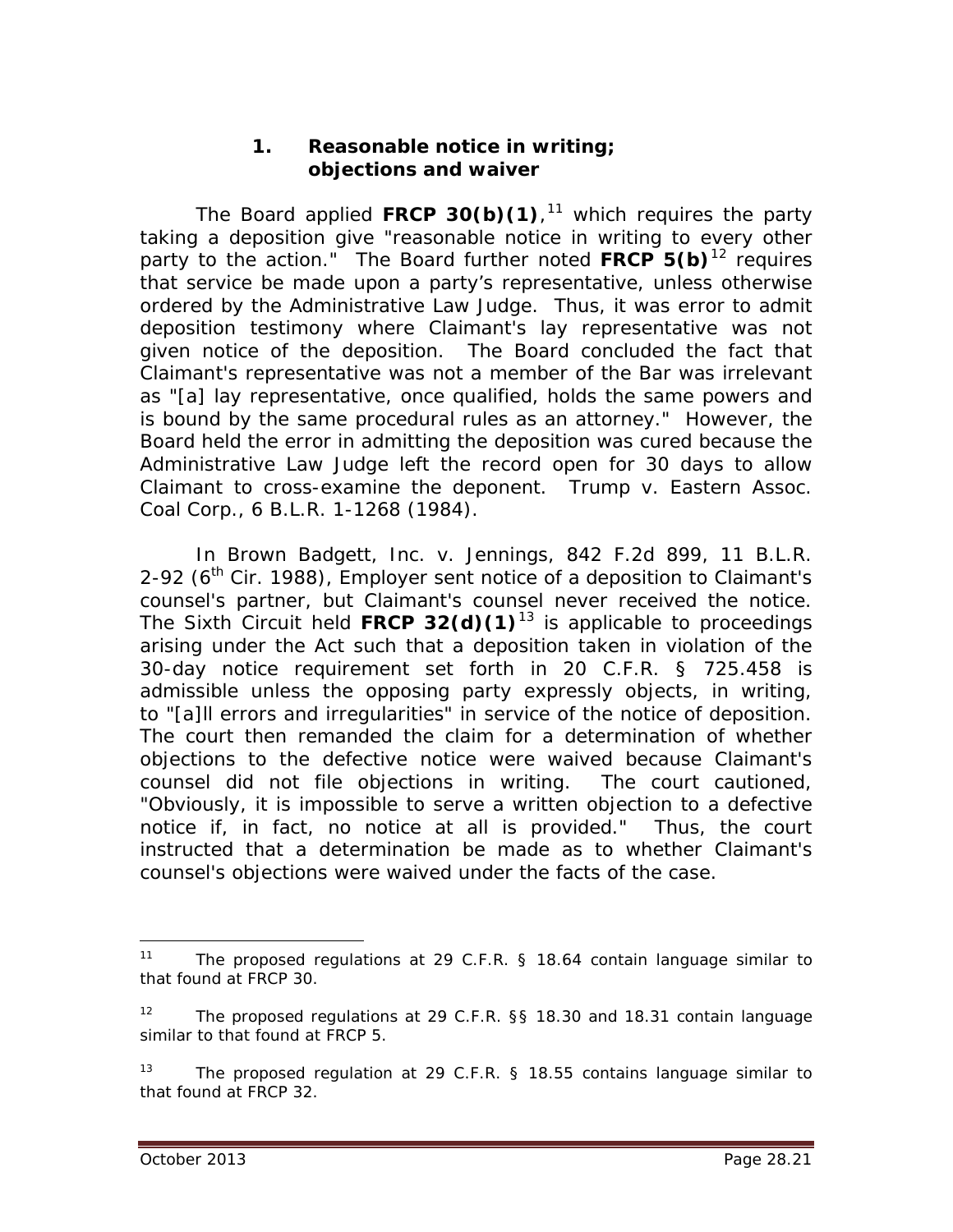### 1. Reasonable notice in writing; objections and waiver

The Board applied **FRCP 30(b)(1)**,[11] which requires the party taking a deposition give "reasonable notice in writing to every other party to the action." The Board further noted **FRCP 5(b)**[12] requires that service be made upon a party's representative, unless otherwise ordered by the Administrative Law Judge. Thus, it was error to admit deposition testimony where Claimant's lay representative was not given notice of the deposition. The Board concluded the fact that Claimant's representative was not a member of the Bar was irrelevant as "[a] lay representative, once qualified, holds the same powers and is bound by the same procedural rules as an attorney." However, the Board held the error in admitting the deposition was cured because the Administrative Law Judge left the record open for 30 days to allow Claimant to cross-examine the deponent. *Trump v. Eastern Assoc. Coal Corp.*, 6 B.L.R. 1-1268 (1984).

In *Brown Badgett, Inc. v. Jennings*, 842 F.2d 899, 11 B.L.R. 2-92 (6th Cir. 1988), Employer sent notice of a deposition to Claimant's counsel's partner, but Claimant's counsel never received the notice. The Sixth Circuit held **FRCP 32(d)(1)**[13] is applicable to proceedings arising under the Act such that a deposition taken in violation of the 30-day notice requirement set forth in 20 C.F.R. § 725.458 is admissible unless the opposing party expressly objects, in writing, to "[a]ll errors and irregularities" in service of the notice of deposition. The court then remanded the claim for a determination of whether objections to the defective notice were waived because Claimant's counsel did not file objections in writing. The court cautioned, "Obviously, it is impossible to serve a written objection to a defective notice if, in fact, no notice at all is provided." Thus, the court instructed that a determination be made as to whether Claimant's counsel's objections were waived under the facts of the case.

---

[11] The proposed regulations at 29 C.F.R. § 18.64 contain language similar to that found at FRCP 30.

[12] The proposed regulations at 29 C.F.R. §§ 18.30 and 18.31 contain language similar to that found at FRCP 5.

[13] The proposed regulation at 29 C.F.R. § 18.55 contains language similar to that found at FRCP 32.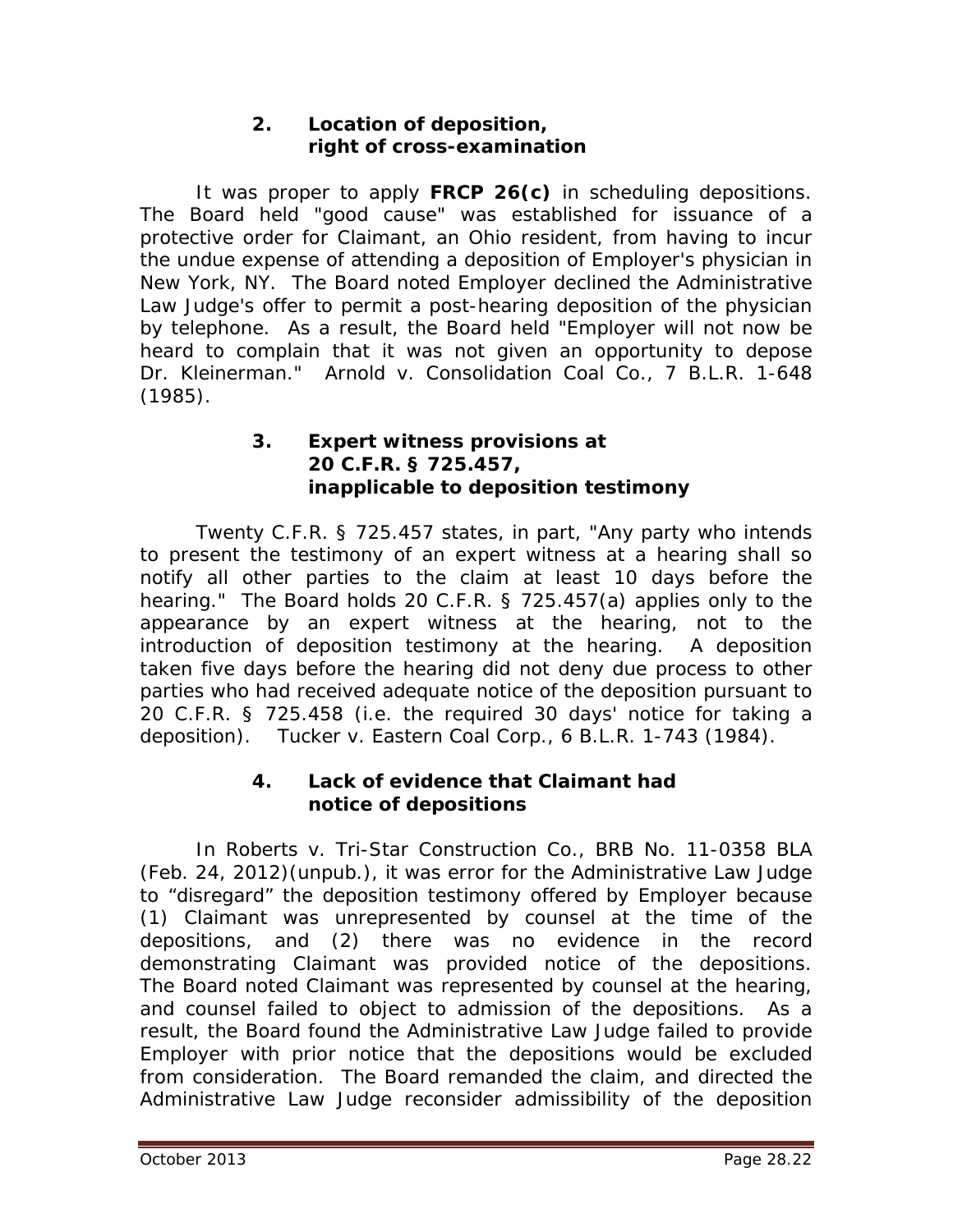#### 2. Location of deposition, right of cross-examination

It was proper to apply **FRCP 26(c)** in scheduling depositions. The Board held "good cause" was established for issuance of a protective order for Claimant, an Ohio resident, from having to incur the undue expense of attending a deposition of Employer's physician in New York, NY. The Board noted Employer declined the Administrative Law Judge's offer to permit a post-hearing deposition of the physician by telephone. As a result, the Board held "Employer will not now be heard to complain that it was not given an opportunity to depose Dr. Kleinerman." *Arnold v. Consolidation Coal Co.*, 7 B.L.R. 1-648 (1985).

#### 3. Expert witness provisions at 20 C.F.R. § 725.457, inapplicable to deposition testimony

Twenty C.F.R. § 725.457 states, in part, "Any party who intends to present the testimony of an expert witness at a hearing shall so notify all other parties to the claim at least 10 days before the hearing." The Board holds 20 C.F.R. § 725.457(a) applies only to the appearance by an expert witness at the hearing, not to the introduction of deposition testimony at the hearing. A deposition taken five days before the hearing did not deny due process to other parties who had received adequate notice of the deposition pursuant to 20 C.F.R. § 725.458 (i.e. the required 30 days' notice for taking a deposition). *Tucker v. Eastern Coal Corp.*, 6 B.L.R. 1-743 (1984).

#### 4. Lack of evidence that Claimant had notice of depositions

In *Roberts v. Tri-Star Construction Co.*, BRB No. 11-0358 BLA (Feb. 24, 2012)(unpub.), it was error for the Administrative Law Judge to "disregard" the deposition testimony offered by Employer because (1) Claimant was unrepresented by counsel at the time of the depositions, and (2) there was no evidence in the record demonstrating Claimant was provided notice of the depositions. The Board noted Claimant was represented by counsel at the hearing, and counsel failed to object to admission of the depositions. As a result, the Board found the Administrative Law Judge failed to provide Employer with prior notice that the depositions would be excluded from consideration. The Board remanded the claim, and directed the Administrative Law Judge reconsider admissibility of the deposition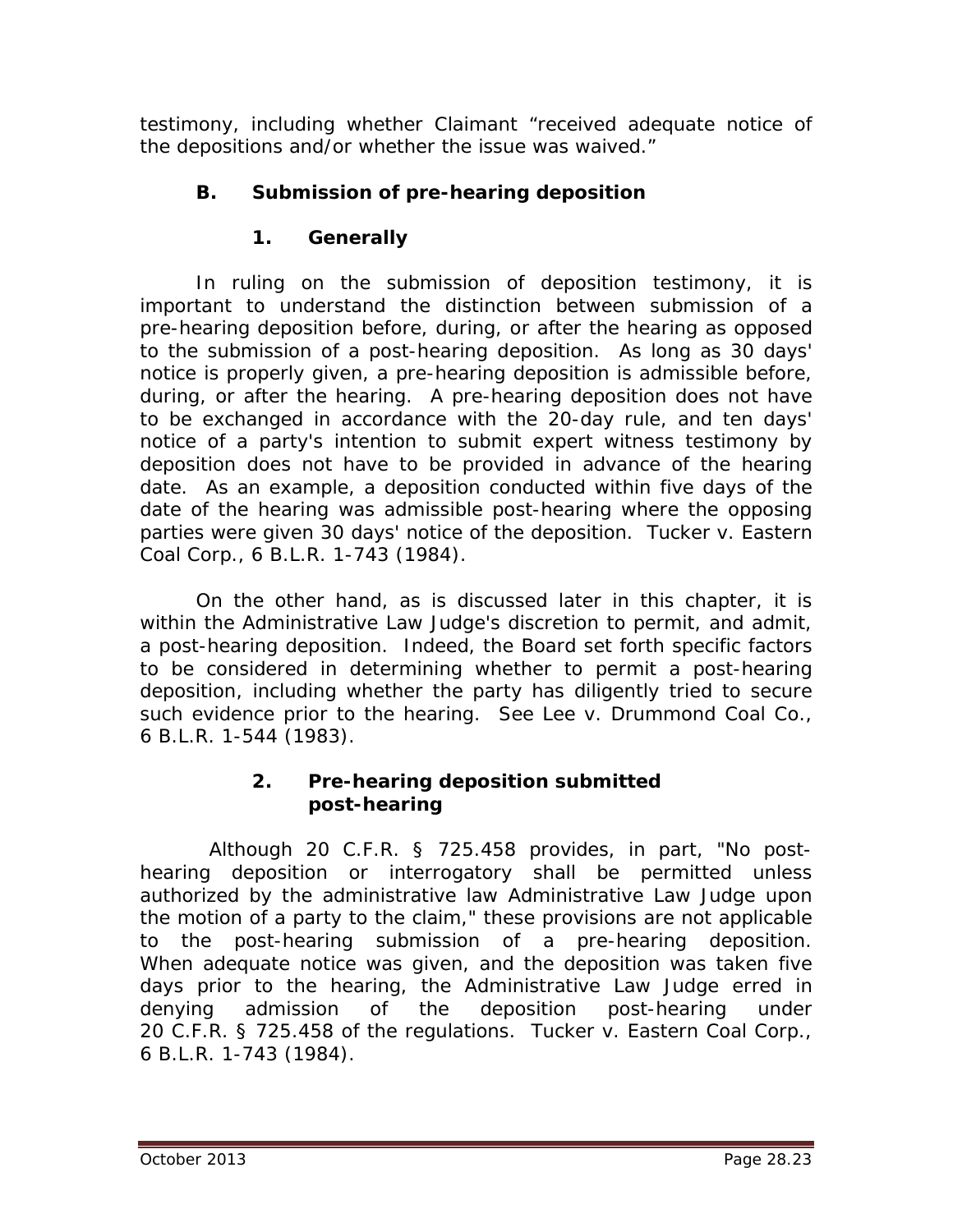testimony, including whether Claimant "received adequate notice of the depositions and/or whether the issue was waived."

### B. Submission of pre-hearing deposition

#### 1. Generally

In ruling on the submission of deposition testimony, it is important to understand the distinction between submission of a pre-hearing deposition before, during, or after the hearing as opposed to the submission of a post-hearing deposition. As long as 30 days' notice is properly given, a pre-hearing deposition is admissible before, during, or after the hearing. A pre-hearing deposition does not have to be exchanged in accordance with the 20-day rule, and ten days' notice of a party's intention to submit expert witness testimony by deposition does not have to be provided in advance of the hearing date. As an example, a deposition conducted within five days of the date of the hearing was admissible post-hearing where the opposing parties were given 30 days' notice of the deposition. *Tucker v. Eastern Coal Corp.*, 6 B.L.R. 1-743 (1984).

On the other hand, as is discussed later in this chapter, it is within the Administrative Law Judge's discretion to permit, and admit, a post-hearing deposition. Indeed, the Board set forth specific factors to be considered in determining whether to permit a post-hearing deposition, including whether the party has diligently tried to secure such evidence prior to the hearing. *See Lee v. Drummond Coal Co.*, 6 B.L.R. 1-544 (1983).

#### 2. Pre-hearing deposition submitted post-hearing

Although 20 C.F.R. § 725.458 provides, in part, "No post-hearing deposition or interrogatory shall be permitted unless authorized by the administrative law Administrative Law Judge upon the motion of a party to the claim," these provisions are not applicable to the post-hearing submission of a pre-hearing deposition. When adequate notice was given, and the deposition was taken five days prior to the hearing, the Administrative Law Judge erred in denying admission of the deposition post-hearing under 20 C.F.R. § 725.458 of the regulations. *Tucker v. Eastern Coal Corp.*, 6 B.L.R. 1-743 (1984).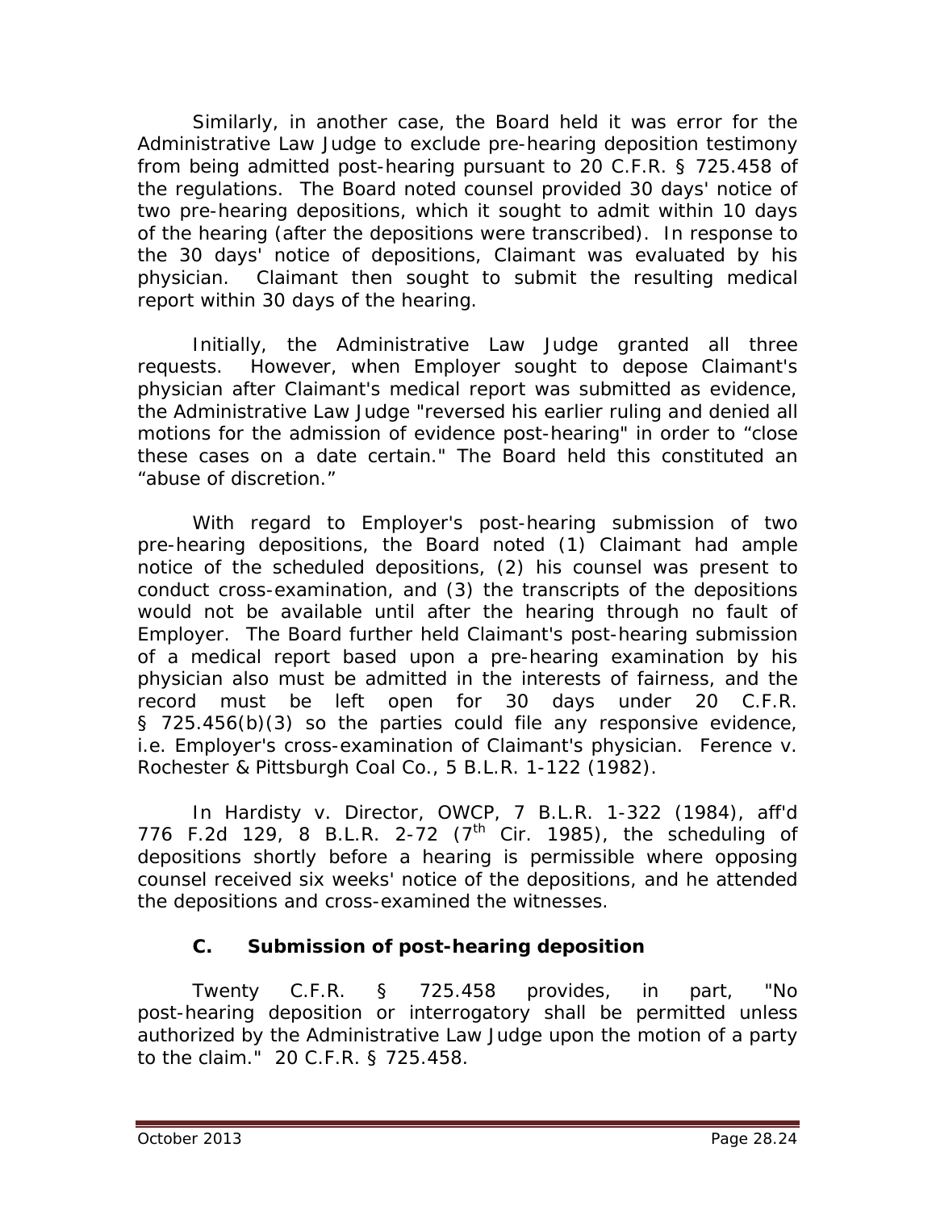Similarly, in another case, the Board held it was error for the Administrative Law Judge to exclude pre-hearing deposition testimony from being admitted post-hearing pursuant to 20 C.F.R. § 725.458 of the regulations. The Board noted counsel provided 30 days' notice of two pre-hearing depositions, which it sought to admit within 10 days of the hearing (after the depositions were transcribed). In response to the 30 days' notice of depositions, Claimant was evaluated by his physician. Claimant then sought to submit the resulting medical report within 30 days of the hearing.

Initially, the Administrative Law Judge granted all three requests. However, when Employer sought to depose Claimant's physician after Claimant's medical report was submitted as evidence, the Administrative Law Judge "reversed his earlier ruling and denied all motions for the admission of evidence post-hearing" in order to "close these cases on a date certain." The Board held this constituted an "abuse of discretion."

With regard to Employer's post-hearing submission of two pre-hearing depositions, the Board noted (1) Claimant had ample notice of the scheduled depositions, (2) his counsel was present to conduct cross-examination, and (3) the transcripts of the depositions would not be available until after the hearing through no fault of Employer. The Board further held Claimant's post-hearing submission of a medical report based upon a pre-hearing examination by his physician also must be admitted in the interests of fairness, and the record must be left open for 30 days under 20 C.F.R. § 725.456(b)(3) so the parties could file any responsive evidence, i.e. Employer's cross-examination of Claimant's physician. *Ference v. Rochester & Pittsburgh Coal Co.*, 5 B.L.R. 1-122 (1982).

In *Hardisty v. Director, OWCP*, 7 B.L.R. 1-322 (1984), *aff'd* 776 F.2d 129, 8 B.L.R. 2-72 (7th Cir. 1985), the scheduling of depositions shortly before a hearing is permissible where opposing counsel received six weeks' notice of the depositions, and he attended the depositions and cross-examined the witnesses.

### C. Submission of post-hearing deposition

Twenty C.F.R. § 725.458 provides, in part, "No post-hearing deposition or interrogatory shall be permitted unless authorized by the Administrative Law Judge upon the motion of a party to the claim." 20 C.F.R. § 725.458.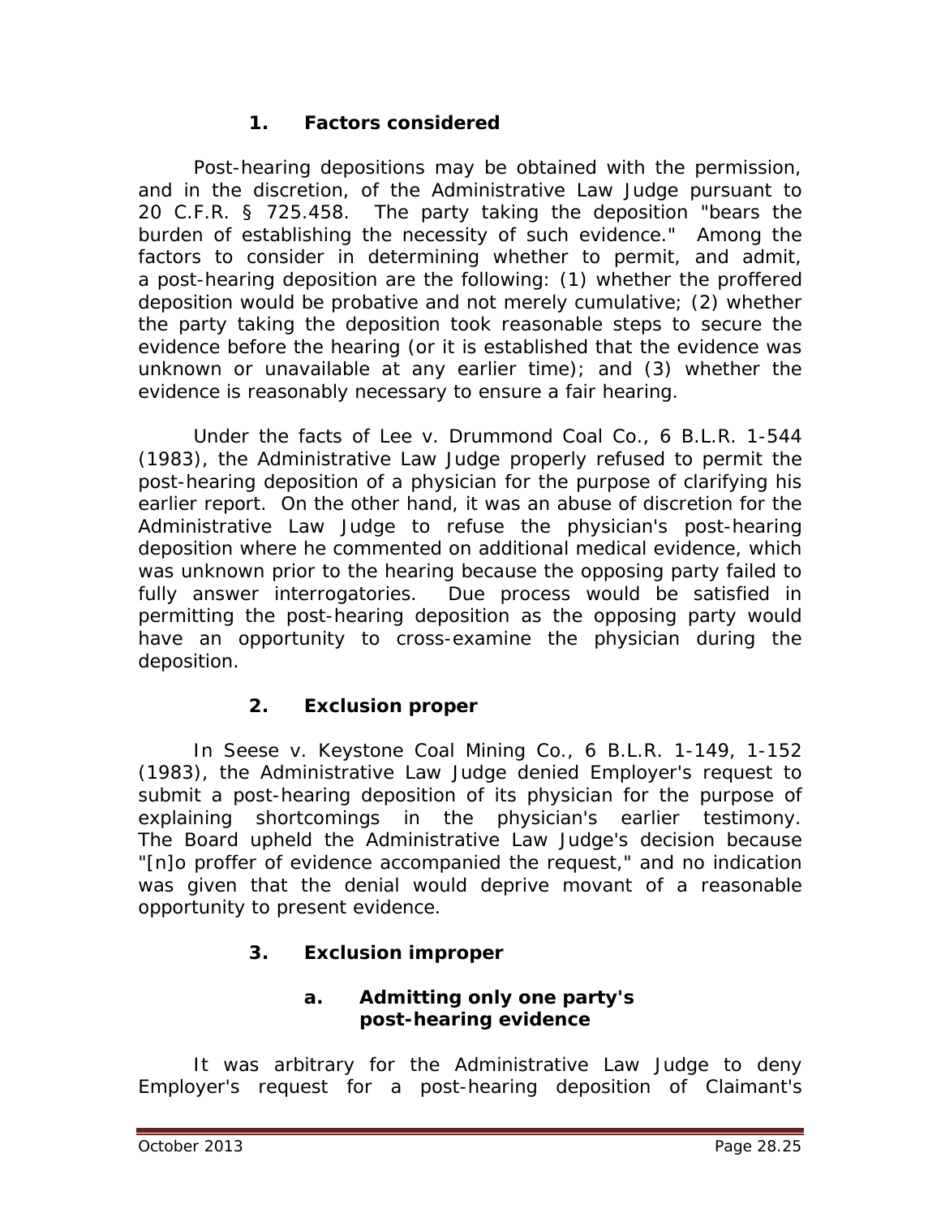### 1. Factors considered

Post-hearing depositions may be obtained with the permission, and in the discretion, of the Administrative Law Judge pursuant to 20 C.F.R. § 725.458. The party taking the deposition "bears the burden of establishing the necessity of such evidence." Among the factors to consider in determining whether to permit, and admit, a post-hearing deposition are the following: (1) whether the proffered deposition would be probative and not merely cumulative; (2) whether the party taking the deposition took reasonable steps to secure the evidence before the hearing (or it is established that the evidence was unknown or unavailable at any earlier time); and (3) whether the evidence is reasonably necessary to ensure a fair hearing.

Under the facts of *Lee v. Drummond Coal Co.*, 6 B.L.R. 1-544 (1983), the Administrative Law Judge properly refused to permit the post-hearing deposition of a physician for the purpose of clarifying his earlier report. On the other hand, it was an abuse of discretion for the Administrative Law Judge to refuse the physician's post-hearing deposition where he commented on additional medical evidence, which was unknown prior to the hearing because the opposing party failed to fully answer interrogatories. Due process would be satisfied in permitting the post-hearing deposition as the opposing party would have an opportunity to cross-examine the physician during the deposition.

### 2. Exclusion proper

In *Seese v. Keystone Coal Mining Co.*, 6 B.L.R. 1-149, 1-152 (1983), the Administrative Law Judge denied Employer's request to submit a post-hearing deposition of its physician for the purpose of explaining shortcomings in the physician's earlier testimony. The Board upheld the Administrative Law Judge's decision because "[n]o proffer of evidence accompanied the request," and no indication was given that the denial would deprive movant of a reasonable opportunity to present evidence.

### 3. Exclusion improper

#### a. Admitting only one party's post-hearing evidence

It was arbitrary for the Administrative Law Judge to deny Employer's request for a post-hearing deposition of Claimant's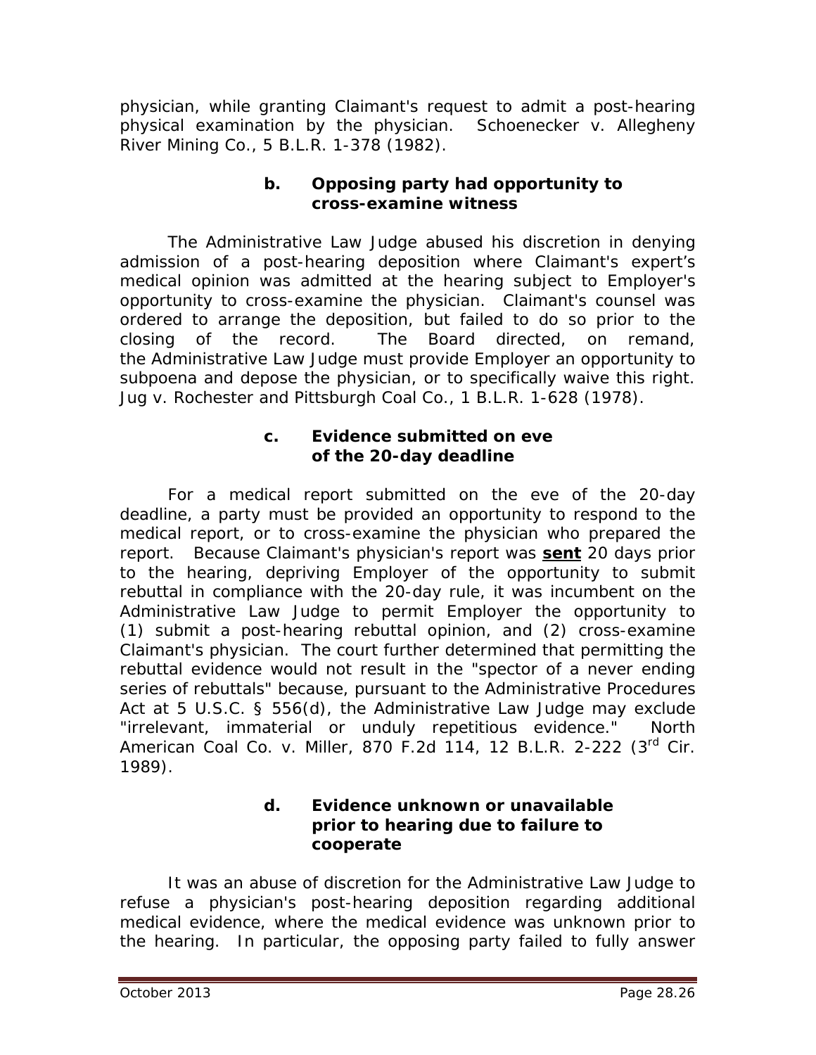physician, while granting Claimant's request to admit a post-hearing physical examination by the physician. *Schoenecker v. Allegheny River Mining Co.*, 5 B.L.R. 1-378 (1982).

#### b. Opposing party had opportunity to cross-examine witness

The Administrative Law Judge abused his discretion in denying admission of a post-hearing deposition where Claimant's expert's medical opinion was admitted at the hearing subject to Employer's opportunity to cross-examine the physician. Claimant's counsel was ordered to arrange the deposition, but failed to do so prior to the closing of the record. The Board directed, on remand, the Administrative Law Judge must provide Employer an opportunity to subpoena and depose the physician, or to specifically waive this right. *Jug v. Rochester and Pittsburgh Coal Co.*, 1 B.L.R. 1-628 (1978).

#### c. Evidence submitted on eve of the 20-day deadline

For a medical report submitted on the eve of the 20-day deadline, a party must be provided an opportunity to respond to the medical report, or to cross-examine the physician who prepared the report. Because Claimant's physician's report was **sent** 20 days prior to the hearing, depriving Employer of the opportunity to submit rebuttal in compliance with the 20-day rule, it was incumbent on the Administrative Law Judge to permit Employer the opportunity to (1) submit a post-hearing rebuttal opinion, and (2) cross-examine Claimant's physician. The court further determined that permitting the rebuttal evidence would not result in the "spector of a never ending series of rebuttals" because, pursuant to the Administrative Procedures Act at 5 U.S.C. § 556(d), the Administrative Law Judge may exclude "irrelevant, immaterial or unduly repetitious evidence." *North American Coal Co. v. Miller*, 870 F.2d 114, 12 B.L.R. 2-222 (3rd Cir. 1989).

#### d. Evidence unknown or unavailable prior to hearing due to failure to cooperate

It was an abuse of discretion for the Administrative Law Judge to refuse a physician's post-hearing deposition regarding additional medical evidence, where the medical evidence was unknown prior to the hearing. In particular, the opposing party failed to fully answer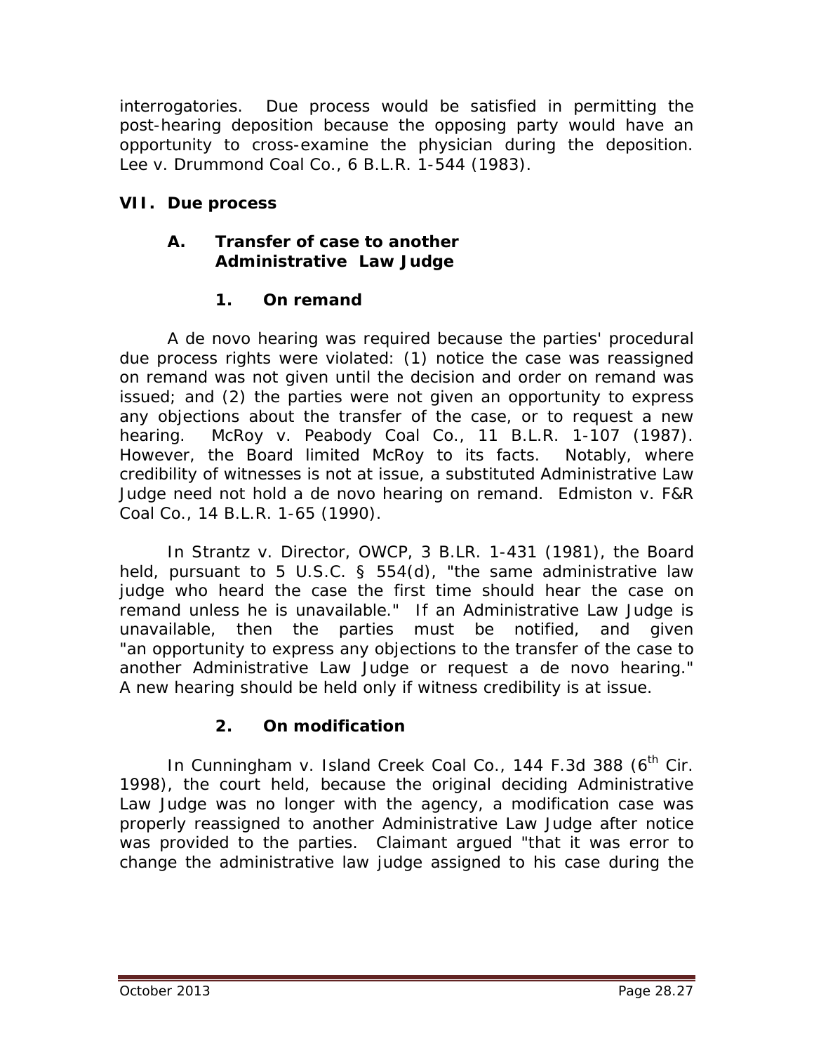interrogatories. Due process would be satisfied in permitting the post-hearing deposition because the opposing party would have an opportunity to cross-examine the physician during the deposition. *Lee v. Drummond Coal Co.*, 6 B.L.R. 1-544 (1983).

## VII. Due process

### A. Transfer of case to another Administrative Law Judge

#### 1. On remand

A de novo hearing was required because the parties' procedural due process rights were violated: (1) notice the case was reassigned on remand was not given until the decision and order on remand was issued; and (2) the parties were not given an opportunity to express any objections about the transfer of the case, or to request a new hearing. *McRoy v. Peabody Coal Co.*, 11 B.L.R. 1-107 (1987). However, the Board limited *McRoy* to its facts. Notably, where credibility of witnesses is not at issue, a substituted Administrative Law Judge need not hold a de novo hearing on remand. *Edmiston v. F&R Coal Co.*, 14 B.L.R. 1-65 (1990).

In *Strantz v. Director, OWCP*, 3 B.LR. 1-431 (1981), the Board held, pursuant to 5 U.S.C. § 554(d), "the same administrative law judge who heard the case the first time should hear the case on remand unless he is unavailable." If an Administrative Law Judge is unavailable, then the parties must be notified, and given "an opportunity to express any objections to the transfer of the case to another Administrative Law Judge or request a de novo hearing." A new hearing should be held only if witness credibility is at issue.

#### 2. On modification

In *Cunningham v. Island Creek Coal Co.*, 144 F.3d 388 (6th Cir. 1998), the court held, because the original deciding Administrative Law Judge was no longer with the agency, a modification case was properly reassigned to another Administrative Law Judge after notice was provided to the parties. Claimant argued "that it was error to change the administrative law judge assigned to his case during the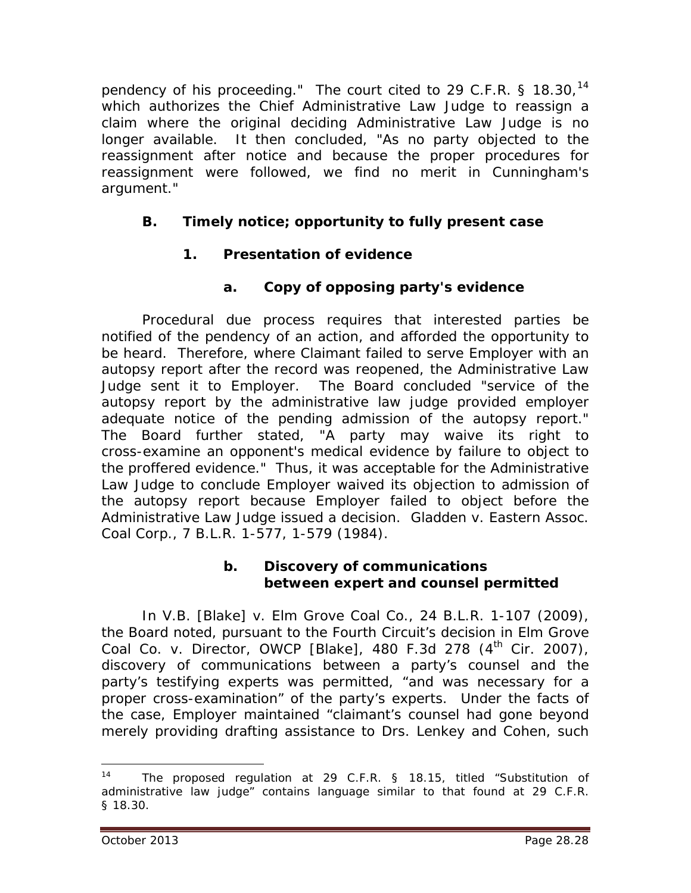pendency of his proceeding." The court cited to 29 C.F.R. § 18.30,[14] which authorizes the Chief Administrative Law Judge to reassign a claim where the original deciding Administrative Law Judge is no longer available. It then concluded, "As no party objected to the reassignment after notice and because the proper procedures for reassignment were followed, we find no merit in Cunningham's argument."

## B. Timely notice; opportunity to fully present case

### 1. Presentation of evidence

#### a. Copy of opposing party's evidence

Procedural due process requires that interested parties be notified of the pendency of an action, and afforded the opportunity to be heard. Therefore, where Claimant failed to serve Employer with an autopsy report after the record was reopened, the Administrative Law Judge sent it to Employer. The Board concluded "service of the autopsy report by the administrative law judge provided employer adequate notice of the pending admission of the autopsy report." The Board further stated, "A party may waive its right to cross-examine an opponent's medical evidence by failure to object to the proffered evidence." Thus, it was acceptable for the Administrative Law Judge to conclude Employer waived its objection to admission of the autopsy report because Employer failed to object before the Administrative Law Judge issued a decision. *Gladden v. Eastern Assoc. Coal Corp.*, 7 B.L.R. 1-577, 1-579 (1984).

#### b. Discovery of communications between expert and counsel permitted

In *V.B. [Blake] v. Elm Grove Coal Co.*, 24 B.L.R. 1-107 (2009), the Board noted, pursuant to the Fourth Circuit's decision in *Elm Grove Coal Co. v. Director, OWCP [Blake]*, 480 F.3d 278 (4th Cir. 2007), discovery of communications between a party's counsel and the party's testifying experts was permitted, "and was necessary for a proper cross-examination" of the party's experts. Under the facts of the case, Employer maintained "claimant's counsel had gone beyond merely providing drafting assistance to Drs. Lenkey and Cohen, such

---

[14] The proposed regulation at 29 C.F.R. § 18.15, titled "Substitution of administrative law judge" contains language similar to that found at 29 C.F.R. § 18.30.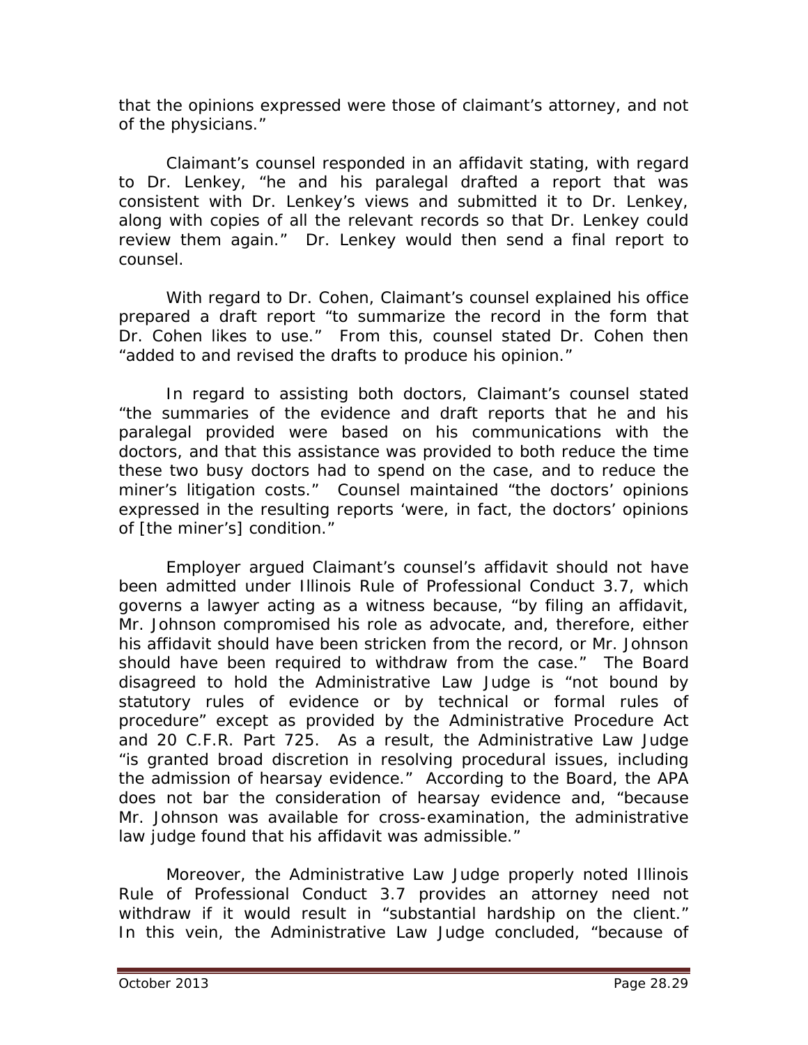that the opinions expressed were those of claimant's attorney, and not of the physicians."

Claimant's counsel responded in an affidavit stating, with regard to Dr. Lenkey, "he and his paralegal drafted a report that was consistent with Dr. Lenkey's views and submitted it to Dr. Lenkey, along with copies of all the relevant records so that Dr. Lenkey could review them again." Dr. Lenkey would then send a final report to counsel.

With regard to Dr. Cohen, Claimant's counsel explained his office prepared a draft report "to summarize the record in the form that Dr. Cohen likes to use." From this, counsel stated Dr. Cohen then "added to and revised the drafts to produce his opinion."

In regard to assisting both doctors, Claimant's counsel stated "the summaries of the evidence and draft reports that he and his paralegal provided were based on his communications with the doctors, and that this assistance was provided to both reduce the time these two busy doctors had to spend on the case, and to reduce the miner's litigation costs." Counsel maintained "the doctors' opinions expressed in the resulting reports 'were, in fact, the doctors' opinions of [the miner's] condition."

Employer argued Claimant's counsel's affidavit should not have been admitted under Illinois Rule of Professional Conduct 3.7, which governs a lawyer acting as a witness because, "by filing an affidavit, Mr. Johnson compromised his role as advocate, and, therefore, either his affidavit should have been stricken from the record, or Mr. Johnson should have been required to withdraw from the case." The Board disagreed to hold the Administrative Law Judge is "not bound by statutory rules of evidence or by technical or formal rules of procedure" except as provided by the Administrative Procedure Act and 20 C.F.R. Part 725. As a result, the Administrative Law Judge "is granted broad discretion in resolving procedural issues, including the admission of hearsay evidence." According to the Board, the APA does not bar the consideration of hearsay evidence and, "because Mr. Johnson was available for cross-examination, the administrative law judge found that his affidavit was admissible."

Moreover, the Administrative Law Judge properly noted Illinois Rule of Professional Conduct 3.7 provides an attorney need not withdraw if it would result in "substantial hardship on the client." In this vein, the Administrative Law Judge concluded, "because of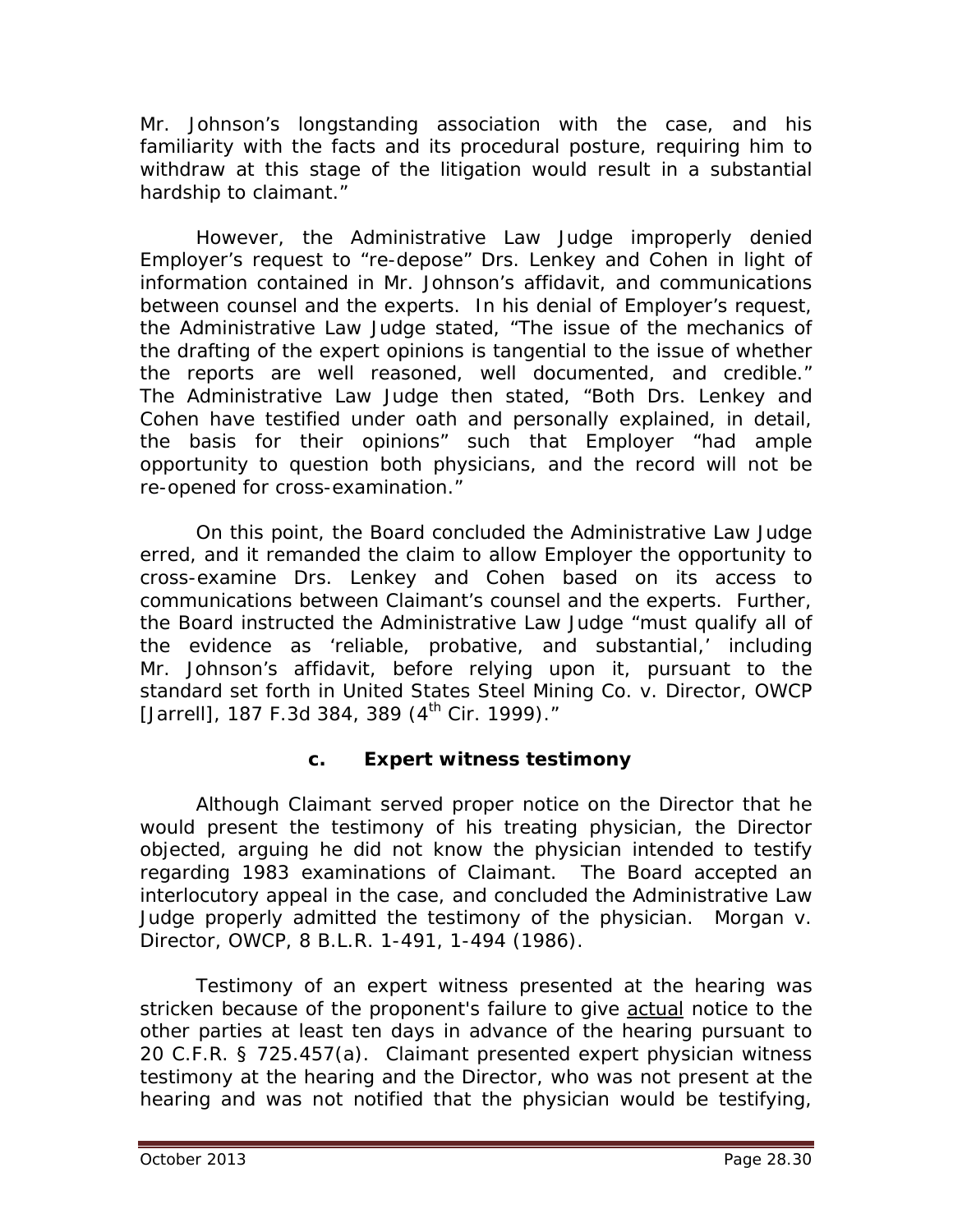Mr. Johnson's longstanding association with the case, and his familiarity with the facts and its procedural posture, requiring him to withdraw at this stage of the litigation would result in a substantial hardship to claimant."

However, the Administrative Law Judge improperly denied Employer's request to "re-depose" Drs. Lenkey and Cohen in light of information contained in Mr. Johnson's affidavit, and communications between counsel and the experts. In his denial of Employer's request, the Administrative Law Judge stated, "The issue of the mechanics of the drafting of the expert opinions is tangential to the issue of whether the reports are well reasoned, well documented, and credible." The Administrative Law Judge then stated, "Both Drs. Lenkey and Cohen have testified under oath and personally explained, in detail, the basis for their opinions" such that Employer "had ample opportunity to question both physicians, and the record will not be re-opened for cross-examination."

On this point, the Board concluded the Administrative Law Judge erred, and it remanded the claim to allow Employer the opportunity to cross-examine Drs. Lenkey and Cohen based on its access to communications between Claimant's counsel and the experts. Further, the Board instructed the Administrative Law Judge "must qualify all of the evidence as 'reliable, probative, and substantial,' including Mr. Johnson's affidavit, before relying upon it, pursuant to the standard set forth in *United States Steel Mining Co. v. Director, OWCP [Jarrell]*, 187 F.3d 384, 389 (4th Cir. 1999)."

### c. Expert witness testimony

Although Claimant served proper notice on the Director that he would present the testimony of his treating physician, the Director objected, arguing he did not know the physician intended to testify regarding 1983 examinations of Claimant. The Board accepted an interlocutory appeal in the case, and concluded the Administrative Law Judge properly admitted the testimony of the physician. *Morgan v. Director, OWCP*, 8 B.L.R. 1-491, 1-494 (1986).

Testimony of an expert witness presented at the hearing was stricken because of the proponent's failure to give actual notice to the other parties at least ten days in advance of the hearing pursuant to 20 C.F.R. § 725.457(a). Claimant presented expert physician witness testimony at the hearing and the Director, who was not present at the hearing and was not notified that the physician would be testifying,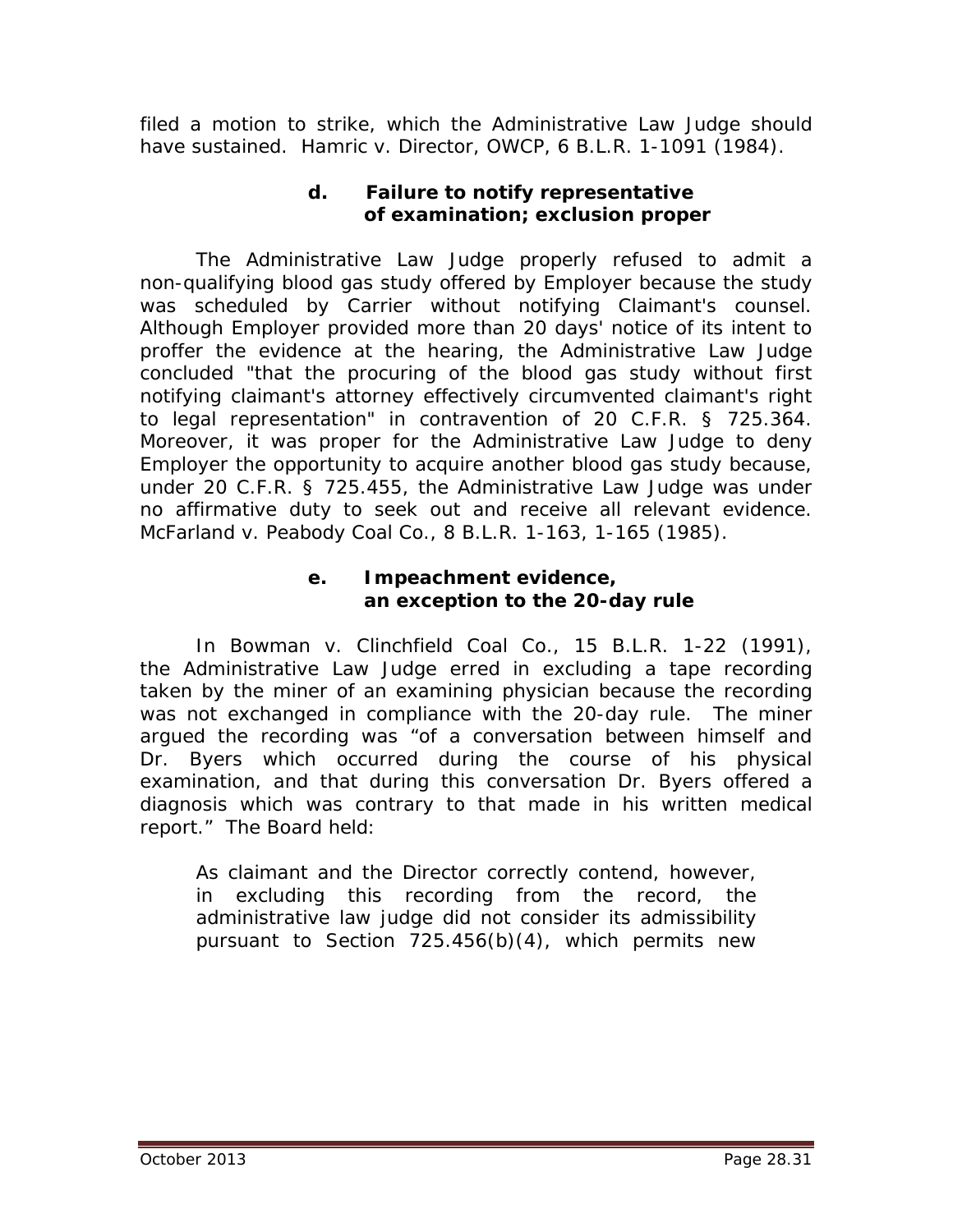filed a motion to strike, which the Administrative Law Judge should have sustained. *Hamric v. Director, OWCP*, 6 B.L.R. 1-1091 (1984).

#### d. Failure to notify representative of examination; exclusion proper

The Administrative Law Judge properly refused to admit a non-qualifying blood gas study offered by Employer because the study was scheduled by Carrier without notifying Claimant's counsel. Although Employer provided more than 20 days' notice of its intent to proffer the evidence at the hearing, the Administrative Law Judge concluded "that the procuring of the blood gas study without first notifying claimant's attorney effectively circumvented claimant's right to legal representation" in contravention of 20 C.F.R. § 725.364. Moreover, it was proper for the Administrative Law Judge to deny Employer the opportunity to acquire another blood gas study because, under 20 C.F.R. § 725.455, the Administrative Law Judge was under no affirmative duty to seek out and receive all relevant evidence. *McFarland v. Peabody Coal Co.*, 8 B.L.R. 1-163, 1-165 (1985).

#### e. Impeachment evidence, an exception to the 20-day rule

In *Bowman v. Clinchfield Coal Co.*, 15 B.L.R. 1-22 (1991), the Administrative Law Judge erred in excluding a tape recording taken by the miner of an examining physician because the recording was not exchanged in compliance with the 20-day rule. The miner argued the recording was "of a conversation between himself and Dr. Byers which occurred during the course of his physical examination, and that during this conversation Dr. Byers offered a diagnosis which was contrary to that made in his written medical report." The Board held:

> As claimant and the Director correctly contend, however, in excluding this recording from the record, the administrative law judge did not consider its admissibility pursuant to Section 725.456(b)(4), which permits new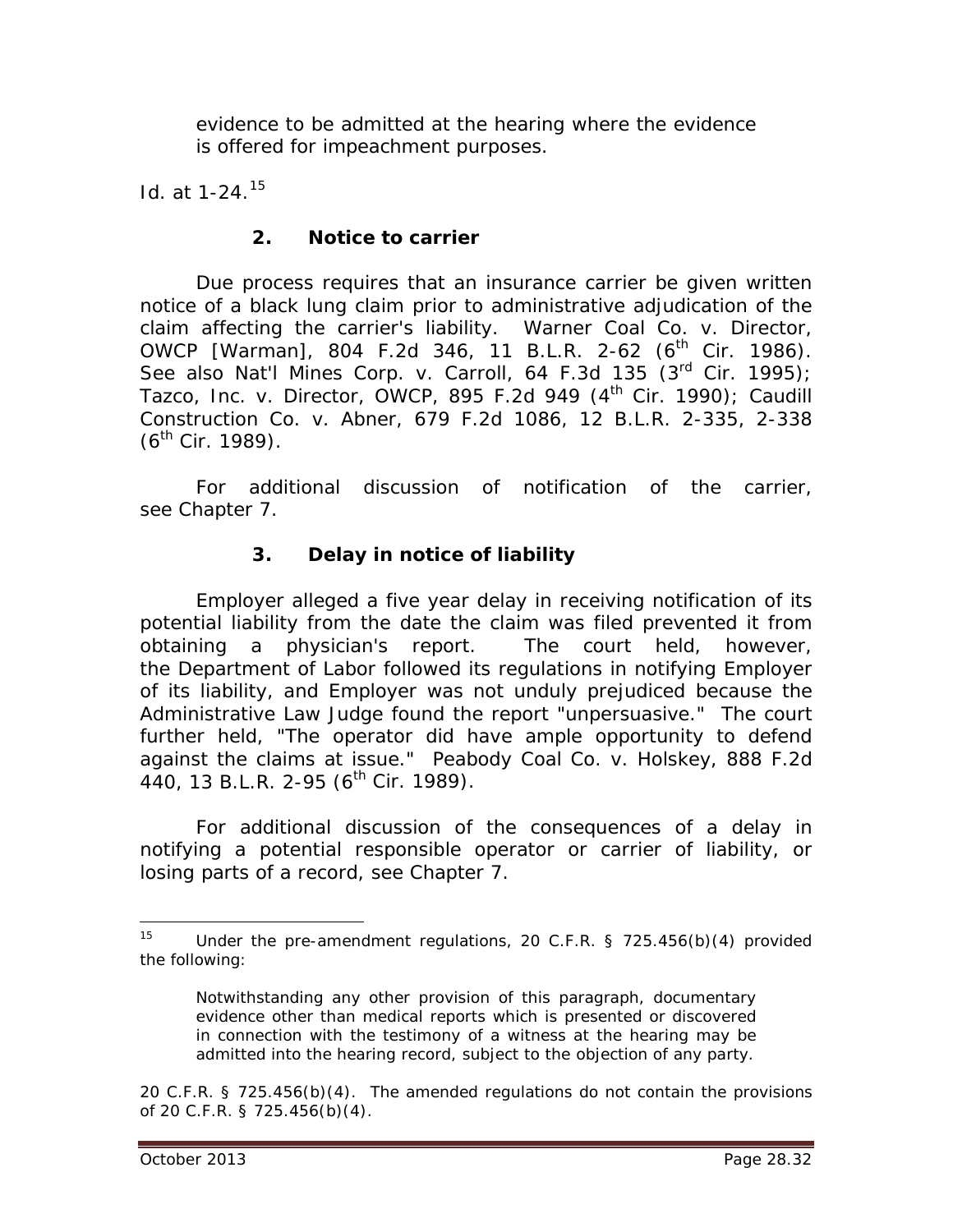> evidence to be admitted at the hearing where the evidence is offered for impeachment purposes.

*Id.* at 1-24.[15]

### 2. Notice to carrier

Due process requires that an insurance carrier be given written notice of a black lung claim prior to administrative adjudication of the claim affecting the carrier's liability. *Warner Coal Co. v. Director, OWCP [Warman]*, 804 F.2d 346, 11 B.L.R. 2-62 (6th Cir. 1986). *See also Nat'l Mines Corp. v. Carroll*, 64 F.3d 135 (3rd Cir. 1995); *Tazco, Inc. v. Director, OWCP*, 895 F.2d 949 (4th Cir. 1990); *Caudill Construction Co. v. Abner*, 679 F.2d 1086, 12 B.L.R. 2-335, 2-338 (6th Cir. 1989).

For additional discussion of notification of the carrier, *see* Chapter 7.

### 3. Delay in notice of liability

Employer alleged a five year delay in receiving notification of its potential liability from the date the claim was filed prevented it from obtaining a physician's report. The court held, however, the Department of Labor followed its regulations in notifying Employer of its liability, and Employer was not unduly prejudiced because the Administrative Law Judge found the report "unpersuasive." The court further held, "The operator did have ample opportunity to defend against the claims at issue." *Peabody Coal Co. v. Holskey*, 888 F.2d 440, 13 B.L.R. 2-95 (6th Cir. 1989).

For additional discussion of the consequences of a delay in notifying a potential responsible operator or carrier of liability, or losing parts of a record, *see* Chapter 7.

---

[15] Under the pre-amendment regulations, 20 C.F.R. § 725.456(b)(4) provided the following:

> Notwithstanding any other provision of this paragraph, documentary evidence other than medical reports which is presented or discovered in connection with the testimony of a witness at the hearing may be admitted into the hearing record, subject to the objection of any party.

20 C.F.R. § 725.456(b)(4). The amended regulations do not contain the provisions of 20 C.F.R. § 725.456(b)(4).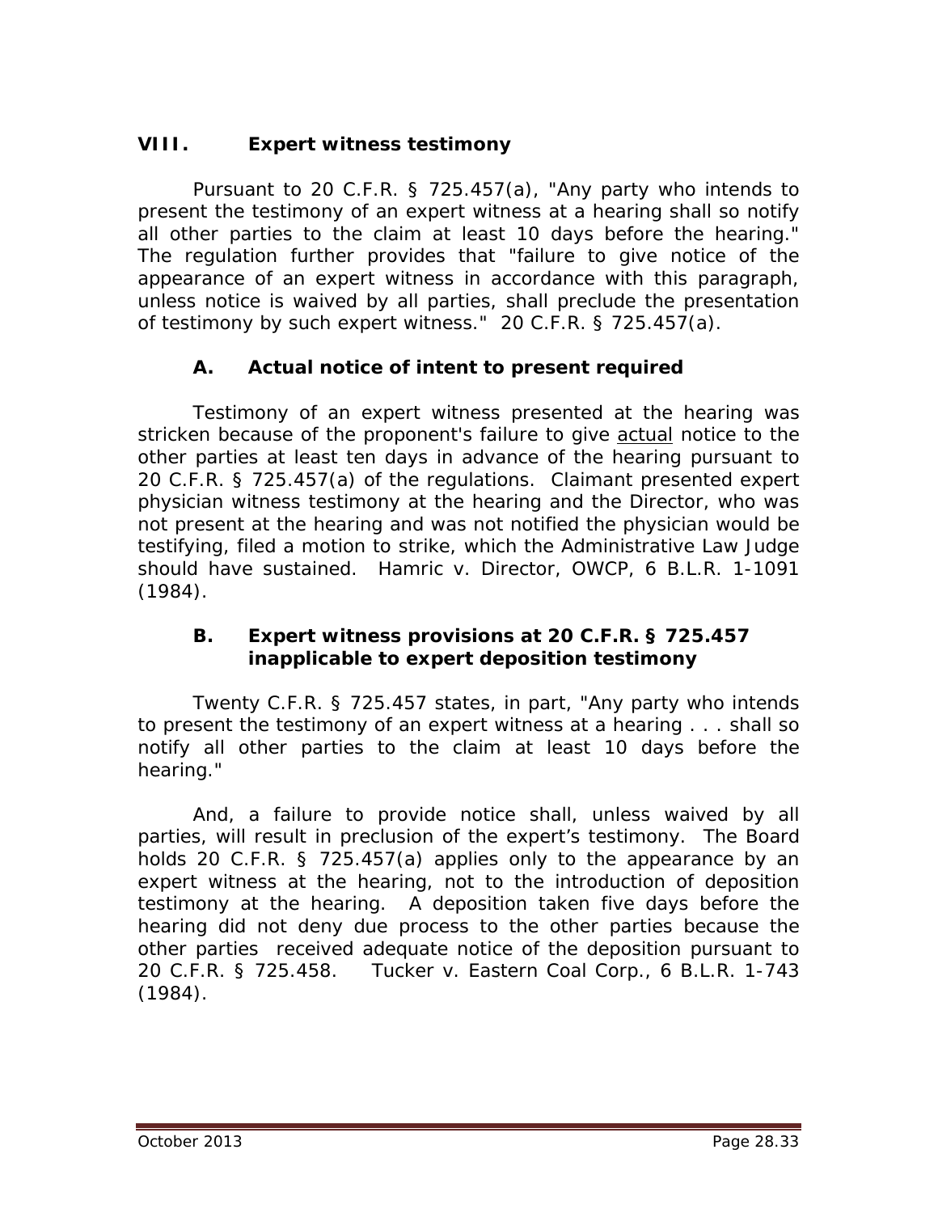## VIII. Expert witness testimony

Pursuant to 20 C.F.R. § 725.457(a), "Any party who intends to present the testimony of an expert witness at a hearing shall so notify all other parties to the claim at least 10 days before the hearing." The regulation further provides that "failure to give notice of the appearance of an expert witness in accordance with this paragraph, unless notice is waived by all parties, shall preclude the presentation of testimony by such expert witness." 20 C.F.R. § 725.457(a).

### A. Actual notice of intent to present required

Testimony of an expert witness presented at the hearing was stricken because of the proponent's failure to give actual notice to the other parties at least ten days in advance of the hearing pursuant to 20 C.F.R. § 725.457(a) of the regulations. Claimant presented expert physician witness testimony at the hearing and the Director, who was not present at the hearing and was not notified the physician would be testifying, filed a motion to strike, which the Administrative Law Judge should have sustained. *Hamric v. Director, OWCP*, 6 B.L.R. 1-1091 (1984).

### B. Expert witness provisions at 20 C.F.R. § 725.457 inapplicable to expert deposition testimony

Twenty C.F.R. § 725.457 states, in part, "Any party who intends to present the testimony of an expert witness at a hearing . . . shall so notify all other parties to the claim at least 10 days before the hearing."

And, a failure to provide notice shall, unless waived by all parties, will result in preclusion of the expert's testimony. The Board holds 20 C.F.R. § 725.457(a) applies only to the appearance by an expert witness at the hearing, not to the introduction of deposition testimony at the hearing. A deposition taken five days before the hearing did not deny due process to the other parties because the other parties received adequate notice of the deposition pursuant to 20 C.F.R. § 725.458. *Tucker v. Eastern Coal Corp.*, 6 B.L.R. 1-743 (1984).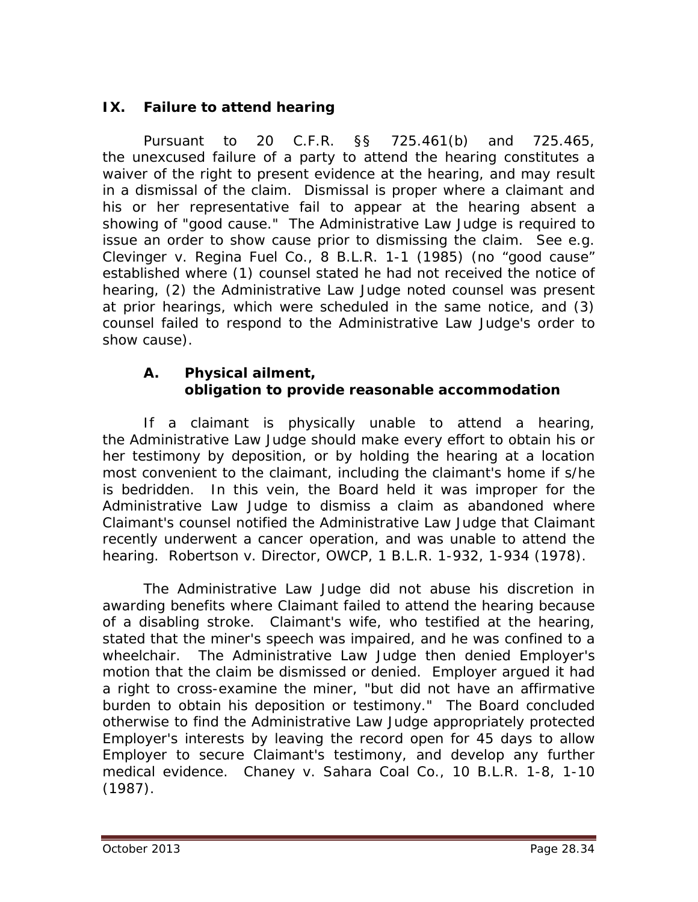## IX. Failure to attend hearing

Pursuant to 20 C.F.R. §§ 725.461(b) and 725.465, the unexcused failure of a party to attend the hearing constitutes a waiver of the right to present evidence at the hearing, and may result in a dismissal of the claim. Dismissal is proper where a claimant and his or her representative fail to appear at the hearing absent a showing of "good cause." The Administrative Law Judge is required to issue an order to show cause prior to dismissing the claim. *See e.g. Clevinger v. Regina Fuel Co.*, 8 B.L.R. 1-1 (1985) (no "good cause" established where (1) counsel stated he had not received the notice of hearing, (2) the Administrative Law Judge noted counsel was present at prior hearings, which were scheduled in the same notice, and (3) counsel failed to respond to the Administrative Law Judge's order to show cause).

### A. Physical ailment, obligation to provide reasonable accommodation

If a claimant is physically unable to attend a hearing, the Administrative Law Judge should make every effort to obtain his or her testimony by deposition, or by holding the hearing at a location most convenient to the claimant, including the claimant's home if s/he is bedridden. In this vein, the Board held it was improper for the Administrative Law Judge to dismiss a claim as abandoned where Claimant's counsel notified the Administrative Law Judge that Claimant recently underwent a cancer operation, and was unable to attend the hearing. *Robertson v. Director, OWCP*, 1 B.L.R. 1-932, 1-934 (1978).

The Administrative Law Judge did not abuse his discretion in awarding benefits where Claimant failed to attend the hearing because of a disabling stroke. Claimant's wife, who testified at the hearing, stated that the miner's speech was impaired, and he was confined to a wheelchair. The Administrative Law Judge then denied Employer's motion that the claim be dismissed or denied. Employer argued it had a right to cross-examine the miner, "but did not have an affirmative burden to obtain his deposition or testimony." The Board concluded otherwise to find the Administrative Law Judge appropriately protected Employer's interests by leaving the record open for 45 days to allow Employer to secure Claimant's testimony, and develop any further medical evidence. *Chaney v. Sahara Coal Co.*, 10 B.L.R. 1-8, 1-10 (1987).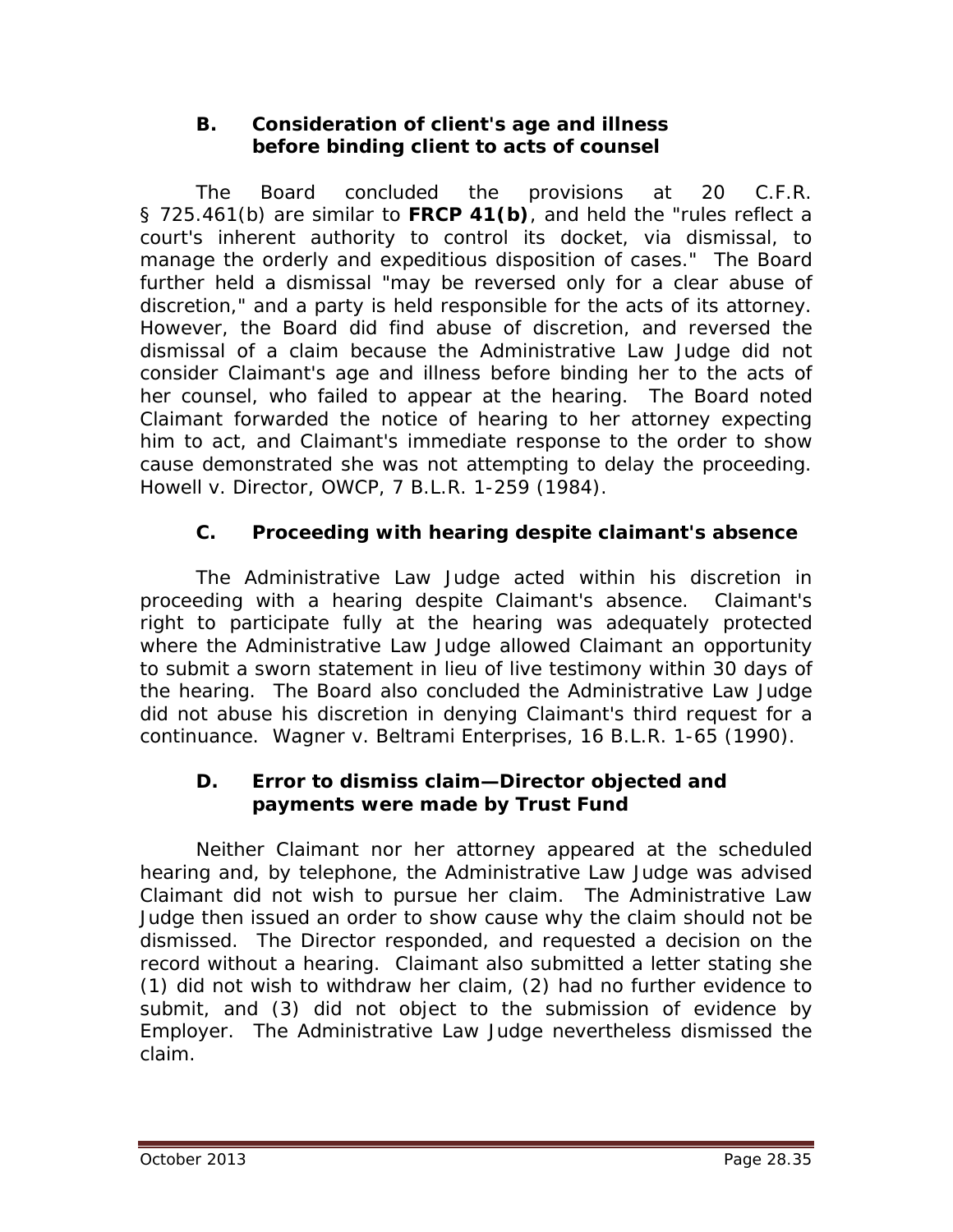### B. Consideration of client's age and illness before binding client to acts of counsel

The Board concluded the provisions at 20 C.F.R. § 725.461(b) are similar to **FRCP 41(b)**, and held the "rules reflect a court's inherent authority to control its docket, via dismissal, to manage the orderly and expeditious disposition of cases." The Board further held a dismissal "may be reversed only for a clear abuse of discretion," and a party is held responsible for the acts of its attorney. However, the Board did find abuse of discretion, and reversed the dismissal of a claim because the Administrative Law Judge did not consider Claimant's age and illness before binding her to the acts of her counsel, who failed to appear at the hearing. The Board noted Claimant forwarded the notice of hearing to her attorney expecting him to act, and Claimant's immediate response to the order to show cause demonstrated she was not attempting to delay the proceeding. *Howell v. Director, OWCP*, 7 B.L.R. 1-259 (1984).

### C. Proceeding with hearing despite claimant's absence

The Administrative Law Judge acted within his discretion in proceeding with a hearing despite Claimant's absence. Claimant's right to participate fully at the hearing was adequately protected where the Administrative Law Judge allowed Claimant an opportunity to submit a sworn statement in lieu of live testimony within 30 days of the hearing. The Board also concluded the Administrative Law Judge did not abuse his discretion in denying Claimant's third request for a continuance. *Wagner v. Beltrami Enterprises*, 16 B.L.R. 1-65 (1990).

### D. Error to dismiss claim—Director objected and payments were made by Trust Fund

Neither Claimant nor her attorney appeared at the scheduled hearing and, by telephone, the Administrative Law Judge was advised Claimant did not wish to pursue her claim. The Administrative Law Judge then issued an order to show cause why the claim should not be dismissed. The Director responded, and requested a decision on the record without a hearing. Claimant also submitted a letter stating she (1) did not wish to withdraw her claim, (2) had no further evidence to submit, and (3) did not object to the submission of evidence by Employer. The Administrative Law Judge nevertheless dismissed the claim.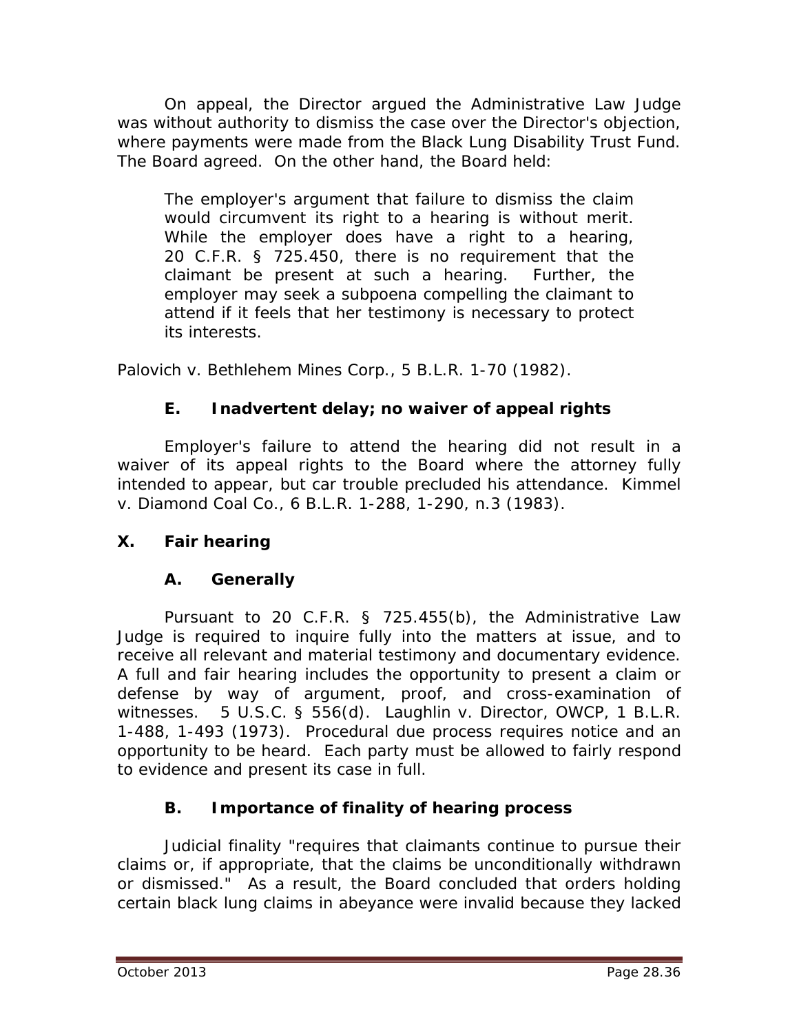On appeal, the Director argued the Administrative Law Judge was without authority to dismiss the case over the Director's objection, where payments were made from the Black Lung Disability Trust Fund. The Board agreed. On the other hand, the Board held:

> The employer's argument that failure to dismiss the claim would circumvent its right to a hearing is without merit. While the employer does have a right to a hearing, 20 C.F.R. § 725.450, there is no requirement that the claimant be present at such a hearing. Further, the employer may seek a subpoena compelling the claimant to attend if it feels that her testimony is necessary to protect its interests.

*Palovich v. Bethlehem Mines Corp.*, 5 B.L.R. 1-70 (1982).

### E. Inadvertent delay; no waiver of appeal rights

Employer's failure to attend the hearing did not result in a waiver of its appeal rights to the Board where the attorney fully intended to appear, but car trouble precluded his attendance. *Kimmel v. Diamond Coal Co.*, 6 B.L.R. 1-288, 1-290, n.3 (1983).

## X. Fair hearing

### A. Generally

Pursuant to 20 C.F.R. § 725.455(b), the Administrative Law Judge is required to inquire fully into the matters at issue, and to receive all relevant and material testimony and documentary evidence. A full and fair hearing includes the opportunity to present a claim or defense by way of argument, proof, and cross-examination of witnesses. 5 U.S.C. § 556(d). *Laughlin v. Director, OWCP*, 1 B.L.R. 1-488, 1-493 (1973). Procedural due process requires notice and an opportunity to be heard. Each party must be allowed to fairly respond to evidence and present its case in full.

### B. Importance of finality of hearing process

Judicial finality "requires that claimants continue to pursue their claims or, if appropriate, that the claims be unconditionally withdrawn or dismissed." As a result, the Board concluded that orders holding certain black lung claims in abeyance were invalid because they lacked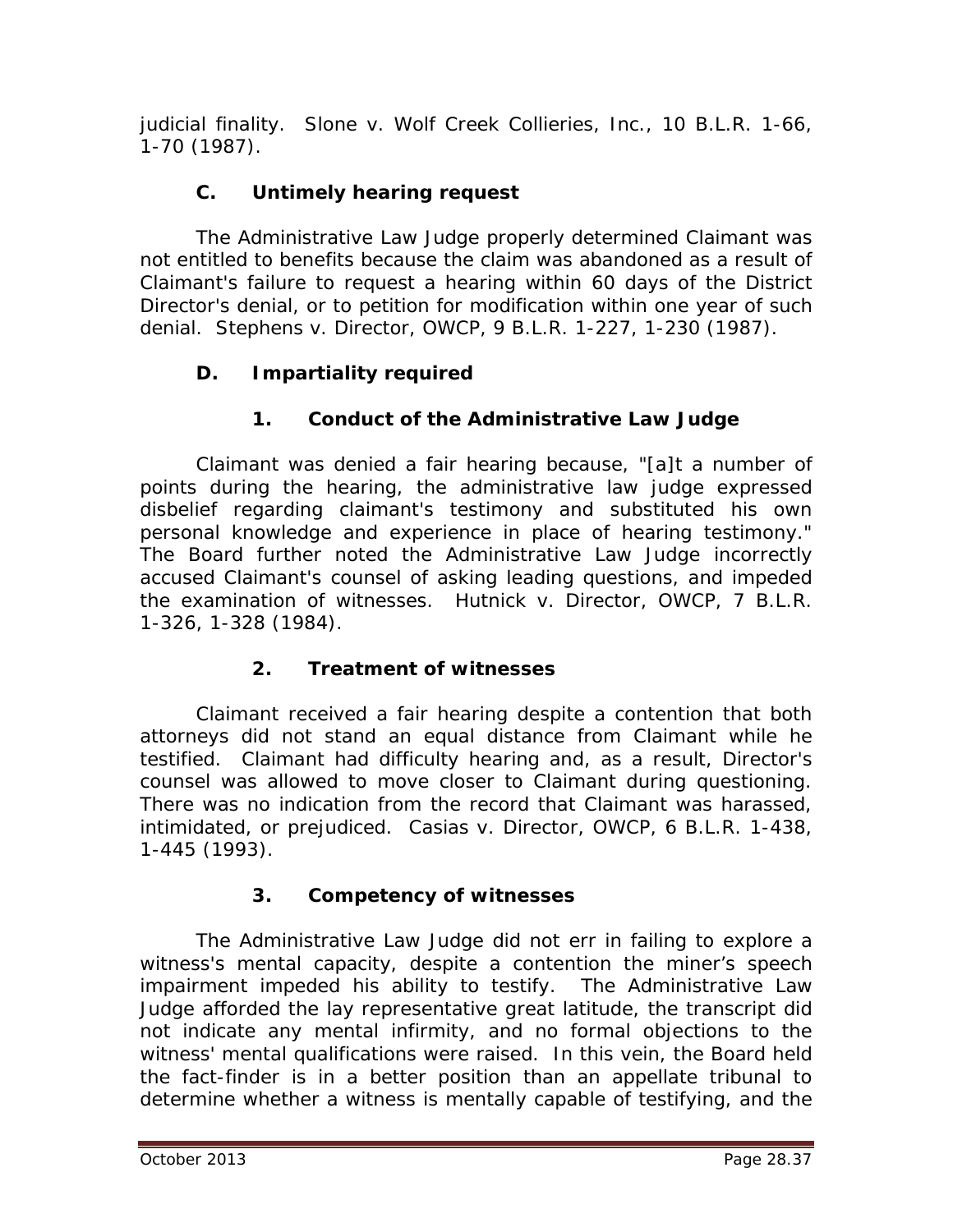judicial finality. *Slone v. Wolf Creek Collieries, Inc.*, 10 B.L.R. 1-66, 1-70 (1987).

### C. Untimely hearing request

The Administrative Law Judge properly determined Claimant was not entitled to benefits because the claim was abandoned as a result of Claimant's failure to request a hearing within 60 days of the District Director's denial, or to petition for modification within one year of such denial. *Stephens v. Director, OWCP*, 9 B.L.R. 1-227, 1-230 (1987).

### D. Impartiality required

#### 1. Conduct of the Administrative Law Judge

Claimant was denied a fair hearing because, "[a]t a number of points during the hearing, the administrative law judge expressed disbelief regarding claimant's testimony and substituted his own personal knowledge and experience in place of hearing testimony." The Board further noted the Administrative Law Judge incorrectly accused Claimant's counsel of asking leading questions, and impeded the examination of witnesses. *Hutnick v. Director, OWCP*, 7 B.L.R. 1-326, 1-328 (1984).

#### 2. Treatment of witnesses

Claimant received a fair hearing despite a contention that both attorneys did not stand an equal distance from Claimant while he testified. Claimant had difficulty hearing and, as a result, Director's counsel was allowed to move closer to Claimant during questioning. There was no indication from the record that Claimant was harassed, intimidated, or prejudiced. *Casias v. Director, OWCP*, 6 B.L.R. 1-438, 1-445 (1993).

#### 3. Competency of witnesses

The Administrative Law Judge did not err in failing to explore a witness's mental capacity, despite a contention the miner's speech impairment impeded his ability to testify. The Administrative Law Judge afforded the lay representative great latitude, the transcript did not indicate any mental infirmity, and no formal objections to the witness' mental qualifications were raised. In this vein, the Board held the fact-finder is in a better position than an appellate tribunal to determine whether a witness is mentally capable of testifying, and the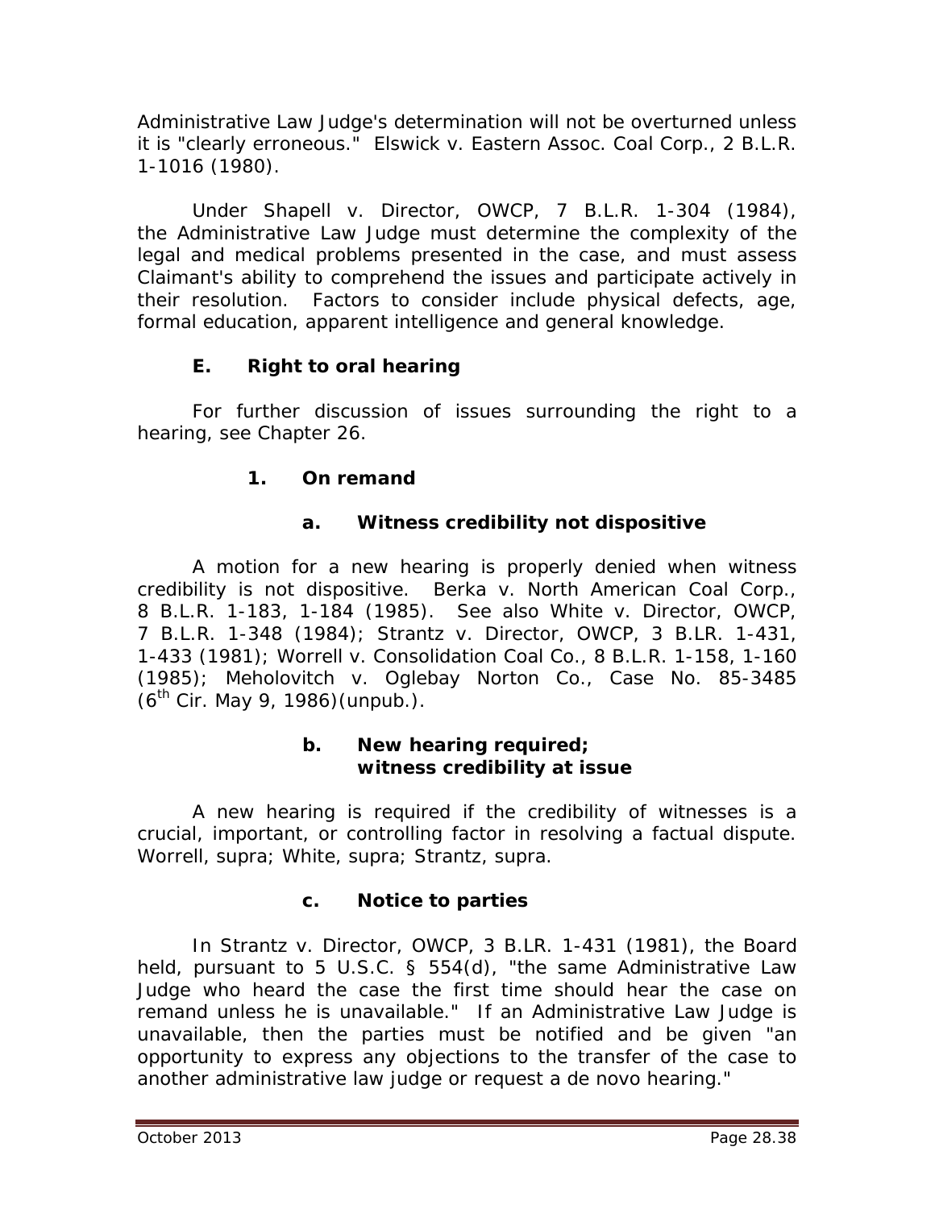Administrative Law Judge's determination will not be overturned unless it is "clearly erroneous." *Elswick v. Eastern Assoc. Coal Corp.*, 2 B.L.R. 1-1016 (1980).

Under *Shapell v. Director, OWCP*, 7 B.L.R. 1-304 (1984), the Administrative Law Judge must determine the complexity of the legal and medical problems presented in the case, and must assess Claimant's ability to comprehend the issues and participate actively in their resolution. Factors to consider include physical defects, age, formal education, apparent intelligence and general knowledge.

### E. Right to oral hearing

For further discussion of issues surrounding the right to a hearing, see Chapter 26.

#### 1. On remand

##### a. Witness credibility not dispositive

A motion for a new hearing is properly denied when witness credibility is not dispositive. *Berka v. North American Coal Corp.*, 8 B.L.R. 1-183, 1-184 (1985). *See also White v. Director, OWCP*, 7 B.L.R. 1-348 (1984); *Strantz v. Director, OWCP*, 3 B.LR. 1-431, 1-433 (1981); *Worrell v. Consolidation Coal Co.*, 8 B.L.R. 1-158, 1-160 (1985); *Meholovitch v. Oglebay Norton Co.*, Case No. 85-3485 (6th Cir. May 9, 1986)(unpub.).

##### b. New hearing required; witness credibility at issue

A new hearing is required if the credibility of witnesses is a crucial, important, or controlling factor in resolving a factual dispute. *Worrell, supra*; *White, supra*; *Strantz, supra*.

##### c. Notice to parties

In *Strantz v. Director, OWCP*, 3 B.LR. 1-431 (1981), the Board held, pursuant to 5 U.S.C. § 554(d), "the same Administrative Law Judge who heard the case the first time should hear the case on remand unless he is unavailable." If an Administrative Law Judge is unavailable, then the parties must be notified and be given "an opportunity to express any objections to the transfer of the case to another administrative law judge or request a de novo hearing."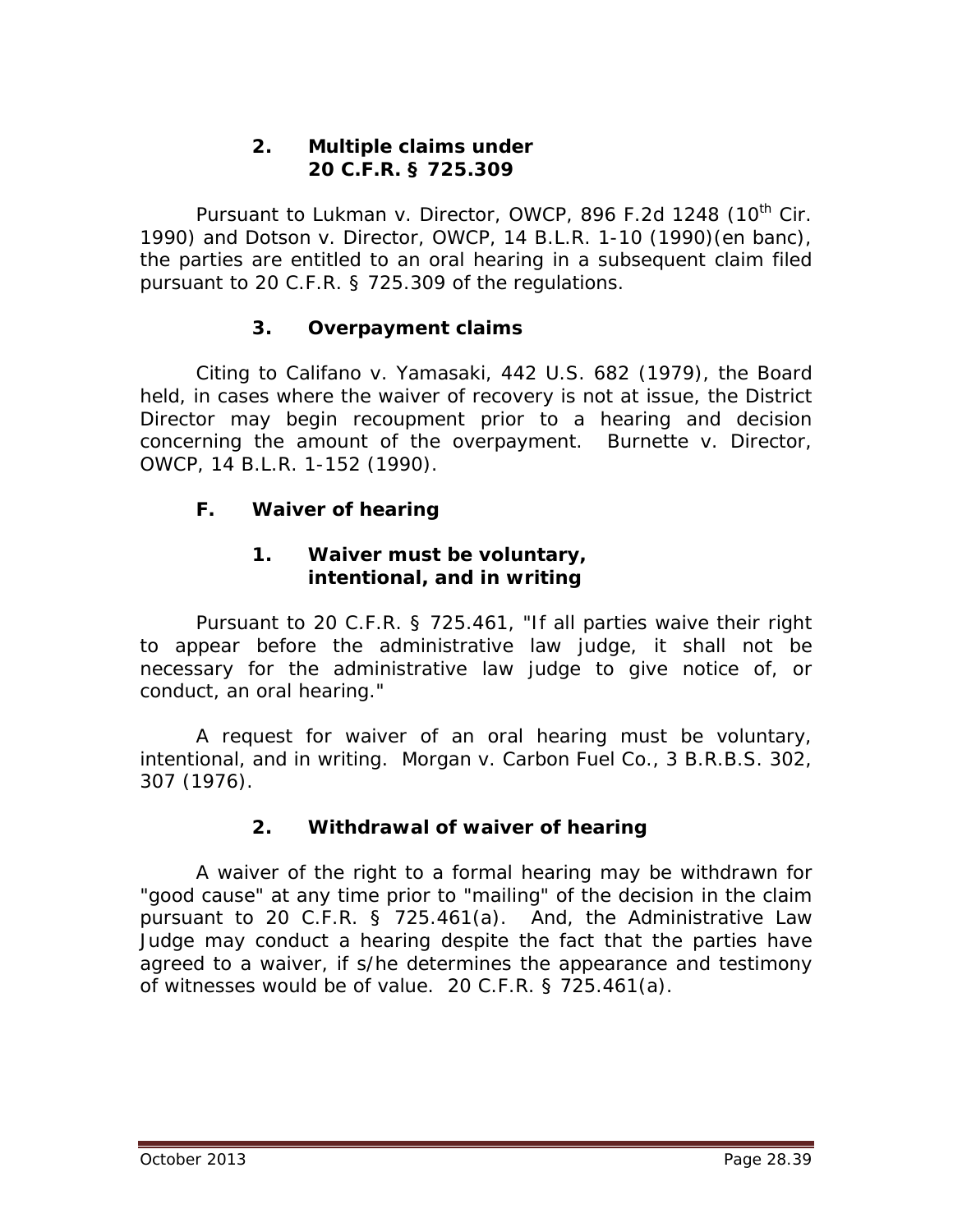### 2. Multiple claims under 20 C.F.R. § 725.309

Pursuant to *Lukman v. Director, OWCP*, 896 F.2d 1248 (10th Cir. 1990) and *Dotson v. Director, OWCP*, 14 B.L.R. 1-10 (1990)(en banc), the parties are entitled to an oral hearing in a subsequent claim filed pursuant to 20 C.F.R. § 725.309 of the regulations.

### 3. Overpayment claims

Citing to *Califano v. Yamasaki*, 442 U.S. 682 (1979), the Board held, in cases where the waiver of recovery is not at issue, the District Director may begin recoupment prior to a hearing and decision concerning the amount of the overpayment. *Burnette v. Director, OWCP*, 14 B.L.R. 1-152 (1990).

## F. Waiver of hearing

### 1. Waiver must be voluntary, intentional, and in writing

Pursuant to 20 C.F.R. § 725.461, "If all parties waive their right to appear before the administrative law judge, it shall not be necessary for the administrative law judge to give notice of, or conduct, an oral hearing."

A request for waiver of an oral hearing must be voluntary, intentional, and in writing. *Morgan v. Carbon Fuel Co.*, 3 B.R.B.S. 302, 307 (1976).

### 2. Withdrawal of waiver of hearing

A waiver of the right to a formal hearing may be withdrawn for "good cause" at any time prior to "mailing" of the decision in the claim pursuant to 20 C.F.R. § 725.461(a). And, the Administrative Law Judge may conduct a hearing despite the fact that the parties have agreed to a waiver, if s/he determines the appearance and testimony of witnesses would be of value. 20 C.F.R. § 725.461(a).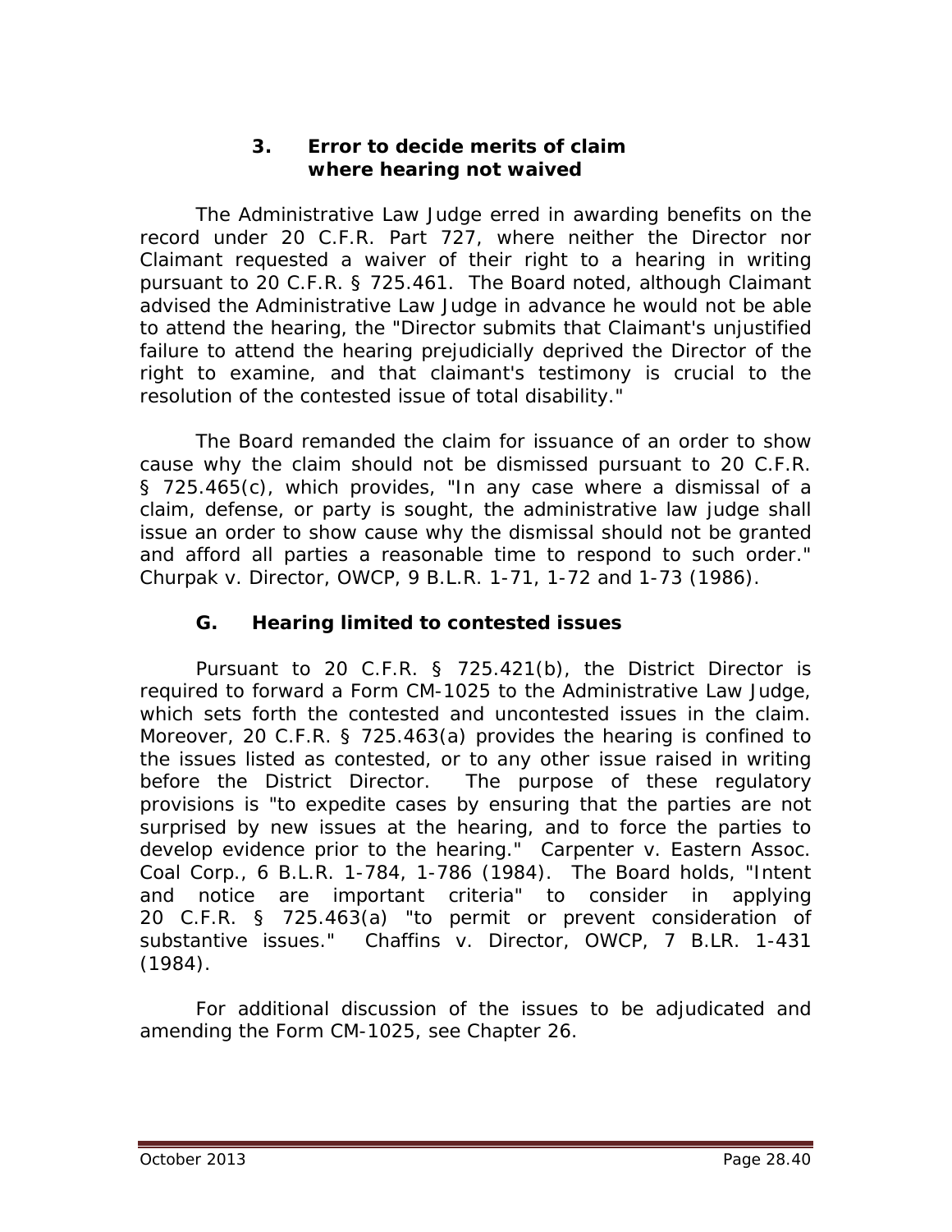### 3. Error to decide merits of claim where hearing not waived

The Administrative Law Judge erred in awarding benefits on the record under 20 C.F.R. Part 727, where neither the Director nor Claimant requested a waiver of their right to a hearing in writing pursuant to 20 C.F.R. § 725.461. The Board noted, although Claimant advised the Administrative Law Judge in advance he would not be able to attend the hearing, the "Director submits that Claimant's unjustified failure to attend the hearing prejudicially deprived the Director of the right to examine, and that claimant's testimony is crucial to the resolution of the contested issue of total disability."

The Board remanded the claim for issuance of an order to show cause why the claim should not be dismissed pursuant to 20 C.F.R. § 725.465(c), which provides, "In any case where a dismissal of a claim, defense, or party is sought, the administrative law judge shall issue an order to show cause why the dismissal should not be granted and afford all parties a reasonable time to respond to such order." *Churpak v. Director, OWCP*, 9 B.L.R. 1-71, 1-72 and 1-73 (1986).

## G. Hearing limited to contested issues

Pursuant to 20 C.F.R. § 725.421(b), the District Director is required to forward a Form CM-1025 to the Administrative Law Judge, which sets forth the contested and uncontested issues in the claim. Moreover, 20 C.F.R. § 725.463(a) provides the hearing is confined to the issues listed as contested, or to any other issue raised in writing before the District Director. The purpose of these regulatory provisions is "to expedite cases by ensuring that the parties are not surprised by new issues at the hearing, and to force the parties to develop evidence prior to the hearing." *Carpenter v. Eastern Assoc. Coal Corp.*, 6 B.L.R. 1-784, 1-786 (1984). The Board holds, "Intent and notice are important criteria" to consider in applying 20 C.F.R. § 725.463(a) "to permit or prevent consideration of substantive issues." *Chaffins v. Director, OWCP*, 7 B.LR. 1-431 (1984).

For additional discussion of the issues to be adjudicated and amending the Form CM-1025, see Chapter 26.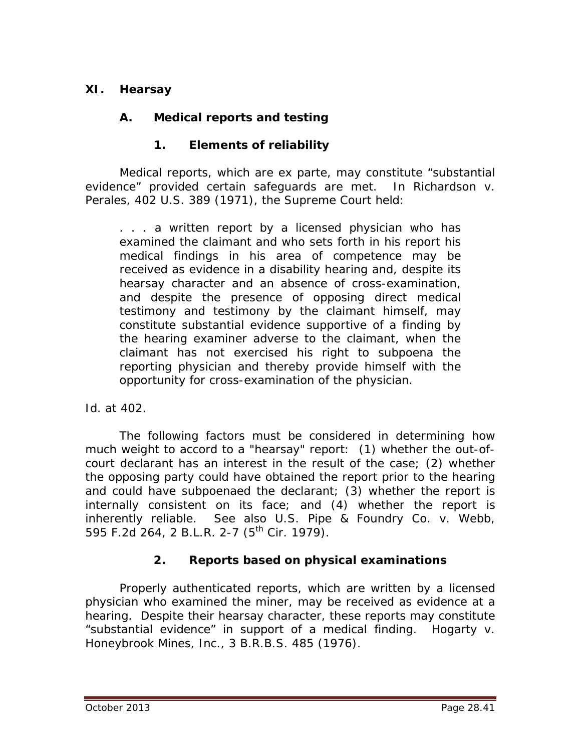## XI. Hearsay

### A. Medical reports and testing

#### 1. Elements of reliability

Medical reports, which are ex parte, may constitute "substantial evidence" provided certain safeguards are met. In *Richardson v. Perales*, 402 U.S. 389 (1971), the Supreme Court held:

> . . . a written report by a licensed physician who has examined the claimant and who sets forth in his report his medical findings in his area of competence may be received as evidence in a disability hearing and, despite its hearsay character and an absence of cross-examination, and despite the presence of opposing direct medical testimony and testimony by the claimant himself, may constitute substantial evidence supportive of a finding by the hearing examiner adverse to the claimant, when the claimant has not exercised his right to subpoena the reporting physician and thereby provide himself with the opportunity for cross-examination of the physician.

*Id.* at 402.

The following factors must be considered in determining how much weight to accord to a "hearsay" report: (1) whether the out-of-court declarant has an interest in the result of the case; (2) whether the opposing party could have obtained the report prior to the hearing and could have subpoenaed the declarant; (3) whether the report is internally consistent on its face; and (4) whether the report is inherently reliable. *See also U.S. Pipe & Foundry Co. v. Webb*, 595 F.2d 264, 2 B.L.R. 2-7 (5th Cir. 1979).

#### 2. Reports based on physical examinations

Properly authenticated reports, which are written by a licensed physician who examined the miner, may be received as evidence at a hearing. Despite their hearsay character, these reports may constitute "substantial evidence" in support of a medical finding. *Hogarty v. Honeybrook Mines, Inc.*, 3 B.R.B.S. 485 (1976).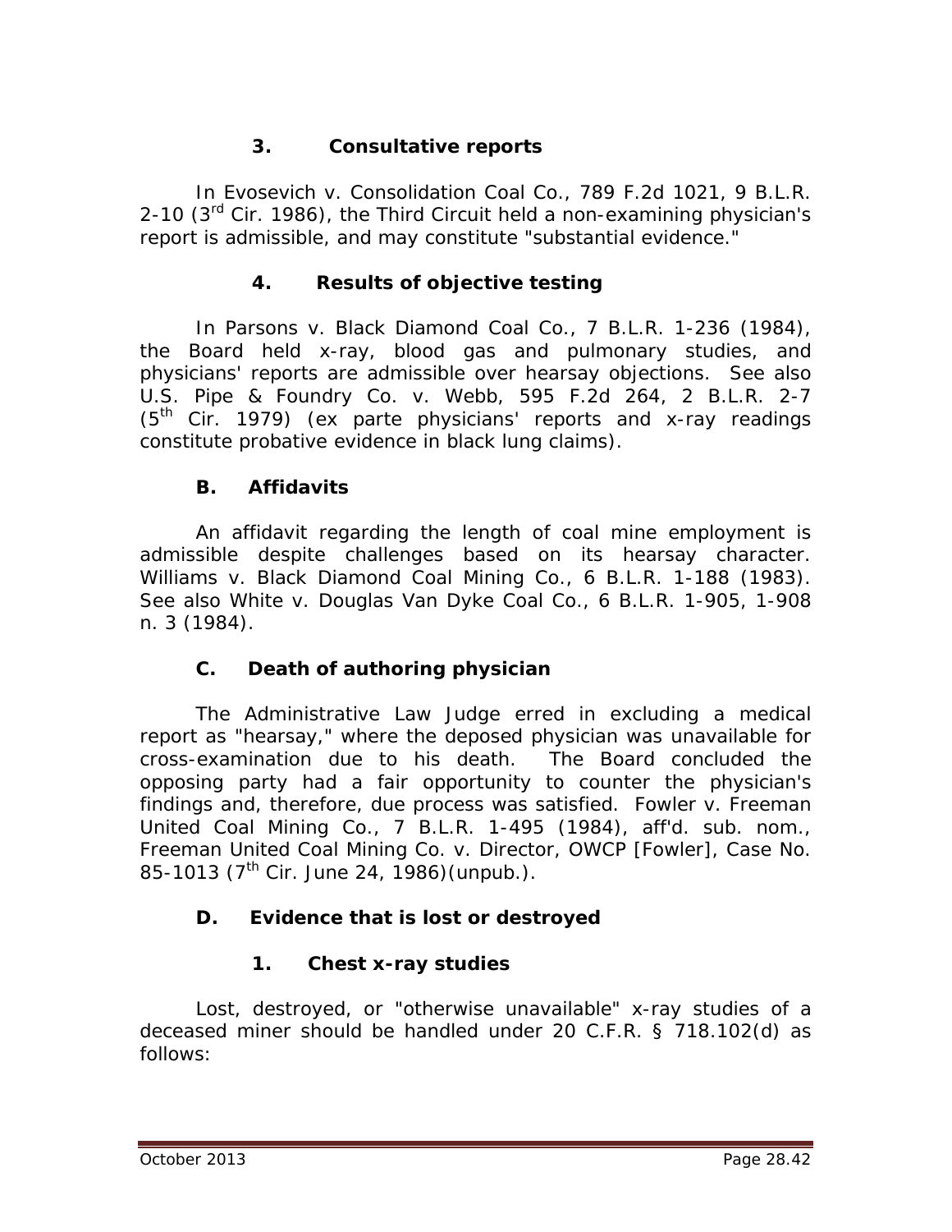### 3. Consultative reports

In *Evosevich v. Consolidation Coal Co.*, 789 F.2d 1021, 9 B.L.R. 2-10 (3rd Cir. 1986), the Third Circuit held a non-examining physician's report is admissible, and may constitute "substantial evidence."

### 4. Results of objective testing

In *Parsons v. Black Diamond Coal Co.*, 7 B.L.R. 1-236 (1984), the Board held x-ray, blood gas and pulmonary studies, and physicians' reports are admissible over hearsay objections. *See also U.S. Pipe & Foundry Co. v. Webb*, 595 F.2d 264, 2 B.L.R. 2-7 (5th Cir. 1979) (ex parte physicians' reports and x-ray readings constitute probative evidence in black lung claims).

## B. Affidavits

An affidavit regarding the length of coal mine employment is admissible despite challenges based on its hearsay character. *Williams v. Black Diamond Coal Mining Co.*, 6 B.L.R. 1-188 (1983). *See also White v. Douglas Van Dyke Coal Co.*, 6 B.L.R. 1-905, 1-908 n. 3 (1984).

## C. Death of authoring physician

The Administrative Law Judge erred in excluding a medical report as "hearsay," where the deposed physician was unavailable for cross-examination due to his death. The Board concluded the opposing party had a fair opportunity to counter the physician's findings and, therefore, due process was satisfied. *Fowler v. Freeman United Coal Mining Co.*, 7 B.L.R. 1-495 (1984), *aff'd. sub. nom.*, *Freeman United Coal Mining Co. v. Director, OWCP [Fowler]*, Case No. 85-1013 (7th Cir. June 24, 1986)(unpub.).

## D. Evidence that is lost or destroyed

### 1. Chest x-ray studies

Lost, destroyed, or "otherwise unavailable" x-ray studies of a deceased miner should be handled under 20 C.F.R. § 718.102(d) as follows: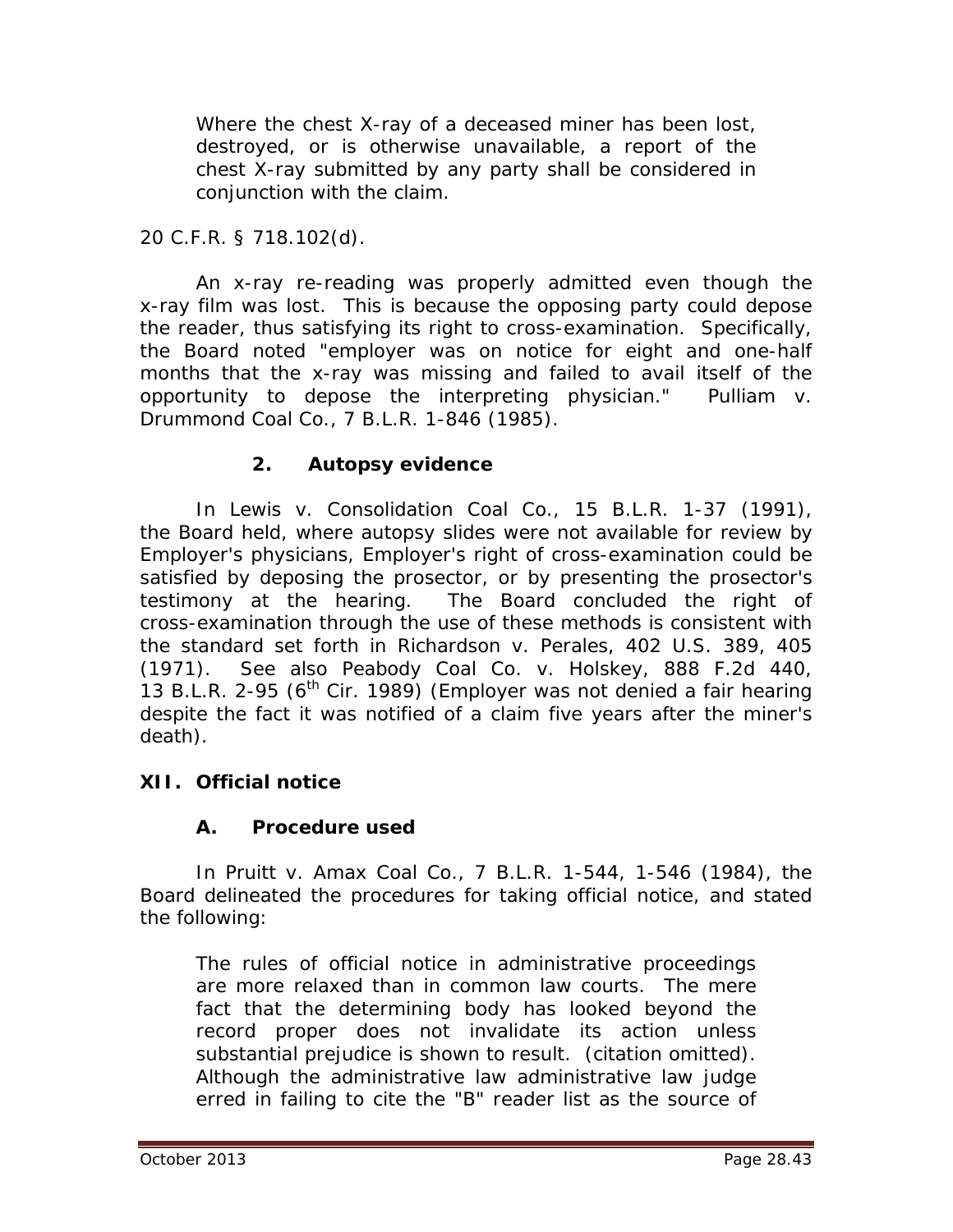> Where the chest X-ray of a deceased miner has been lost, destroyed, or is otherwise unavailable, a report of the chest X-ray submitted by any party shall be considered in conjunction with the claim.

20 C.F.R. § 718.102(d).

An x-ray re-reading was properly admitted even though the x-ray film was lost. This is because the opposing party could depose the reader, thus satisfying its right to cross-examination. Specifically, the Board noted "employer was on notice for eight and one-half months that the x-ray was missing and failed to avail itself of the opportunity to depose the interpreting physician." *Pulliam v. Drummond Coal Co.*, 7 B.L.R. 1-846 (1985).

### 2. Autopsy evidence

In *Lewis v. Consolidation Coal Co.*, 15 B.L.R. 1-37 (1991), the Board held, where autopsy slides were not available for review by Employer's physicians, Employer's right of cross-examination could be satisfied by deposing the prosector, or by presenting the prosector's testimony at the hearing. The Board concluded the right of cross-examination through the use of these methods is consistent with the standard set forth in *Richardson v. Perales*, 402 U.S. 389, 405 (1971). *See also Peabody Coal Co. v. Holskey*, 888 F.2d 440, 13 B.L.R. 2-95 (6th Cir. 1989) (Employer was not denied a fair hearing despite the fact it was notified of a claim five years after the miner's death).

## XII. Official notice

### A. Procedure used

In *Pruitt v. Amax Coal Co.*, 7 B.L.R. 1-544, 1-546 (1984), the Board delineated the procedures for taking official notice, and stated the following:

> The rules of official notice in administrative proceedings are more relaxed than in common law courts. The mere fact that the determining body has looked beyond the record proper does not invalidate its action unless substantial prejudice is shown to result. (citation omitted). Although the administrative law administrative law judge erred in failing to cite the "B" reader list as the source of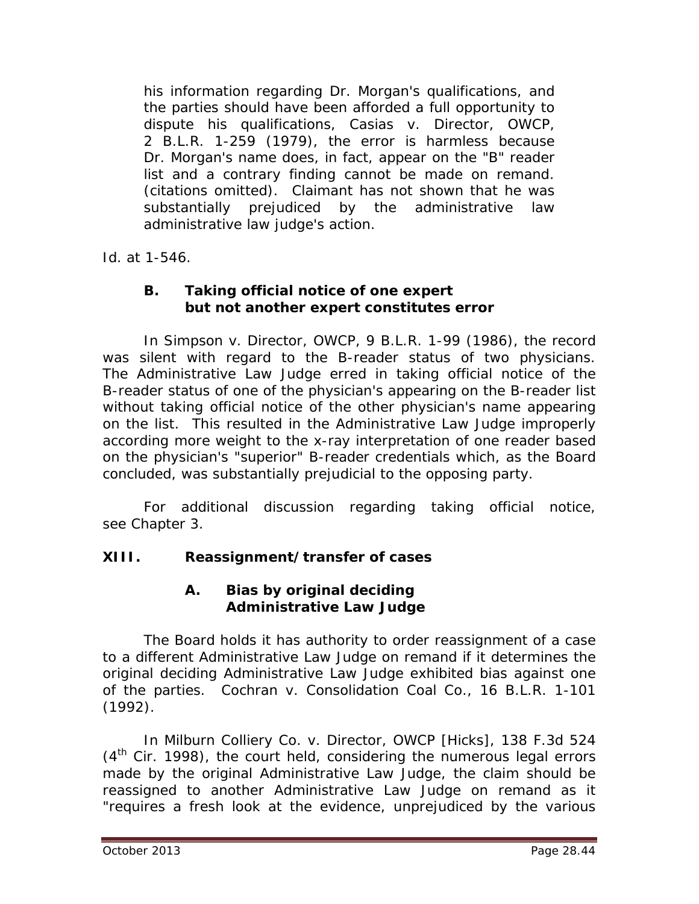> his information regarding Dr. Morgan's qualifications, and the parties should have been afforded a full opportunity to dispute his qualifications, *Casias v. Director, OWCP*, 2 B.L.R. 1-259 (1979), the error is harmless because Dr. Morgan's name does, in fact, appear on the "B" reader list and a contrary finding cannot be made on remand. (citations omitted). Claimant has not shown that he was substantially prejudiced by the administrative law administrative law judge's action.

*Id.* at 1-546.

### B. Taking official notice of one expert but not another expert constitutes error

In *Simpson v. Director, OWCP*, 9 B.L.R. 1-99 (1986), the record was silent with regard to the B-reader status of two physicians. The Administrative Law Judge erred in taking official notice of the B-reader status of one of the physician's appearing on the B-reader list without taking official notice of the other physician's name appearing on the list. This resulted in the Administrative Law Judge improperly according more weight to the x-ray interpretation of one reader based on the physician's "superior" B-reader credentials which, as the Board concluded, was substantially prejudicial to the opposing party.

For additional discussion regarding taking official notice, see Chapter 3.

## XIII. Reassignment/transfer of cases

### A. Bias by original deciding Administrative Law Judge

The Board holds it has authority to order reassignment of a case to a different Administrative Law Judge on remand if it determines the original deciding Administrative Law Judge exhibited bias against one of the parties. *Cochran v. Consolidation Coal Co.*, 16 B.L.R. 1-101 (1992).

In *Milburn Colliery Co. v. Director, OWCP [Hicks]*, 138 F.3d 524 (4th Cir. 1998), the court held, considering the numerous legal errors made by the original Administrative Law Judge, the claim should be reassigned to another Administrative Law Judge on remand as it "requires a fresh look at the evidence, unprejudiced by the various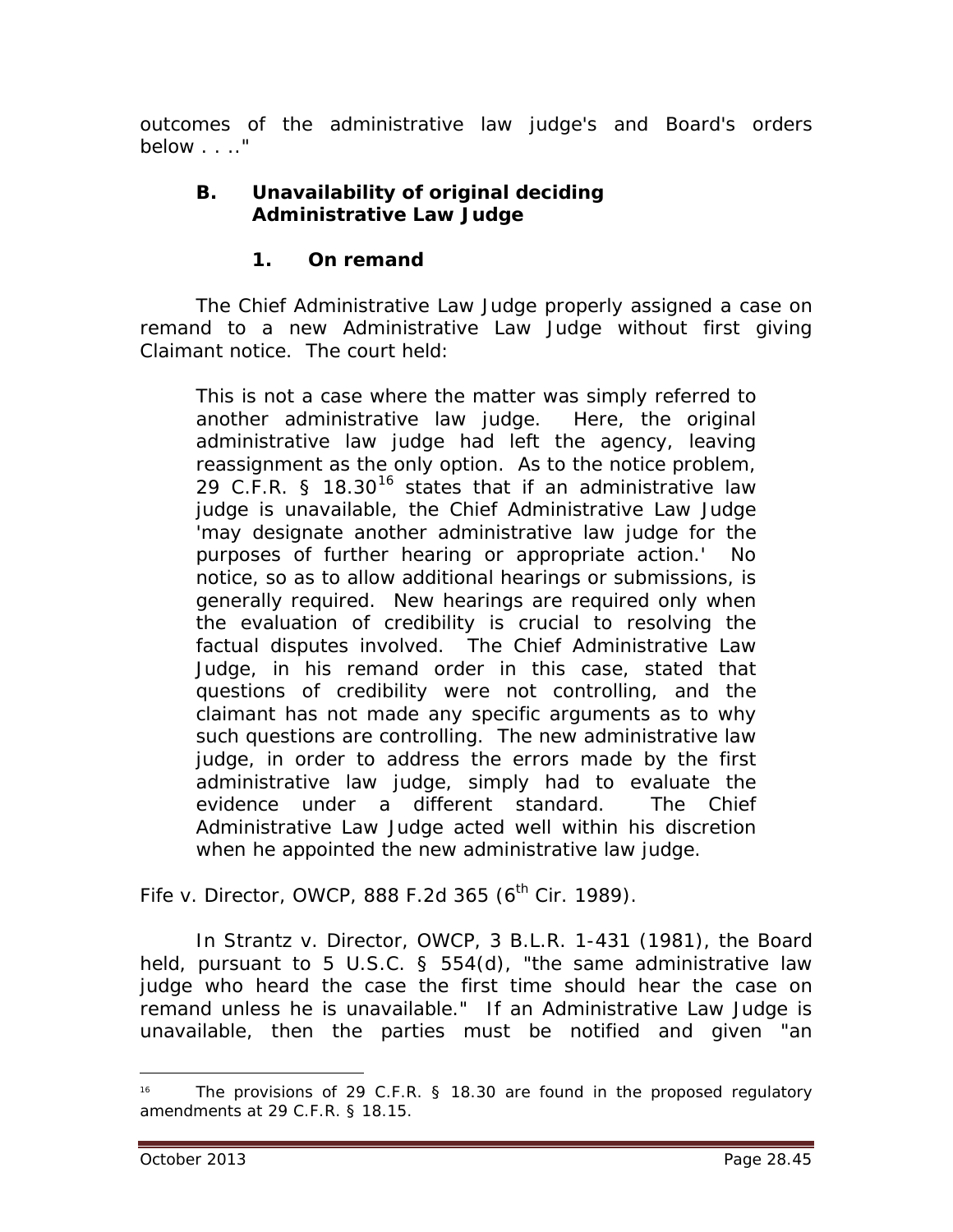outcomes of the administrative law judge's and Board's orders below . . .."

### B. Unavailability of original deciding Administrative Law Judge

#### 1. On remand

The Chief Administrative Law Judge properly assigned a case on remand to a new Administrative Law Judge without first giving Claimant notice. The court held:

> This is not a case where the matter was simply referred to another administrative law judge. Here, the original administrative law judge had left the agency, leaving reassignment as the only option. As to the notice problem, 29 C.F.R. § 18.30[16] states that if an administrative law judge is unavailable, the Chief Administrative Law Judge 'may designate another administrative law judge for the purposes of further hearing or appropriate action.' No notice, so as to allow additional hearings or submissions, is generally required. New hearings are required only when the evaluation of credibility is crucial to resolving the factual disputes involved. The Chief Administrative Law Judge, in his remand order in this case, stated that questions of credibility were not controlling, and the claimant has not made any specific arguments as to why such questions are controlling. The new administrative law judge, in order to address the errors made by the first administrative law judge, simply had to evaluate the evidence under a different standard. The Chief Administrative Law Judge acted well within his discretion when he appointed the new administrative law judge.

*Fife v. Director, OWCP*, 888 F.2d 365 (6th Cir. 1989).

In *Strantz v. Director, OWCP*, 3 B.L.R. 1-431 (1981), the Board held, pursuant to 5 U.S.C. § 554(d), "the same administrative law judge who heard the case the first time should hear the case on remand unless he is unavailable." If an Administrative Law Judge is unavailable, then the parties must be notified and given "an

---

[16] The provisions of 29 C.F.R. § 18.30 are found in the proposed regulatory amendments at 29 C.F.R. § 18.15.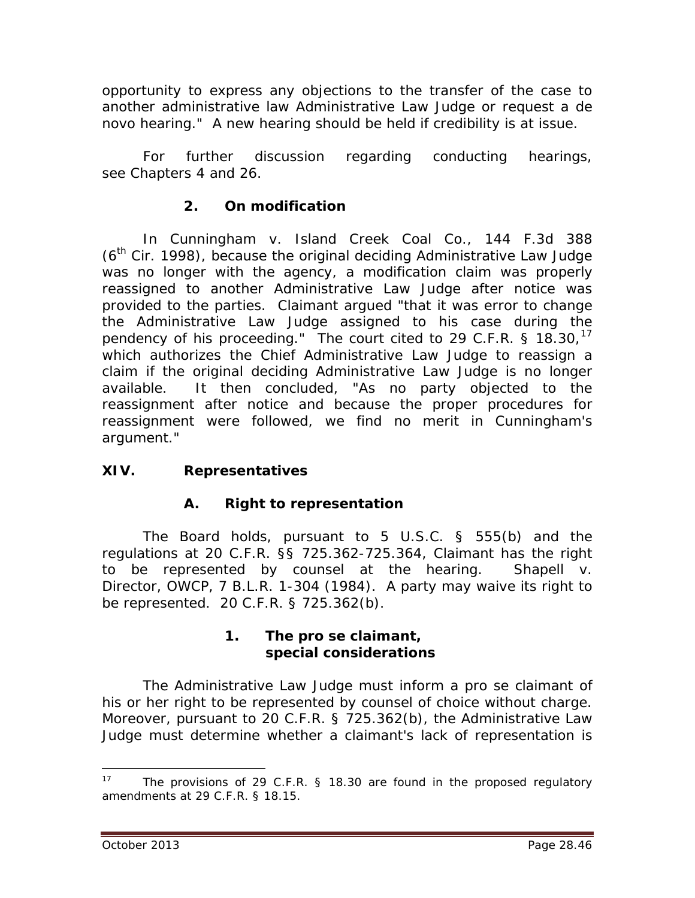opportunity to express any objections to the transfer of the case to another administrative law Administrative Law Judge or request a de novo hearing." A new hearing should be held if credibility is at issue.

For further discussion regarding conducting hearings, see Chapters 4 and 26.

### 2. On modification

In *Cunningham v. Island Creek Coal Co.*, 144 F.3d 388 (6th Cir. 1998), because the original deciding Administrative Law Judge was no longer with the agency, a modification claim was properly reassigned to another Administrative Law Judge after notice was provided to the parties. Claimant argued "that it was error to change the Administrative Law Judge assigned to his case during the pendency of his proceeding." The court cited to 29 C.F.R. § 18.30,[17] which authorizes the Chief Administrative Law Judge to reassign a claim if the original deciding Administrative Law Judge is no longer available. It then concluded, "As no party objected to the reassignment after notice and because the proper procedures for reassignment were followed, we find no merit in Cunningham's argument."

## XIV. Representatives

### A. Right to representation

The Board holds, pursuant to 5 U.S.C. § 555(b) and the regulations at 20 C.F.R. §§ 725.362-725.364, Claimant has the right to be represented by counsel at the hearing. *Shapell v. Director, OWCP*, 7 B.L.R. 1-304 (1984). A party may waive its right to be represented. 20 C.F.R. § 725.362(b).

#### 1. The pro se claimant, special considerations

The Administrative Law Judge must inform a pro se claimant of his or her right to be represented by counsel of choice without charge. Moreover, pursuant to 20 C.F.R. § 725.362(b), the Administrative Law Judge must determine whether a claimant's lack of representation is

---

[17] The provisions of 29 C.F.R. § 18.30 are found in the proposed regulatory amendments at 29 C.F.R. § 18.15.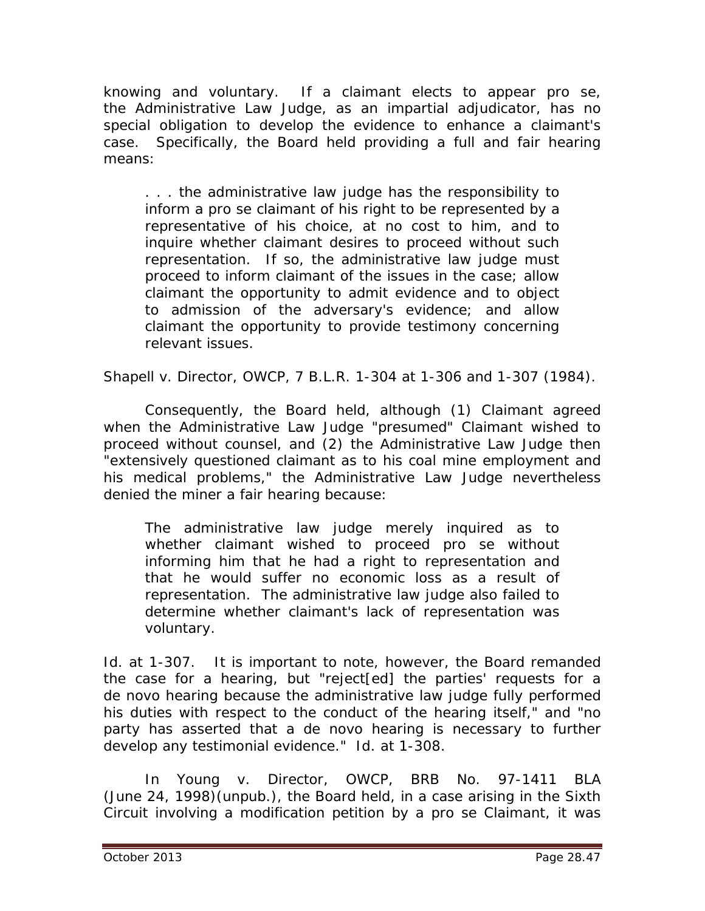knowing and voluntary. If a claimant elects to appear pro se, the Administrative Law Judge, as an impartial adjudicator, has no special obligation to develop the evidence to enhance a claimant's case. Specifically, the Board held providing a full and fair hearing means:

> . . . the administrative law judge has the responsibility to inform a pro se claimant of his right to be represented by a representative of his choice, at no cost to him, and to inquire whether claimant desires to proceed without such representation. If so, the administrative law judge must proceed to inform claimant of the issues in the case; allow claimant the opportunity to admit evidence and to object to admission of the adversary's evidence; and allow claimant the opportunity to provide testimony concerning relevant issues.

*Shapell v. Director, OWCP*, 7 B.L.R. 1-304 at 1-306 and 1-307 (1984).

Consequently, the Board held, although (1) Claimant agreed when the Administrative Law Judge "presumed" Claimant wished to proceed without counsel, and (2) the Administrative Law Judge then "extensively questioned claimant as to his coal mine employment and his medical problems," the Administrative Law Judge nevertheless denied the miner a fair hearing because:

> The administrative law judge merely inquired as to whether claimant wished to proceed pro se without informing him that he had a right to representation and that he would suffer no economic loss as a result of representation. The administrative law judge also failed to determine whether claimant's lack of representation was voluntary.

*Id.* at 1-307. It is important to note, however, the Board remanded the case for a hearing, but "reject[ed] the parties' requests for a de novo hearing because the administrative law judge fully performed his duties with respect to the conduct of the hearing itself," and "no party has asserted that a de novo hearing is necessary to further develop any testimonial evidence." *Id.* at 1-308.

In *Young v. Director, OWCP*, BRB No. 97-1411 BLA (June 24, 1998)(unpub.), the Board held, in a case arising in the Sixth Circuit involving a modification petition by a pro se Claimant, it was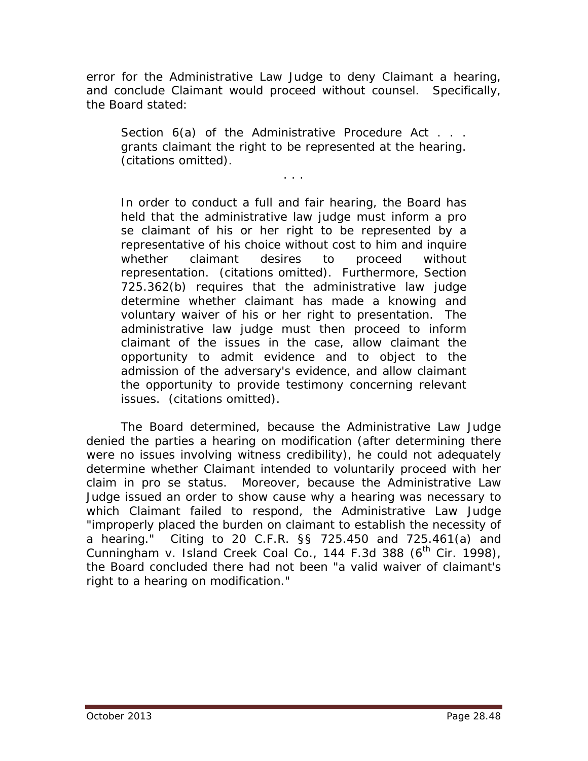error for the Administrative Law Judge to deny Claimant a hearing, and conclude Claimant would proceed without counsel. Specifically, the Board stated:

> Section 6(a) of the Administrative Procedure Act . . . grants claimant the right to be represented at the hearing. (citations omitted).
>
> . . .
>
> In order to conduct a full and fair hearing, the Board has held that the administrative law judge must inform a pro se claimant of his or her right to be represented by a representative of his choice without cost to him and inquire whether claimant desires to proceed without representation. (citations omitted). Furthermore, Section 725.362(b) requires that the administrative law judge determine whether claimant has made a knowing and voluntary waiver of his or her right to presentation. The administrative law judge must then proceed to inform claimant of the issues in the case, allow claimant the opportunity to admit evidence and to object to the admission of the adversary's evidence, and allow claimant the opportunity to provide testimony concerning relevant issues. (citations omitted).

The Board determined, because the Administrative Law Judge denied the parties a hearing on modification (after determining there were no issues involving witness credibility), he could not adequately determine whether Claimant intended to voluntarily proceed with her claim in pro se status. Moreover, because the Administrative Law Judge issued an order to show cause why a hearing was necessary to which Claimant failed to respond, the Administrative Law Judge "improperly placed the burden on claimant to establish the necessity of a hearing." Citing to 20 C.F.R. §§ 725.450 and 725.461(a) and *Cunningham v. Island Creek Coal Co.*, 144 F.3d 388 (6th Cir. 1998), the Board concluded there had not been "a valid waiver of claimant's right to a hearing on modification."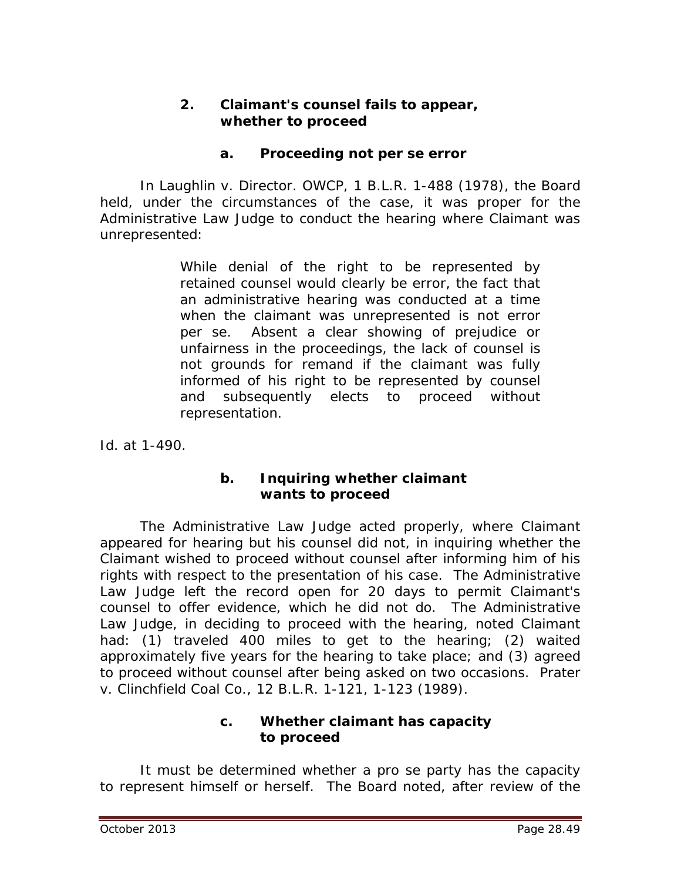### 2. Claimant's counsel fails to appear, whether to proceed

#### a. Proceeding not per se error

In *Laughlin v. Director. OWCP*, 1 B.L.R. 1-488 (1978), the Board held, under the circumstances of the case, it was proper for the Administrative Law Judge to conduct the hearing where Claimant was unrepresented:

> While denial of the right to be represented by retained counsel would clearly be error, the fact that an administrative hearing was conducted at a time when the claimant was unrepresented is not error per se. Absent a clear showing of prejudice or unfairness in the proceedings, the lack of counsel is not grounds for remand if the claimant was fully informed of his right to be represented by counsel and subsequently elects to proceed without representation.

*Id.* at 1-490.

#### b. Inquiring whether claimant wants to proceed

The Administrative Law Judge acted properly, where Claimant appeared for hearing but his counsel did not, in inquiring whether the Claimant wished to proceed without counsel after informing him of his rights with respect to the presentation of his case. The Administrative Law Judge left the record open for 20 days to permit Claimant's counsel to offer evidence, which he did not do. The Administrative Law Judge, in deciding to proceed with the hearing, noted Claimant had: (1) traveled 400 miles to get to the hearing; (2) waited approximately five years for the hearing to take place; and (3) agreed to proceed without counsel after being asked on two occasions. *Prater v. Clinchfield Coal Co.*, 12 B.L.R. 1-121, 1-123 (1989).

#### c. Whether claimant has capacity to proceed

It must be determined whether a pro se party has the capacity to represent himself or herself. The Board noted, after review of the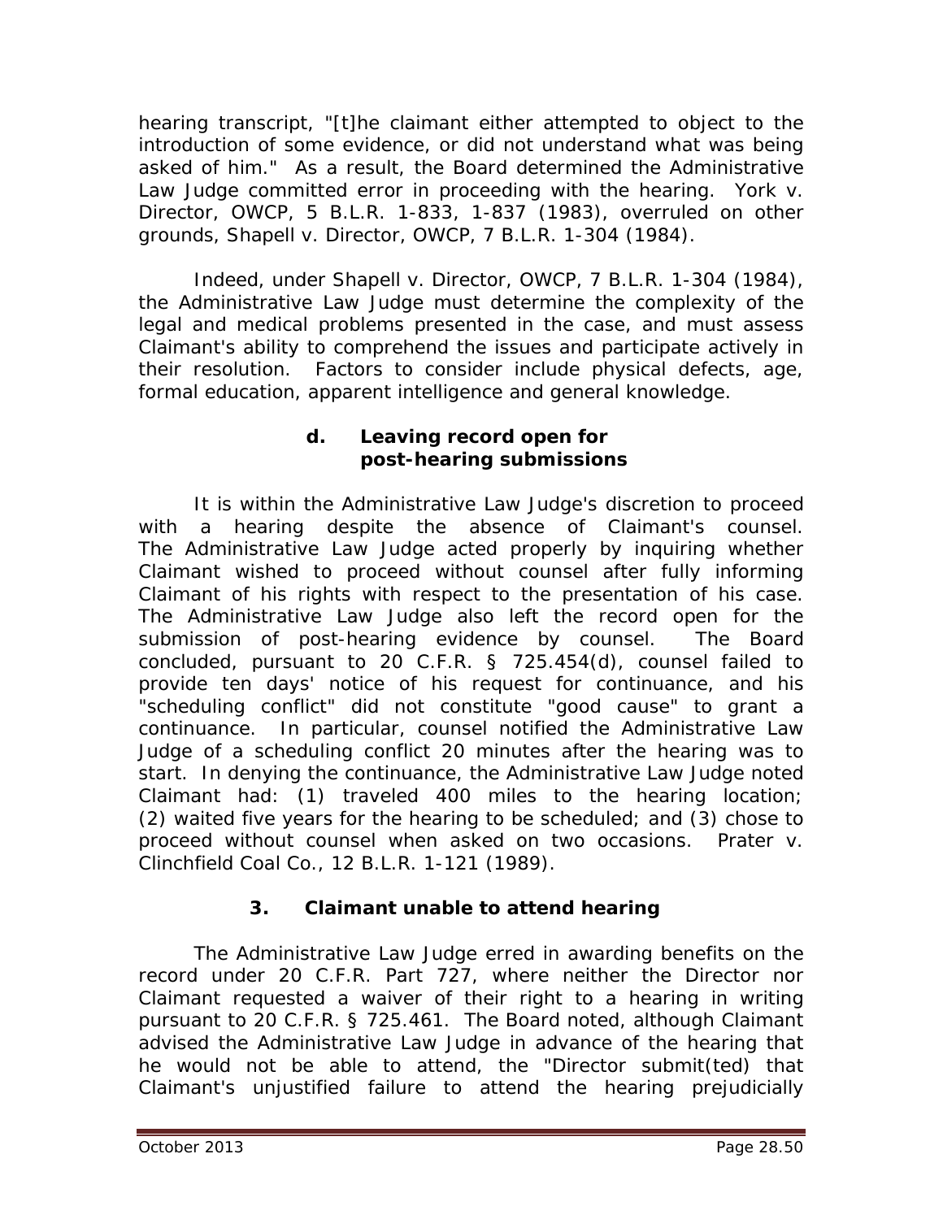hearing transcript, "[t]he claimant either attempted to object to the introduction of some evidence, or did not understand what was being asked of him." As a result, the Board determined the Administrative Law Judge committed error in proceeding with the hearing. *York v. Director, OWCP*, 5 B.L.R. 1-833, 1-837 (1983), *overruled on other grounds*, *Shapell v. Director, OWCP*, 7 B.L.R. 1-304 (1984).

Indeed, under *Shapell v. Director, OWCP*, 7 B.L.R. 1-304 (1984), the Administrative Law Judge must determine the complexity of the legal and medical problems presented in the case, and must assess Claimant's ability to comprehend the issues and participate actively in their resolution. Factors to consider include physical defects, age, formal education, apparent intelligence and general knowledge.

#### d. Leaving record open for post-hearing submissions

It is within the Administrative Law Judge's discretion to proceed with a hearing despite the absence of Claimant's counsel. The Administrative Law Judge acted properly by inquiring whether Claimant wished to proceed without counsel after fully informing Claimant of his rights with respect to the presentation of his case. The Administrative Law Judge also left the record open for the submission of post-hearing evidence by counsel. The Board concluded, pursuant to 20 C.F.R. § 725.454(d), counsel failed to provide ten days' notice of his request for continuance, and his "scheduling conflict" did not constitute "good cause" to grant a continuance. In particular, counsel notified the Administrative Law Judge of a scheduling conflict 20 minutes after the hearing was to start. In denying the continuance, the Administrative Law Judge noted Claimant had: (1) traveled 400 miles to the hearing location; (2) waited five years for the hearing to be scheduled; and (3) chose to proceed without counsel when asked on two occasions. *Prater v. Clinchfield Coal Co.*, 12 B.L.R. 1-121 (1989).

### 3. Claimant unable to attend hearing

The Administrative Law Judge erred in awarding benefits on the record under 20 C.F.R. Part 727, where neither the Director nor Claimant requested a waiver of their right to a hearing in writing pursuant to 20 C.F.R. § 725.461. The Board noted, although Claimant advised the Administrative Law Judge in advance of the hearing that he would not be able to attend, the "Director submit(ted) that Claimant's unjustified failure to attend the hearing prejudicially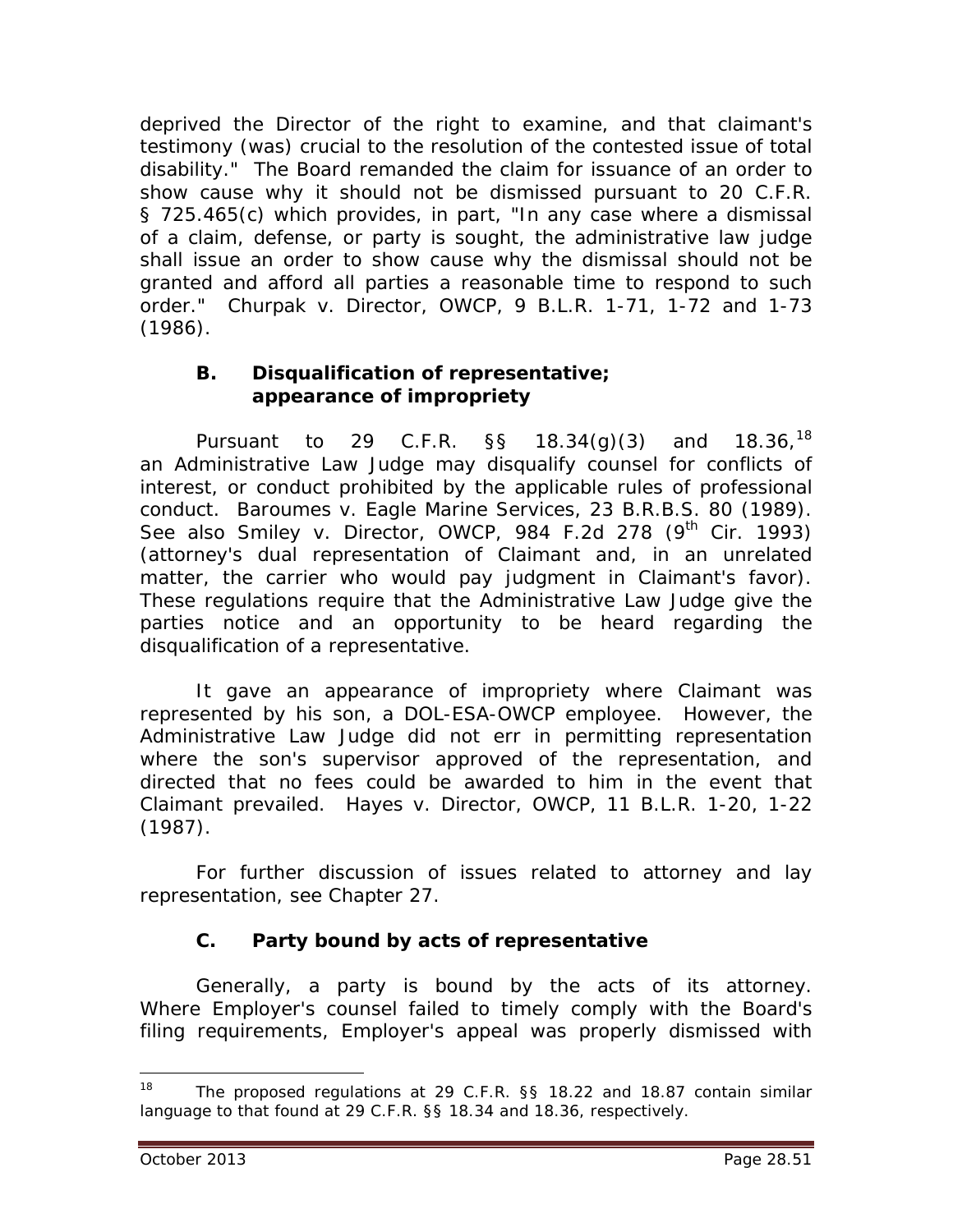deprived the Director of the right to examine, and that claimant's testimony (was) crucial to the resolution of the contested issue of total disability." The Board remanded the claim for issuance of an order to show cause why it should not be dismissed pursuant to 20 C.F.R. § 725.465(c) which provides, in part, "In any case where a dismissal of a claim, defense, or party is sought, the administrative law judge shall issue an order to show cause why the dismissal should not be granted and afford all parties a reasonable time to respond to such order." *Churpak v. Director, OWCP*, 9 B.L.R. 1-71, 1-72 and 1-73 (1986).

### B. Disqualification of representative; appearance of impropriety

Pursuant to 29 C.F.R. §§ 18.34(g)(3) and 18.36,[18] an Administrative Law Judge may disqualify counsel for conflicts of interest, or conduct prohibited by the applicable rules of professional conduct. *Baroumes v. Eagle Marine Services*, 23 B.R.B.S. 80 (1989). *See also Smiley v. Director, OWCP*, 984 F.2d 278 (9th Cir. 1993) (attorney's dual representation of Claimant and, in an unrelated matter, the carrier who would pay judgment in Claimant's favor). These regulations require that the Administrative Law Judge give the parties notice and an opportunity to be heard regarding the disqualification of a representative.

It gave an appearance of impropriety where Claimant was represented by his son, a DOL-ESA-OWCP employee. However, the Administrative Law Judge did not err in permitting representation where the son's supervisor approved of the representation, and directed that no fees could be awarded to him in the event that Claimant prevailed. *Hayes v. Director, OWCP*, 11 B.L.R. 1-20, 1-22 (1987).

For further discussion of issues related to attorney and lay representation, see Chapter 27.

### C. Party bound by acts of representative

Generally, a party is bound by the acts of its attorney. Where Employer's counsel failed to timely comply with the Board's filing requirements, Employer's appeal was properly dismissed with

---

[18] The proposed regulations at 29 C.F.R. §§ 18.22 and 18.87 contain similar language to that found at 29 C.F.R. §§ 18.34 and 18.36, respectively.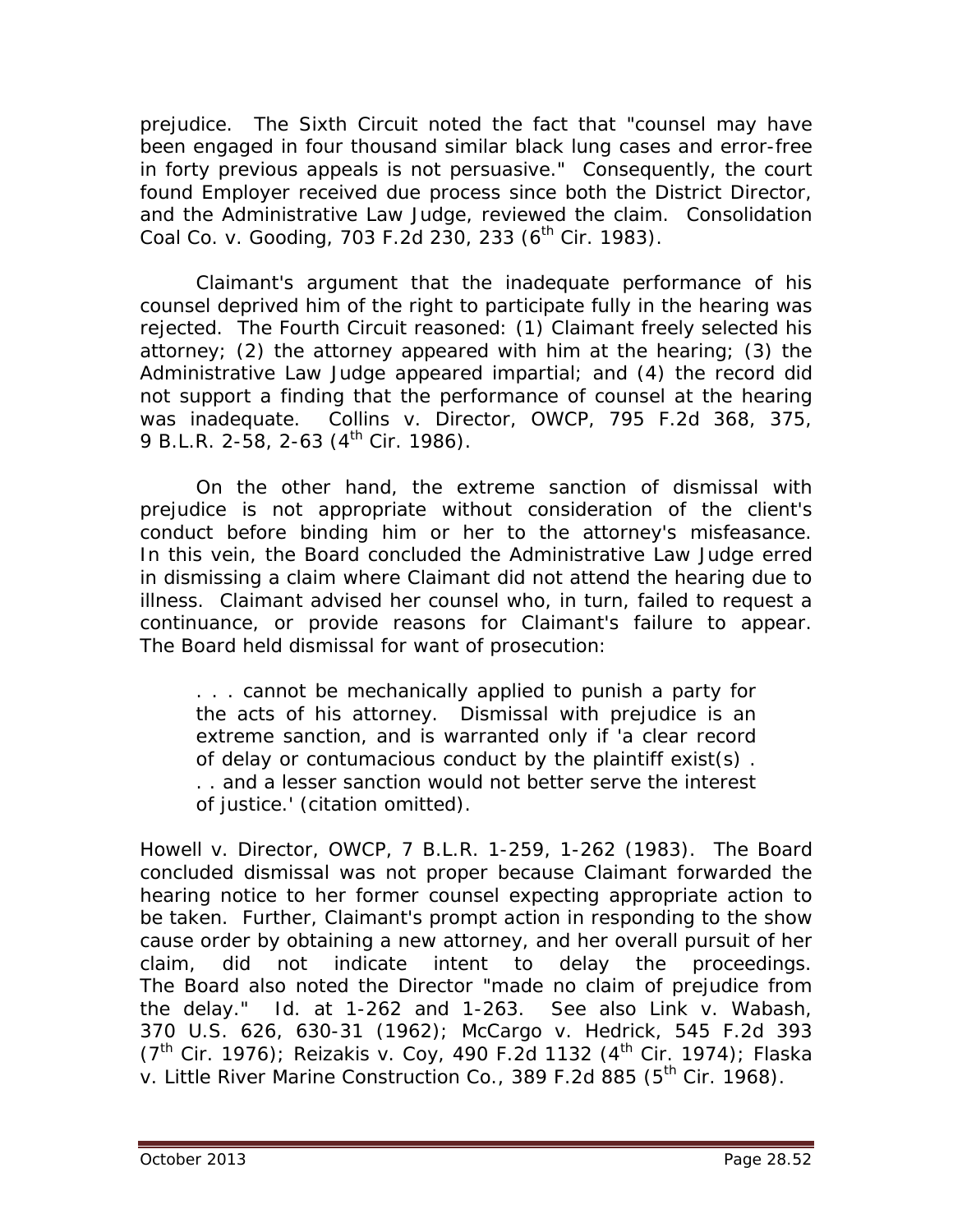prejudice. The Sixth Circuit noted the fact that "counsel may have been engaged in four thousand similar black lung cases and error-free in forty previous appeals is not persuasive." Consequently, the court found Employer received due process since both the District Director, and the Administrative Law Judge, reviewed the claim. *Consolidation Coal Co. v. Gooding*, 703 F.2d 230, 233 (6th Cir. 1983).

Claimant's argument that the inadequate performance of his counsel deprived him of the right to participate fully in the hearing was rejected. The Fourth Circuit reasoned: (1) Claimant freely selected his attorney; (2) the attorney appeared with him at the hearing; (3) the Administrative Law Judge appeared impartial; and (4) the record did not support a finding that the performance of counsel at the hearing was inadequate. *Collins v. Director, OWCP*, 795 F.2d 368, 375, 9 B.L.R. 2-58, 2-63 (4th Cir. 1986).

On the other hand, the extreme sanction of dismissal with prejudice is not appropriate without consideration of the client's conduct before binding him or her to the attorney's misfeasance. In this vein, the Board concluded the Administrative Law Judge erred in dismissing a claim where Claimant did not attend the hearing due to illness. Claimant advised her counsel who, in turn, failed to request a continuance, or provide reasons for Claimant's failure to appear. The Board held dismissal for want of prosecution:

> . . . cannot be mechanically applied to punish a party for the acts of his attorney. Dismissal with prejudice is an extreme sanction, and is warranted only if 'a clear record of delay or contumacious conduct by the plaintiff exist(s) . . . and a lesser sanction would not better serve the interest of justice.' (citation omitted).

*Howell v. Director, OWCP*, 7 B.L.R. 1-259, 1-262 (1983). The Board concluded dismissal was not proper because Claimant forwarded the hearing notice to her former counsel expecting appropriate action to be taken. Further, Claimant's prompt action in responding to the show cause order by obtaining a new attorney, and her overall pursuit of her claim, did not indicate intent to delay the proceedings. The Board also noted the Director "made no claim of prejudice from the delay." *Id.* at 1-262 and 1-263. *See also Link v. Wabash*, 370 U.S. 626, 630-31 (1962); *McCargo v. Hedrick*, 545 F.2d 393 (7th Cir. 1976); *Reizakis v. Coy*, 490 F.2d 1132 (4th Cir. 1974); *Flaska v. Little River Marine Construction Co.*, 389 F.2d 885 (5th Cir. 1968).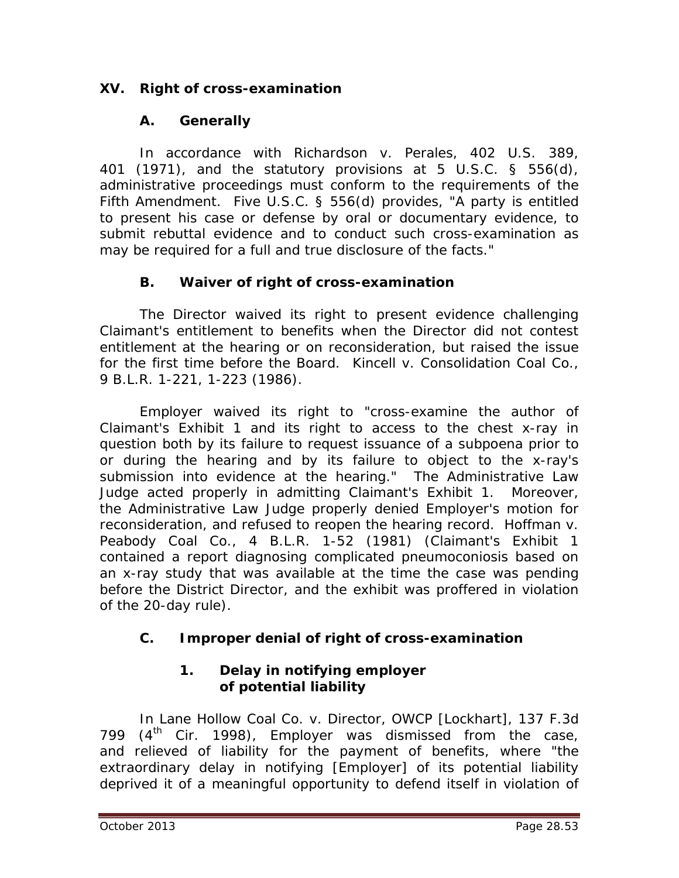## XV. Right of cross-examination

### A. Generally

In accordance with *Richardson v. Perales*, 402 U.S. 389, 401 (1971), and the statutory provisions at 5 U.S.C. § 556(d), administrative proceedings must conform to the requirements of the Fifth Amendment. Five U.S.C. § 556(d) provides, "A party is entitled to present his case or defense by oral or documentary evidence, to submit rebuttal evidence and to conduct such cross-examination as may be required for a full and true disclosure of the facts."

### B. Waiver of right of cross-examination

The Director waived its right to present evidence challenging Claimant's entitlement to benefits when the Director did not contest entitlement at the hearing or on reconsideration, but raised the issue for the first time before the Board. *Kincell v. Consolidation Coal Co.*, 9 B.L.R. 1-221, 1-223 (1986).

Employer waived its right to "cross-examine the author of Claimant's Exhibit 1 and its right to access to the chest x-ray in question both by its failure to request issuance of a subpoena prior to or during the hearing and by its failure to object to the x-ray's submission into evidence at the hearing." The Administrative Law Judge acted properly in admitting Claimant's Exhibit 1. Moreover, the Administrative Law Judge properly denied Employer's motion for reconsideration, and refused to reopen the hearing record. *Hoffman v. Peabody Coal Co.*, 4 B.L.R. 1-52 (1981) (Claimant's Exhibit 1 contained a report diagnosing complicated pneumoconiosis based on an x-ray study that was available at the time the case was pending before the District Director, and the exhibit was proffered in violation of the 20-day rule).

### C. Improper denial of right of cross-examination

#### 1. Delay in notifying employer of potential liability

In *Lane Hollow Coal Co. v. Director, OWCP [Lockhart]*, 137 F.3d 799 (4th Cir. 1998), Employer was dismissed from the case, and relieved of liability for the payment of benefits, where "the extraordinary delay in notifying [Employer] of its potential liability deprived it of a meaningful opportunity to defend itself in violation of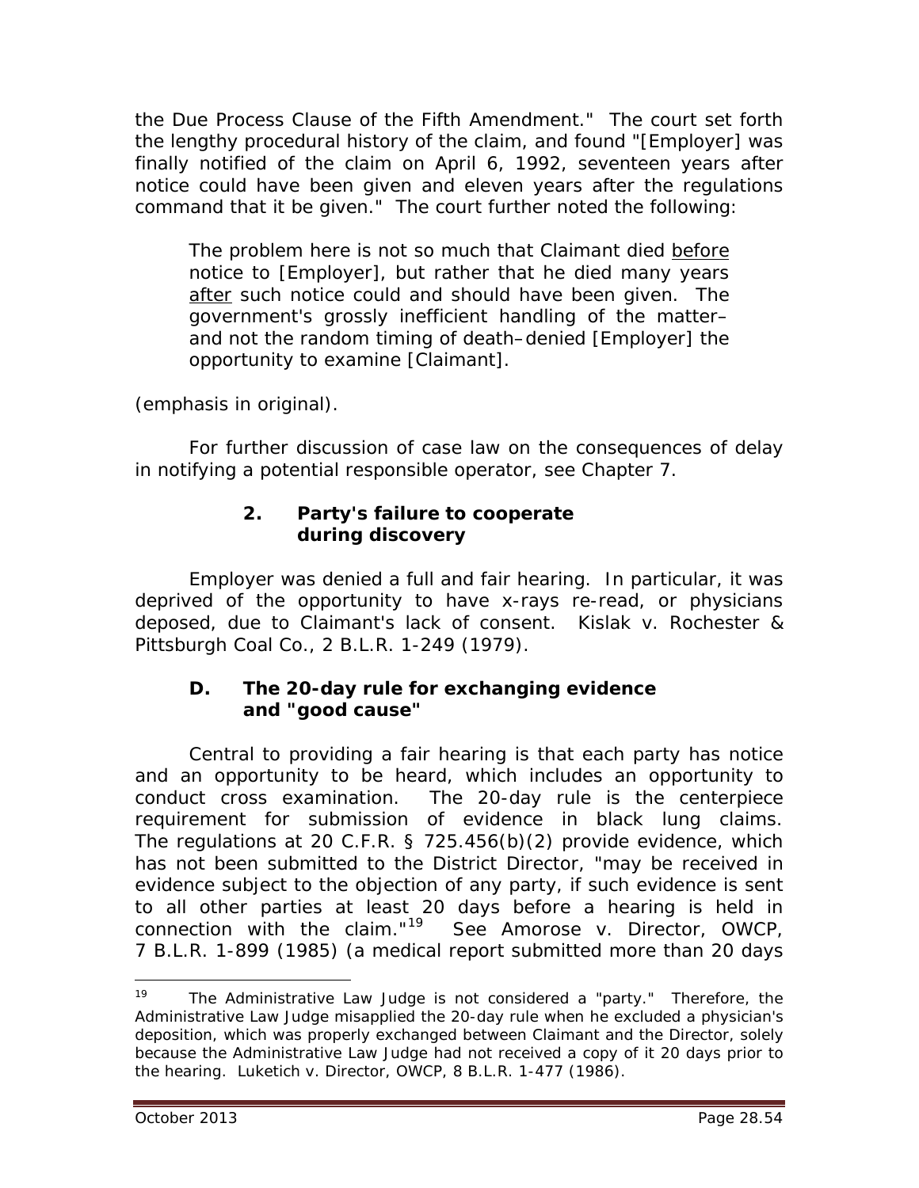the Due Process Clause of the Fifth Amendment." The court set forth the lengthy procedural history of the claim, and found "[Employer] was finally notified of the claim on April 6, 1992, seventeen years after notice could have been given and eleven years after the regulations command that it be given." The court further noted the following:

> The problem here is not so much that Claimant died before notice to [Employer], but rather that he died many years after such notice could and should have been given. The government's grossly inefficient handling of the matter– and not the random timing of death–denied [Employer] the opportunity to examine [Claimant].

(emphasis in original).

For further discussion of case law on the consequences of delay in notifying a potential responsible operator, see Chapter 7.

### 2. Party's failure to cooperate during discovery

Employer was denied a full and fair hearing. In particular, it was deprived of the opportunity to have x-rays re-read, or physicians deposed, due to Claimant's lack of consent. *Kislak v. Rochester & Pittsburgh Coal Co.*, 2 B.L.R. 1-249 (1979).

## D. The 20-day rule for exchanging evidence and "good cause"

Central to providing a fair hearing is that each party has notice and an opportunity to be heard, which includes an opportunity to conduct cross examination. The 20-day rule is the centerpiece requirement for submission of evidence in black lung claims. The regulations at 20 C.F.R. § 725.456(b)(2) provide evidence, which has not been submitted to the District Director, "may be received in evidence subject to the objection of any party, if such evidence is sent to all other parties at least 20 days before a hearing is held in connection with the claim."[19] See *Amorose v. Director, OWCP*, 7 B.L.R. 1-899 (1985) (a medical report submitted more than 20 days

---

[19] The Administrative Law Judge is not considered a "party." Therefore, the Administrative Law Judge misapplied the 20-day rule when he excluded a physician's deposition, which was properly exchanged between Claimant and the Director, solely because the Administrative Law Judge had not received a copy of it 20 days prior to the hearing. *Luketich v. Director, OWCP*, 8 B.L.R. 1-477 (1986).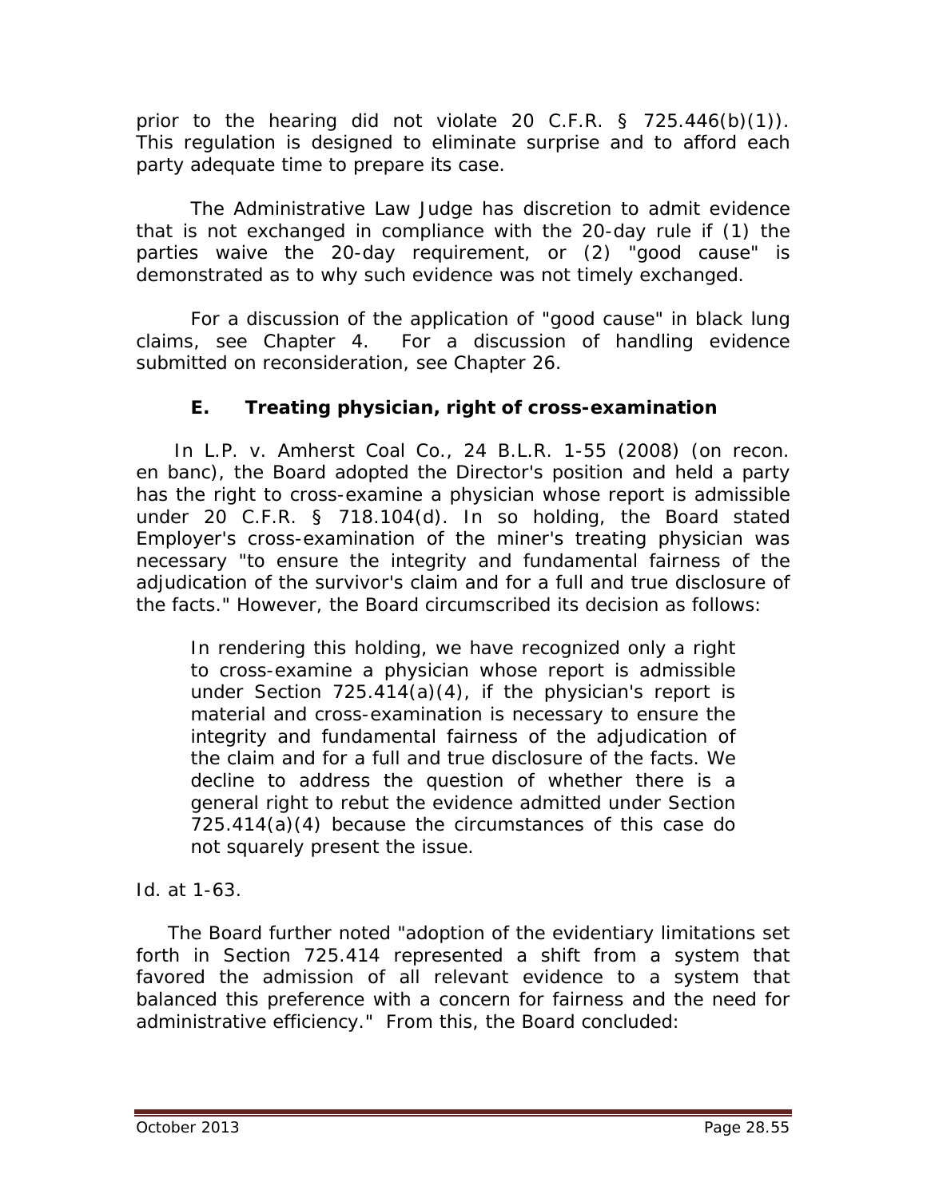prior to the hearing did not violate 20 C.F.R. § 725.446(b)(1)). This regulation is designed to eliminate surprise and to afford each party adequate time to prepare its case.

The Administrative Law Judge has discretion to admit evidence that is not exchanged in compliance with the 20-day rule if (1) the parties waive the 20-day requirement, or (2) "good cause" is demonstrated as to why such evidence was not timely exchanged.

For a discussion of the application of "good cause" in black lung claims, see Chapter 4. For a discussion of handling evidence submitted on reconsideration, see Chapter 26.

### E. Treating physician, right of cross-examination

In *L.P. v. Amherst Coal Co.*, 24 B.L.R. 1-55 (2008) (on recon. en banc), the Board adopted the Director's position and held a party has the right to cross-examine a physician whose report is admissible under 20 C.F.R. § 718.104(d). In so holding, the Board stated Employer's cross-examination of the miner's treating physician was necessary "to ensure the integrity and fundamental fairness of the adjudication of the survivor's claim and for a full and true disclosure of the facts." However, the Board circumscribed its decision as follows:

> In rendering this holding, we have recognized only a right to cross-examine a physician whose report is admissible under Section 725.414(a)(4), if the physician's report is material and cross-examination is necessary to ensure the integrity and fundamental fairness of the adjudication of the claim and for a full and true disclosure of the facts. We decline to address the question of whether there is a general right to rebut the evidence admitted under Section 725.414(a)(4) because the circumstances of this case do not squarely present the issue.

*Id.* at 1-63.

The Board further noted "adoption of the evidentiary limitations set forth in Section 725.414 represented a shift from a system that favored the admission of all relevant evidence to a system that balanced this preference with a concern for fairness and the need for administrative efficiency." From this, the Board concluded: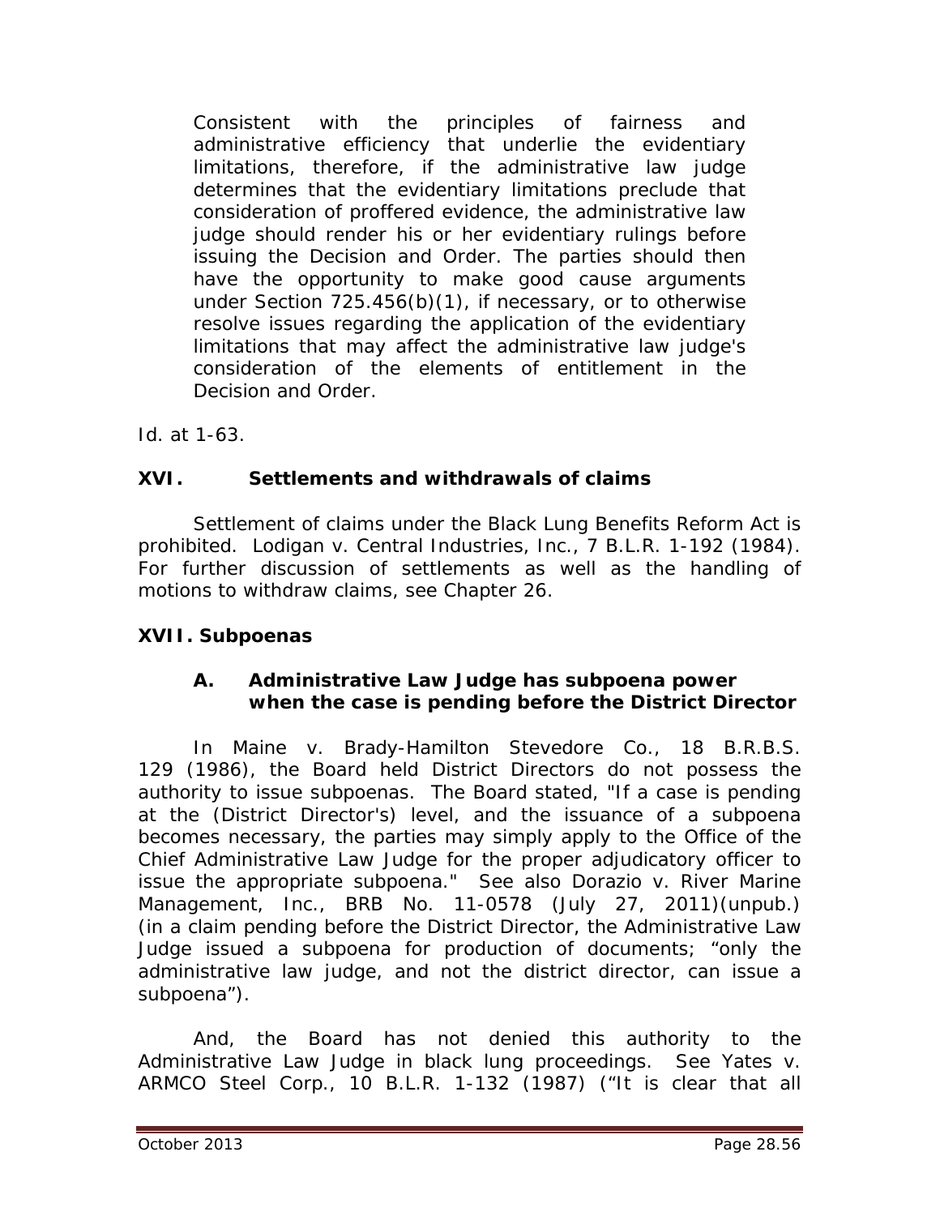> Consistent with the principles of fairness and administrative efficiency that underlie the evidentiary limitations, therefore, if the administrative law judge determines that the evidentiary limitations preclude that consideration of proffered evidence, the administrative law judge should render his or her evidentiary rulings before issuing the Decision and Order. The parties should then have the opportunity to make good cause arguments under Section 725.456(b)(1), if necessary, or to otherwise resolve issues regarding the application of the evidentiary limitations that may affect the administrative law judge's consideration of the elements of entitlement in the Decision and Order.

*Id.* at 1-63.

## XVI. Settlements and withdrawals of claims

Settlement of claims under the Black Lung Benefits Reform Act is prohibited. *Lodigan v. Central Industries, Inc.*, 7 B.L.R. 1-192 (1984). For further discussion of settlements as well as the handling of motions to withdraw claims, see Chapter 26.

## XVII. Subpoenas

### A. Administrative Law Judge has subpoena power when the case is pending before the District Director

In *Maine v. Brady-Hamilton Stevedore Co.*, 18 B.R.B.S. 129 (1986), the Board held District Directors do not possess the authority to issue subpoenas. The Board stated, "If a case is pending at the (District Director's) level, and the issuance of a subpoena becomes necessary, the parties may simply apply to the Office of the Chief Administrative Law Judge for the proper adjudicatory officer to issue the appropriate subpoena." *See also Dorazio v. River Marine Management, Inc.*, BRB No. 11-0578 (July 27, 2011)(unpub.) (in a claim pending before the District Director, the Administrative Law Judge issued a subpoena for production of documents; "only the administrative law judge, and not the district director, can issue a subpoena").

And, the Board has not denied this authority to the Administrative Law Judge in black lung proceedings. *See Yates v. ARMCO Steel Corp.*, 10 B.L.R. 1-132 (1987) ("It is clear that all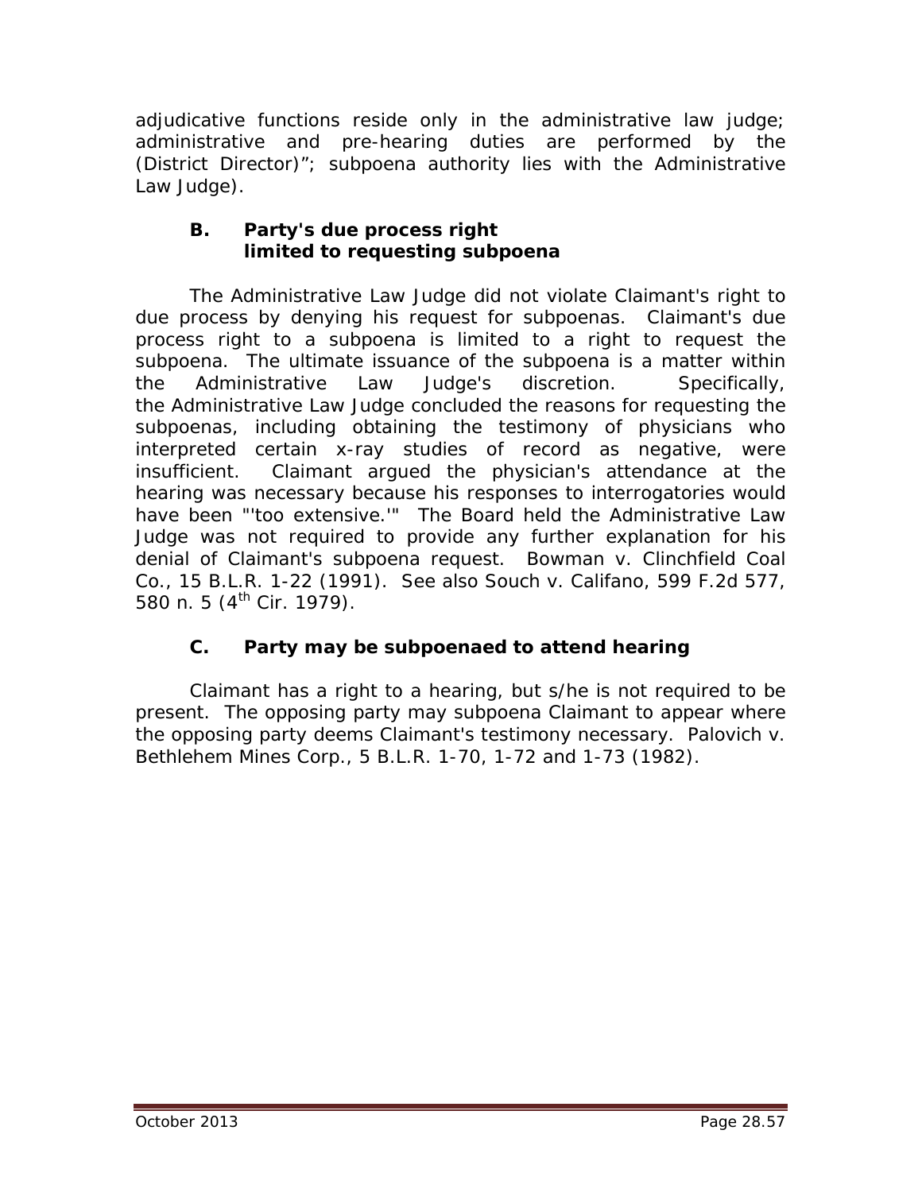adjudicative functions reside only in the administrative law judge; administrative and pre-hearing duties are performed by the (District Director)"; subpoena authority lies with the Administrative Law Judge).

### B. Party's due process right limited to requesting subpoena

The Administrative Law Judge did not violate Claimant's right to due process by denying his request for subpoenas. Claimant's due process right to a subpoena is limited to a right to request the subpoena. The ultimate issuance of the subpoena is a matter within the Administrative Law Judge's discretion. Specifically, the Administrative Law Judge concluded the reasons for requesting the subpoenas, including obtaining the testimony of physicians who interpreted certain x-ray studies of record as negative, were insufficient. Claimant argued the physician's attendance at the hearing was necessary because his responses to interrogatories would have been "'too extensive.'" The Board held the Administrative Law Judge was not required to provide any further explanation for his denial of Claimant's subpoena request. *Bowman v. Clinchfield Coal Co.*, 15 B.L.R. 1-22 (1991). *See also Souch v. Califano*, 599 F.2d 577, 580 n. 5 (4th Cir. 1979).

### C. Party may be subpoenaed to attend hearing

Claimant has a right to a hearing, but s/he is not required to be present. The opposing party may subpoena Claimant to appear where the opposing party deems Claimant's testimony necessary. *Palovich v. Bethlehem Mines Corp.*, 5 B.L.R. 1-70, 1-72 and 1-73 (1982).